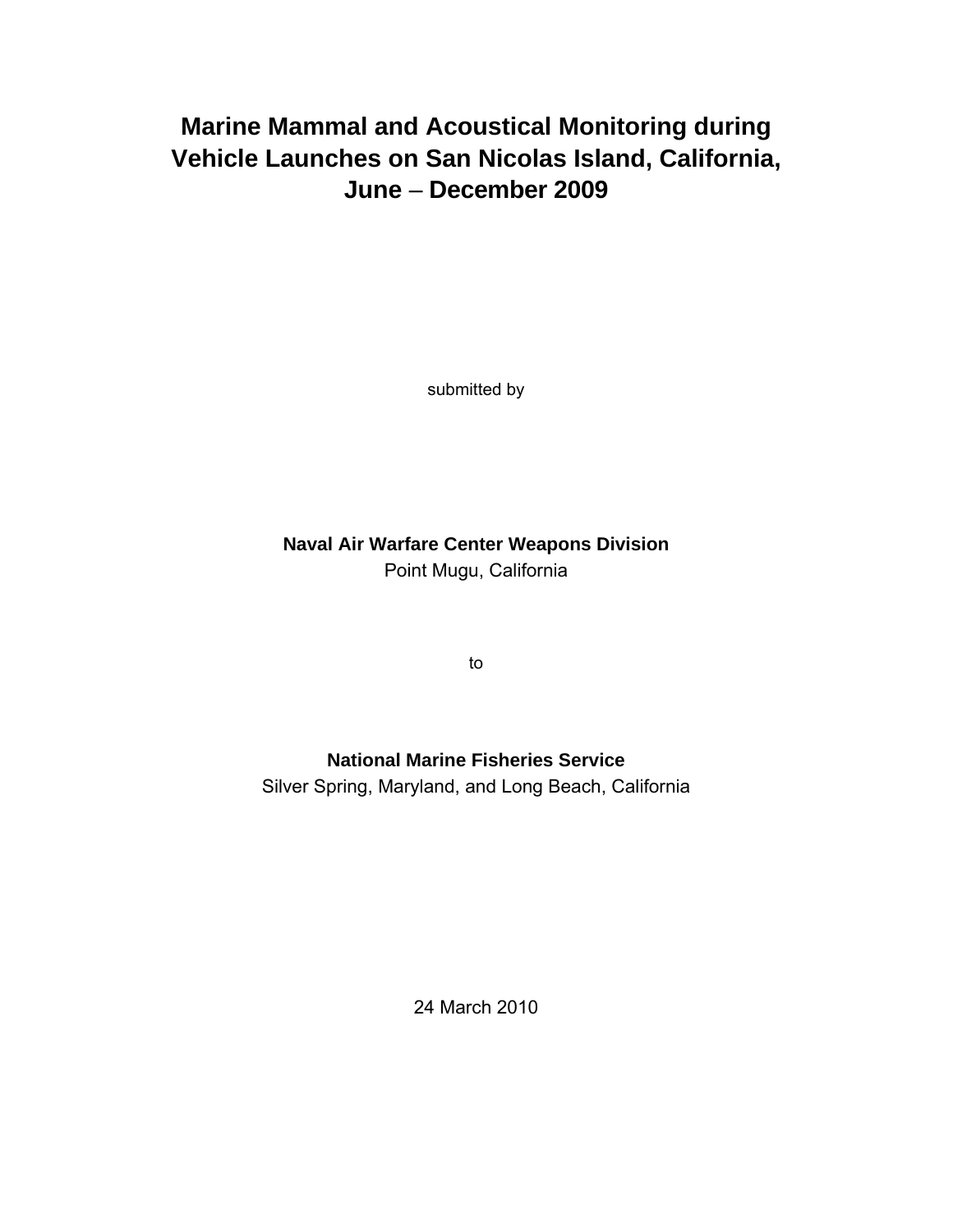# Marine Mammal and Acoustical Monitoring during Vehicle Launches on San Nicolas Island, California, June – December 2009

submitted by

**Naval Air Warfare Center Weapons Division**
Point Mugu, California

to

**National Marine Fisheries Service**
Silver Spring, Maryland, and Long Beach, California

24 March 2010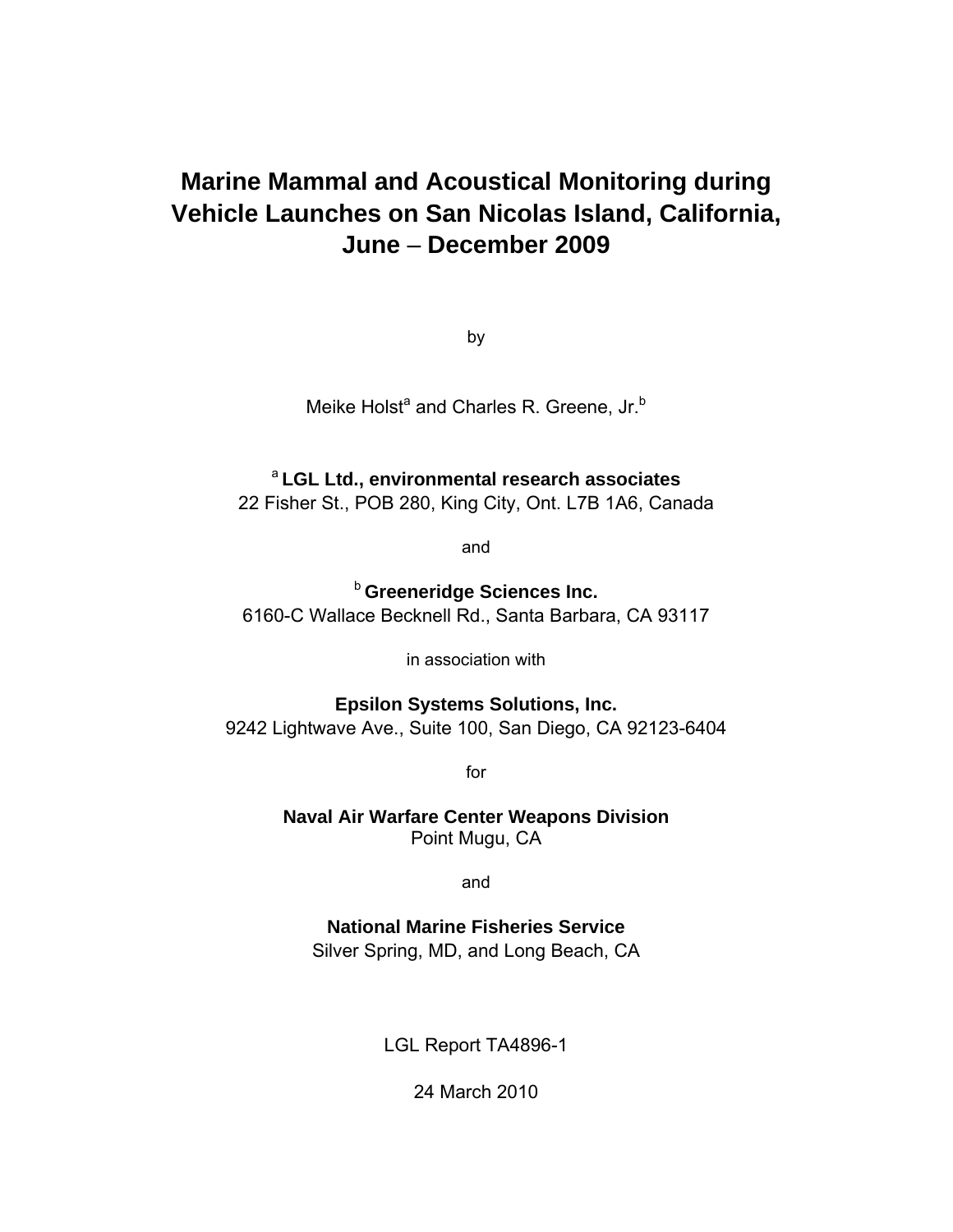# Marine Mammal and Acoustical Monitoring during Vehicle Launches on San Nicolas Island, California, June – December 2009

by

Meike Holst[a] and Charles R. Greene, Jr.[b]

[a] **LGL Ltd., environmental research associates**
22 Fisher St., POB 280, King City, Ont. L7B 1A6, Canada

and

[b] **Greeneridge Sciences Inc.**
6160-C Wallace Becknell Rd., Santa Barbara, CA 93117

in association with

**Epsilon Systems Solutions, Inc.**
9242 Lightwave Ave., Suite 100, San Diego, CA 92123-6404

for

**Naval Air Warfare Center Weapons Division**
Point Mugu, CA

and

**National Marine Fisheries Service**
Silver Spring, MD, and Long Beach, CA

LGL Report TA4896-1

24 March 2010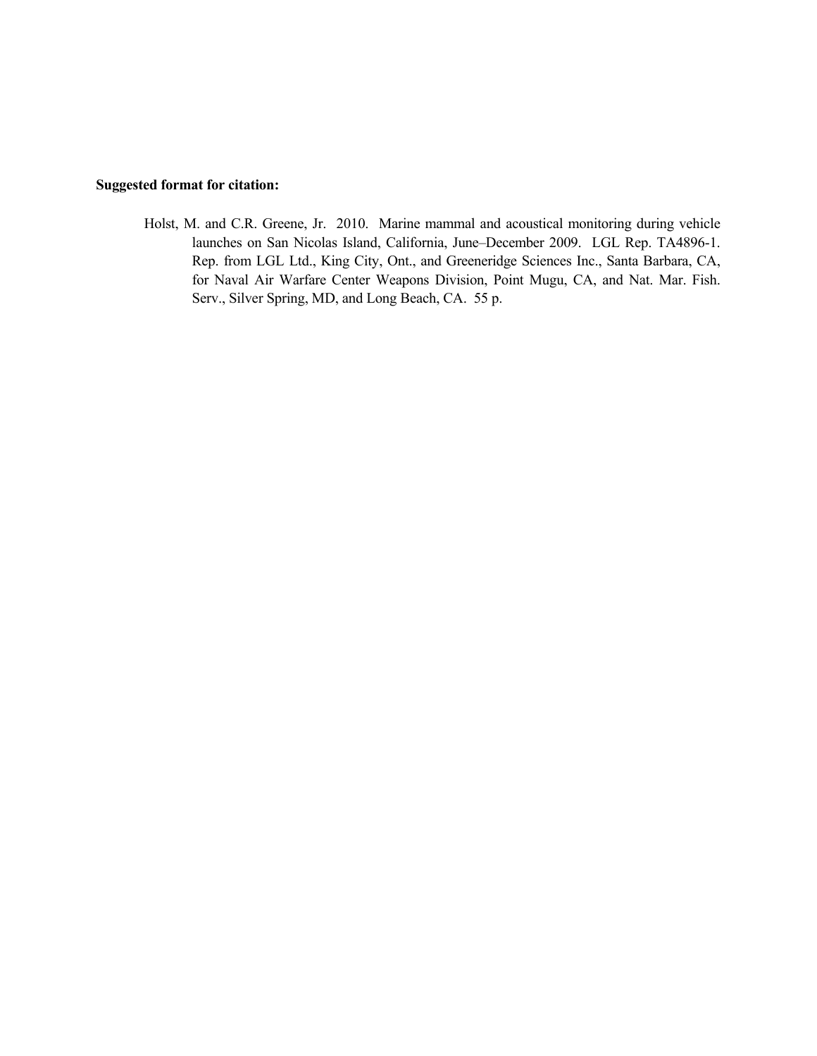**Suggested format for citation:**

Holst, M. and C.R. Greene, Jr. 2010. Marine mammal and acoustical monitoring during vehicle launches on San Nicolas Island, California, June–December 2009. LGL Rep. TA4896-1. Rep. from LGL Ltd., King City, Ont., and Greeneridge Sciences Inc., Santa Barbara, CA, for Naval Air Warfare Center Weapons Division, Point Mugu, CA, and Nat. Mar. Fish. Serv., Silver Spring, MD, and Long Beach, CA. 55 p.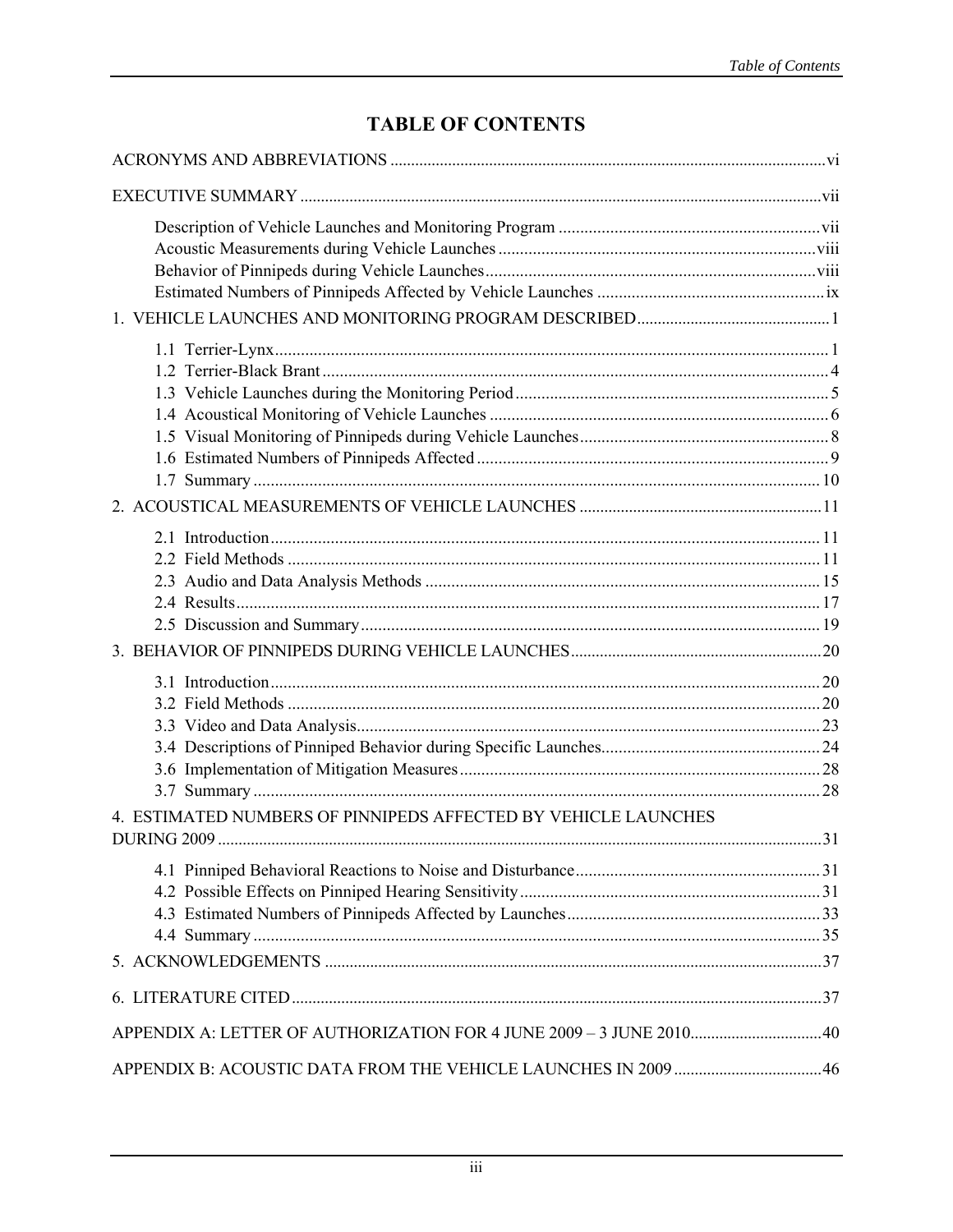# TABLE OF CONTENTS

ACRONYMS AND ABBREVIATIONS ..... vi

EXECUTIVE SUMMARY ..... vii

- Description of Vehicle Launches and Monitoring Program ..... vii
- Acoustic Measurements during Vehicle Launches ..... viii
- Behavior of Pinnipeds during Vehicle Launches ..... viii
- Estimated Numbers of Pinnipeds Affected by Vehicle Launches ..... ix

1. VEHICLE LAUNCHES AND MONITORING PROGRAM DESCRIBED ..... 1
   - 1.1 Terrier-Lynx ..... 1
   - 1.2 Terrier-Black Brant ..... 4
   - 1.3 Vehicle Launches during the Monitoring Period ..... 5
   - 1.4 Acoustical Monitoring of Vehicle Launches ..... 6
   - 1.5 Visual Monitoring of Pinnipeds during Vehicle Launches ..... 8
   - 1.6 Estimated Numbers of Pinnipeds Affected ..... 9
   - 1.7 Summary ..... 10
2. ACOUSTICAL MEASUREMENTS OF VEHICLE LAUNCHES ..... 11
   - 2.1 Introduction ..... 11
   - 2.2 Field Methods ..... 11
   - 2.3 Audio and Data Analysis Methods ..... 15
   - 2.4 Results ..... 17
   - 2.5 Discussion and Summary ..... 19
3. BEHAVIOR OF PINNIPEDS DURING VEHICLE LAUNCHES ..... 20
   - 3.1 Introduction ..... 20
   - 3.2 Field Methods ..... 20
   - 3.3 Video and Data Analysis ..... 23
   - 3.4 Descriptions of Pinniped Behavior during Specific Launches ..... 24
   - 3.6 Implementation of Mitigation Measures ..... 28
   - 3.7 Summary ..... 28
4. ESTIMATED NUMBERS OF PINNIPEDS AFFECTED BY VEHICLE LAUNCHES DURING 2009 ..... 31
   - 4.1 Pinniped Behavioral Reactions to Noise and Disturbance ..... 31
   - 4.2 Possible Effects on Pinniped Hearing Sensitivity ..... 31
   - 4.3 Estimated Numbers of Pinnipeds Affected by Launches ..... 33
   - 4.4 Summary ..... 35
5. ACKNOWLEDGEMENTS ..... 37
6. LITERATURE CITED ..... 37

APPENDIX A: LETTER OF AUTHORIZATION FOR 4 JUNE 2009 – 3 JUNE 2010 ..... 40

APPENDIX B: ACOUSTIC DATA FROM THE VEHICLE LAUNCHES IN 2009 ..... 46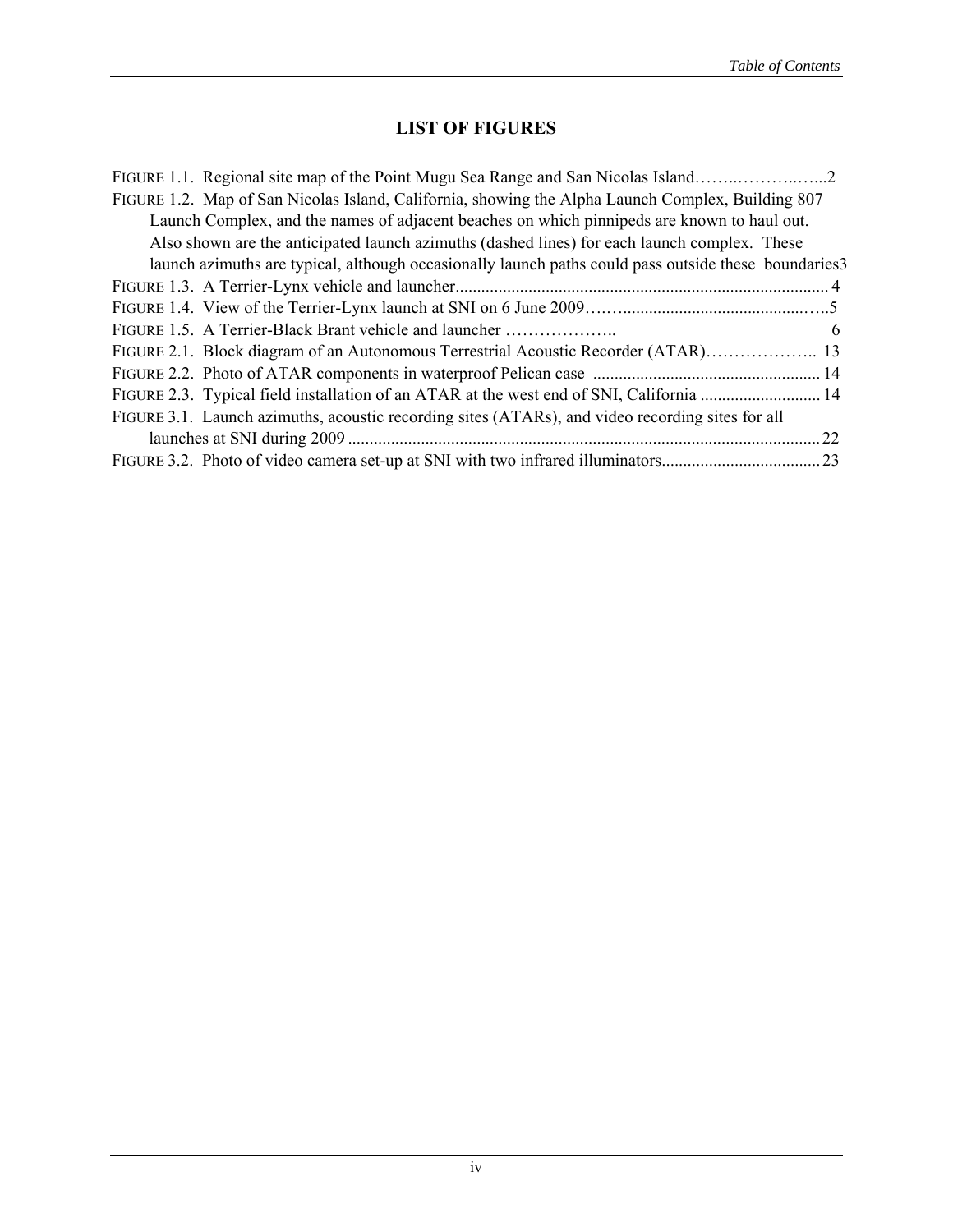## LIST OF FIGURES

FIGURE 1.1. Regional site map of the Point Mugu Sea Range and San Nicolas Island……..………..…...2

FIGURE 1.2. Map of San Nicolas Island, California, showing the Alpha Launch Complex, Building 807 Launch Complex, and the names of adjacent beaches on which pinnipeds are known to haul out. Also shown are the anticipated launch azimuths (dashed lines) for each launch complex. These launch azimuths are typical, although occasionally launch paths could pass outside these boundaries 3

FIGURE 1.3. A Terrier-Lynx vehicle and launcher...................................................................................... 4

FIGURE 1.4. View of the Terrier-Lynx launch at SNI on 6 June 2009……..............................................…..5

FIGURE 1.5. A Terrier-Black Brant vehicle and launcher ……………….. 6

FIGURE 2.1. Block diagram of an Autonomous Terrestrial Acoustic Recorder (ATAR)……………….. 13

FIGURE 2.2. Photo of ATAR components in waterproof Pelican case ..................................................... 14

FIGURE 2.3. Typical field installation of an ATAR at the west end of SNI, California ............................ 14

FIGURE 3.1. Launch azimuths, acoustic recording sites (ATARs), and video recording sites for all launches at SNI during 2009 ............................................................................................................. 22

FIGURE 3.2. Photo of video camera set-up at SNI with two infrared illuminators..................................... 23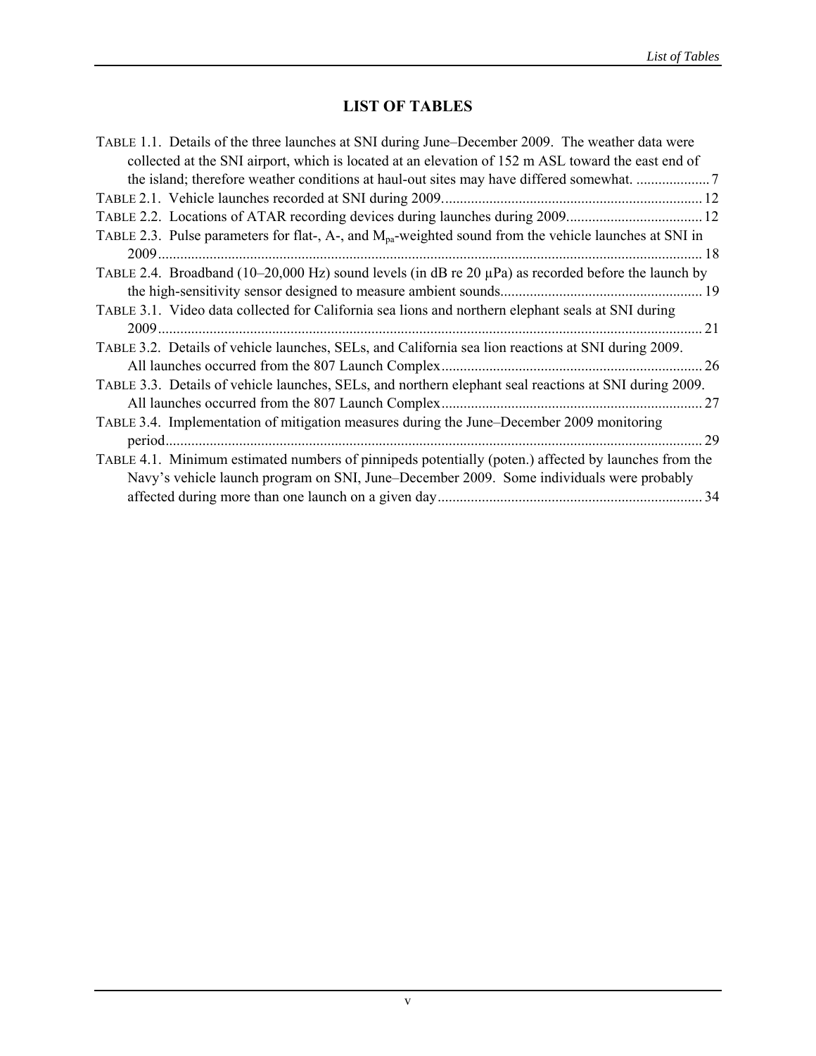# LIST OF TABLES

TABLE 1.1. Details of the three launches at SNI during June–December 2009. The weather data were collected at the SNI airport, which is located at an elevation of 152 m ASL toward the east end of the island; therefore weather conditions at haul-out sites may have differed somewhat. .................... 7

TABLE 2.1. Vehicle launches recorded at SNI during 2009....................................................................... 12

TABLE 2.2. Locations of ATAR recording devices during launches during 2009..................................... 12

TABLE 2.3. Pulse parameters for flat-, A-, and $M_{pa}$-weighted sound from the vehicle launches at SNI in 2009 .................................................................................................................................................. 18

TABLE 2.4. Broadband (10–20,000 Hz) sound levels (in dB re 20 µPa) as recorded before the launch by the high-sensitivity sensor designed to measure ambient sounds....................................................... 19

TABLE 3.1. Video data collected for California sea lions and northern elephant seals at SNI during 2009 .................................................................................................................................................. 21

TABLE 3.2. Details of vehicle launches, SELs, and California sea lion reactions at SNI during 2009. All launches occurred from the 807 Launch Complex....................................................................... 26

TABLE 3.3. Details of vehicle launches, SELs, and northern elephant seal reactions at SNI during 2009. All launches occurred from the 807 Launch Complex....................................................................... 27

TABLE 3.4. Implementation of mitigation measures during the June–December 2009 monitoring period................................................................................................................................................. 29

TABLE 4.1. Minimum estimated numbers of pinnipeds potentially (poten.) affected by launches from the Navy's vehicle launch program on SNI, June–December 2009. Some individuals were probably affected during more than one launch on a given day........................................................................ 34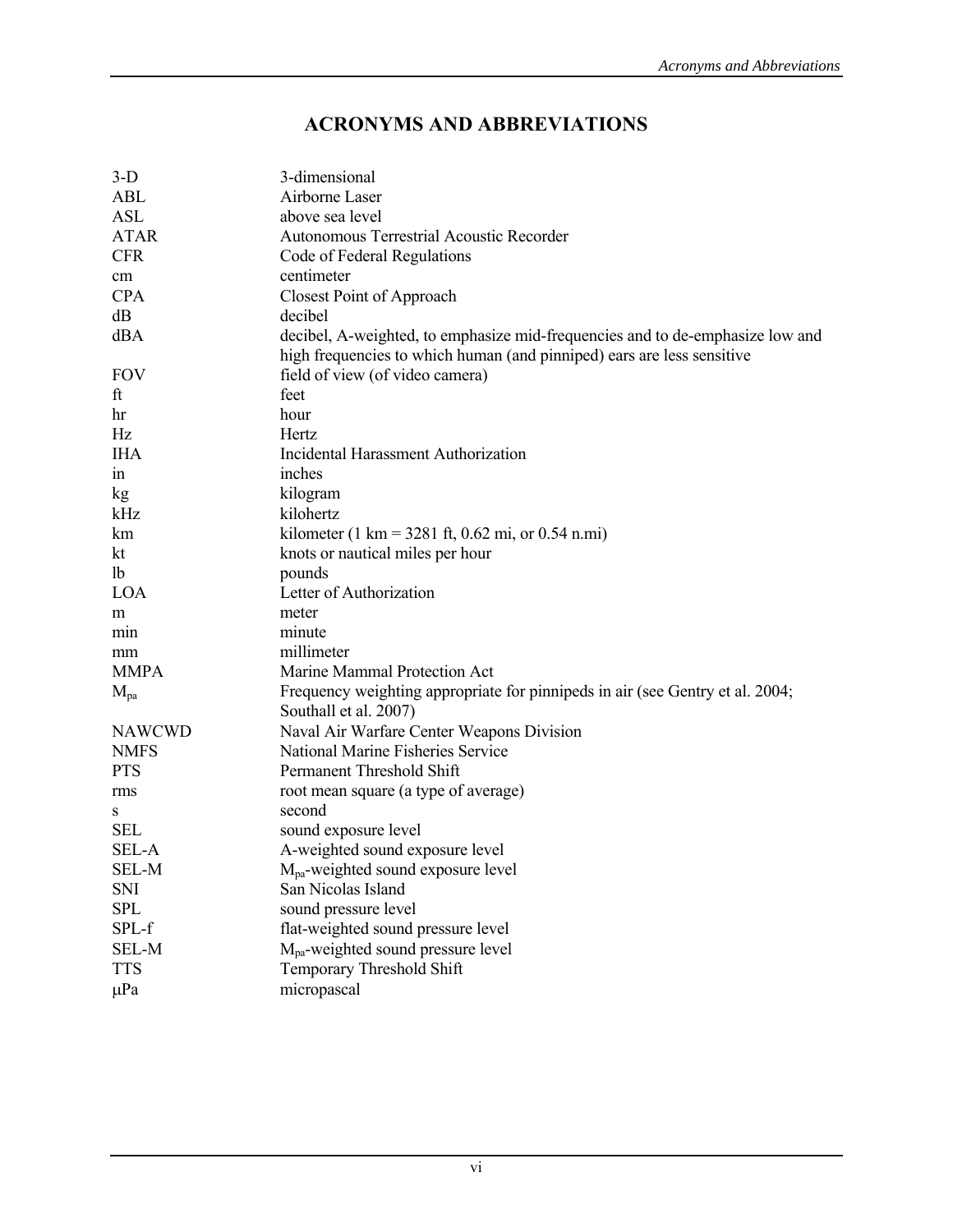# ACRONYMS AND ABBREVIATIONS

| | |
|---|---|
| 3-D | 3-dimensional |
| ABL | Airborne Laser |
| ASL | above sea level |
| ATAR | Autonomous Terrestrial Acoustic Recorder |
| CFR | Code of Federal Regulations |
| cm | centimeter |
| CPA | Closest Point of Approach |
| dB | decibel |
| dBA | decibel, A-weighted, to emphasize mid-frequencies and to de-emphasize low and high frequencies to which human (and pinniped) ears are less sensitive |
| FOV | field of view (of video camera) |
| ft | feet |
| hr | hour |
| Hz | Hertz |
| IHA | Incidental Harassment Authorization |
| in | inches |
| kg | kilogram |
| kHz | kilohertz |
| km | kilometer (1 km = 3281 ft, 0.62 mi, or 0.54 n.mi) |
| kt | knots or nautical miles per hour |
| lb | pounds |
| LOA | Letter of Authorization |
| m | meter |
| min | minute |
| mm | millimeter |
| MMPA | Marine Mammal Protection Act |
| $M_{pa}$ | Frequency weighting appropriate for pinnipeds in air (see Gentry et al. 2004; Southall et al. 2007) |
| NAWCWD | Naval Air Warfare Center Weapons Division |
| NMFS | National Marine Fisheries Service |
| PTS | Permanent Threshold Shift |
| rms | root mean square (a type of average) |
| s | second |
| SEL | sound exposure level |
| SEL-A | A-weighted sound exposure level |
| SEL-M | $M_{pa}$-weighted sound exposure level |
| SNI | San Nicolas Island |
| SPL | sound pressure level |
| SPL-f | flat-weighted sound pressure level |
| SEL-M | $M_{pa}$-weighted sound pressure level |
| TTS | Temporary Threshold Shift |
| μPa | micropascal |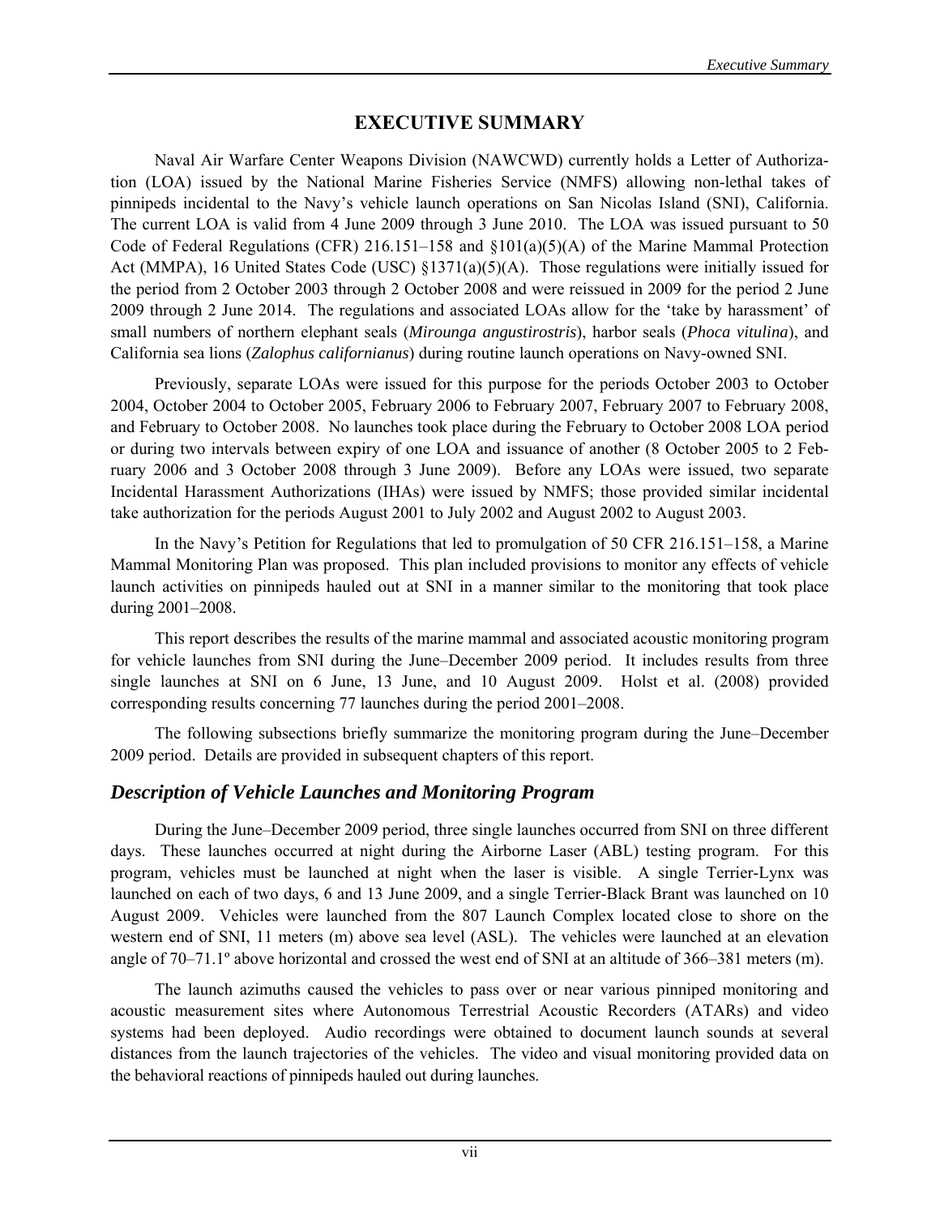# EXECUTIVE SUMMARY

Naval Air Warfare Center Weapons Division (NAWCWD) currently holds a Letter of Authorization (LOA) issued by the National Marine Fisheries Service (NMFS) allowing non-lethal takes of pinnipeds incidental to the Navy's vehicle launch operations on San Nicolas Island (SNI), California. The current LOA is valid from 4 June 2009 through 3 June 2010. The LOA was issued pursuant to 50 Code of Federal Regulations (CFR) 216.151–158 and §101(a)(5)(A) of the Marine Mammal Protection Act (MMPA), 16 United States Code (USC) §1371(a)(5)(A). Those regulations were initially issued for the period from 2 October 2003 through 2 October 2008 and were reissued in 2009 for the period 2 June 2009 through 2 June 2014. The regulations and associated LOAs allow for the 'take by harassment' of small numbers of northern elephant seals (*Mirounga angustirostris*), harbor seals (*Phoca vitulina*), and California sea lions (*Zalophus californianus*) during routine launch operations on Navy-owned SNI.

Previously, separate LOAs were issued for this purpose for the periods October 2003 to October 2004, October 2004 to October 2005, February 2006 to February 2007, February 2007 to February 2008, and February to October 2008. No launches took place during the February to October 2008 LOA period or during two intervals between expiry of one LOA and issuance of another (8 October 2005 to 2 February 2006 and 3 October 2008 through 3 June 2009). Before any LOAs were issued, two separate Incidental Harassment Authorizations (IHAs) were issued by NMFS; those provided similar incidental take authorization for the periods August 2001 to July 2002 and August 2002 to August 2003.

In the Navy's Petition for Regulations that led to promulgation of 50 CFR 216.151–158, a Marine Mammal Monitoring Plan was proposed. This plan included provisions to monitor any effects of vehicle launch activities on pinnipeds hauled out at SNI in a manner similar to the monitoring that took place during 2001–2008.

This report describes the results of the marine mammal and associated acoustic monitoring program for vehicle launches from SNI during the June–December 2009 period. It includes results from three single launches at SNI on 6 June, 13 June, and 10 August 2009. Holst et al. (2008) provided corresponding results concerning 77 launches during the period 2001–2008.

The following subsections briefly summarize the monitoring program during the June–December 2009 period. Details are provided in subsequent chapters of this report.

## *Description of Vehicle Launches and Monitoring Program*

During the June–December 2009 period, three single launches occurred from SNI on three different days. These launches occurred at night during the Airborne Laser (ABL) testing program. For this program, vehicles must be launched at night when the laser is visible. A single Terrier-Lynx was launched on each of two days, 6 and 13 June 2009, and a single Terrier-Black Brant was launched on 10 August 2009. Vehicles were launched from the 807 Launch Complex located close to shore on the western end of SNI, 11 meters (m) above sea level (ASL). The vehicles were launched at an elevation angle of 70–71.1º above horizontal and crossed the west end of SNI at an altitude of 366–381 meters (m).

The launch azimuths caused the vehicles to pass over or near various pinniped monitoring and acoustic measurement sites where Autonomous Terrestrial Acoustic Recorders (ATARs) and video systems had been deployed. Audio recordings were obtained to document launch sounds at several distances from the launch trajectories of the vehicles. The video and visual monitoring provided data on the behavioral reactions of pinnipeds hauled out during launches.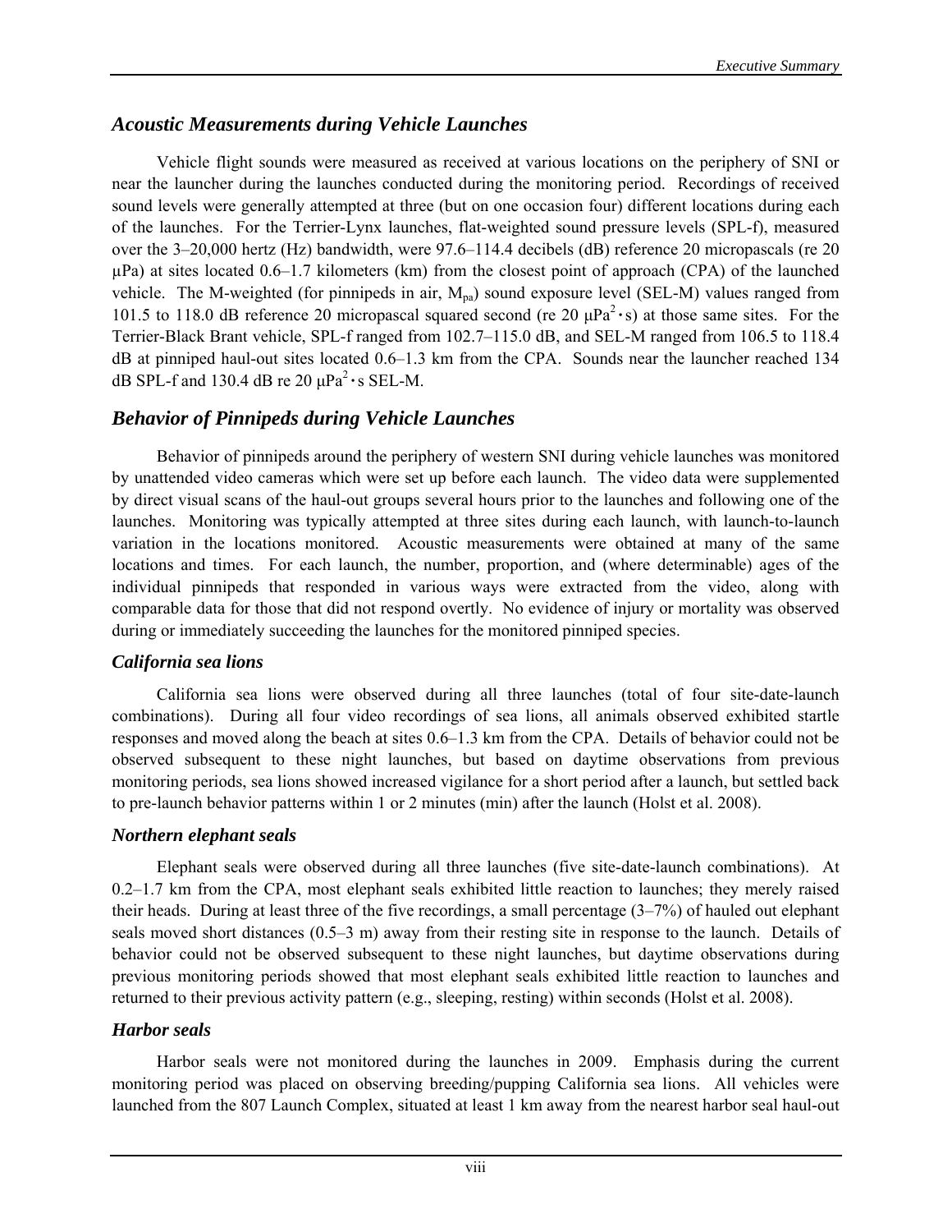## *Acoustic Measurements during Vehicle Launches*

Vehicle flight sounds were measured as received at various locations on the periphery of SNI or near the launcher during the launches conducted during the monitoring period. Recordings of received sound levels were generally attempted at three (but on one occasion four) different locations during each of the launches. For the Terrier-Lynx launches, flat-weighted sound pressure levels (SPL-f), measured over the 3–20,000 hertz (Hz) bandwidth, were 97.6–114.4 decibels (dB) reference 20 micropascals (re 20 μPa) at sites located 0.6–1.7 kilometers (km) from the closest point of approach (CPA) of the launched vehicle. The M-weighted (for pinnipeds in air, $M_{pa}$) sound exposure level (SEL-M) values ranged from 101.5 to 118.0 dB reference 20 micropascal squared second (re 20 $\mu Pa^2 \cdot s$) at those same sites. For the Terrier-Black Brant vehicle, SPL-f ranged from 102.7–115.0 dB, and SEL-M ranged from 106.5 to 118.4 dB at pinniped haul-out sites located 0.6–1.3 km from the CPA. Sounds near the launcher reached 134 dB SPL-f and 130.4 dB re 20 $\mu Pa^2 \cdot s$ SEL-M.

## *Behavior of Pinnipeds during Vehicle Launches*

Behavior of pinnipeds around the periphery of western SNI during vehicle launches was monitored by unattended video cameras which were set up before each launch. The video data were supplemented by direct visual scans of the haul-out groups several hours prior to the launches and following one of the launches. Monitoring was typically attempted at three sites during each launch, with launch-to-launch variation in the locations monitored. Acoustic measurements were obtained at many of the same locations and times. For each launch, the number, proportion, and (where determinable) ages of the individual pinnipeds that responded in various ways were extracted from the video, along with comparable data for those that did not respond overtly. No evidence of injury or mortality was observed during or immediately succeeding the launches for the monitored pinniped species.

### *California sea lions*

California sea lions were observed during all three launches (total of four site-date-launch combinations). During all four video recordings of sea lions, all animals observed exhibited startle responses and moved along the beach at sites 0.6–1.3 km from the CPA. Details of behavior could not be observed subsequent to these night launches, but based on daytime observations from previous monitoring periods, sea lions showed increased vigilance for a short period after a launch, but settled back to pre-launch behavior patterns within 1 or 2 minutes (min) after the launch (Holst et al. 2008).

### *Northern elephant seals*

Elephant seals were observed during all three launches (five site-date-launch combinations). At 0.2–1.7 km from the CPA, most elephant seals exhibited little reaction to launches; they merely raised their heads. During at least three of the five recordings, a small percentage (3–7%) of hauled out elephant seals moved short distances (0.5–3 m) away from their resting site in response to the launch. Details of behavior could not be observed subsequent to these night launches, but daytime observations during previous monitoring periods showed that most elephant seals exhibited little reaction to launches and returned to their previous activity pattern (e.g., sleeping, resting) within seconds (Holst et al. 2008).

### *Harbor seals*

Harbor seals were not monitored during the launches in 2009. Emphasis during the current monitoring period was placed on observing breeding/pupping California sea lions. All vehicles were launched from the 807 Launch Complex, situated at least 1 km away from the nearest harbor seal haul-out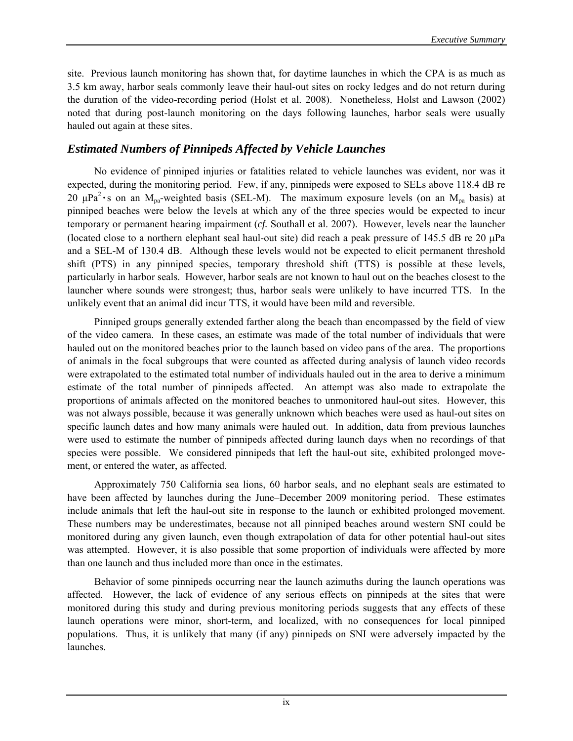site. Previous launch monitoring has shown that, for daytime launches in which the CPA is as much as 3.5 km away, harbor seals commonly leave their haul-out sites on rocky ledges and do not return during the duration of the video-recording period (Holst et al. 2008). Nonetheless, Holst and Lawson (2002) noted that during post-launch monitoring on the days following launches, harbor seals were usually hauled out again at these sites.

## *Estimated Numbers of Pinnipeds Affected by Vehicle Launches*

No evidence of pinniped injuries or fatalities related to vehicle launches was evident, nor was it expected, during the monitoring period. Few, if any, pinnipeds were exposed to SELs above 118.4 dB re 20 $\mu Pa^2 \cdot s$ on an $M_{pa}$-weighted basis (SEL-M). The maximum exposure levels (on an $M_{pa}$ basis) at pinniped beaches were below the levels at which any of the three species would be expected to incur temporary or permanent hearing impairment (*cf.* Southall et al. 2007). However, levels near the launcher (located close to a northern elephant seal haul-out site) did reach a peak pressure of 145.5 dB re 20 μPa and a SEL-M of 130.4 dB. Although these levels would not be expected to elicit permanent threshold shift (PTS) in any pinniped species, temporary threshold shift (TTS) is possible at these levels, particularly in harbor seals. However, harbor seals are not known to haul out on the beaches closest to the launcher where sounds were strongest; thus, harbor seals were unlikely to have incurred TTS. In the unlikely event that an animal did incur TTS, it would have been mild and reversible.

Pinniped groups generally extended farther along the beach than encompassed by the field of view of the video camera. In these cases, an estimate was made of the total number of individuals that were hauled out on the monitored beaches prior to the launch based on video pans of the area. The proportions of animals in the focal subgroups that were counted as affected during analysis of launch video records were extrapolated to the estimated total number of individuals hauled out in the area to derive a minimum estimate of the total number of pinnipeds affected. An attempt was also made to extrapolate the proportions of animals affected on the monitored beaches to unmonitored haul-out sites. However, this was not always possible, because it was generally unknown which beaches were used as haul-out sites on specific launch dates and how many animals were hauled out. In addition, data from previous launches were used to estimate the number of pinnipeds affected during launch days when no recordings of that species were possible. We considered pinnipeds that left the haul-out site, exhibited prolonged movement, or entered the water, as affected.

Approximately 750 California sea lions, 60 harbor seals, and no elephant seals are estimated to have been affected by launches during the June–December 2009 monitoring period. These estimates include animals that left the haul-out site in response to the launch or exhibited prolonged movement. These numbers may be underestimates, because not all pinniped beaches around western SNI could be monitored during any given launch, even though extrapolation of data for other potential haul-out sites was attempted. However, it is also possible that some proportion of individuals were affected by more than one launch and thus included more than once in the estimates.

Behavior of some pinnipeds occurring near the launch azimuths during the launch operations was affected. However, the lack of evidence of any serious effects on pinnipeds at the sites that were monitored during this study and during previous monitoring periods suggests that any effects of these launch operations were minor, short-term, and localized, with no consequences for local pinniped populations. Thus, it is unlikely that many (if any) pinnipeds on SNI were adversely impacted by the launches.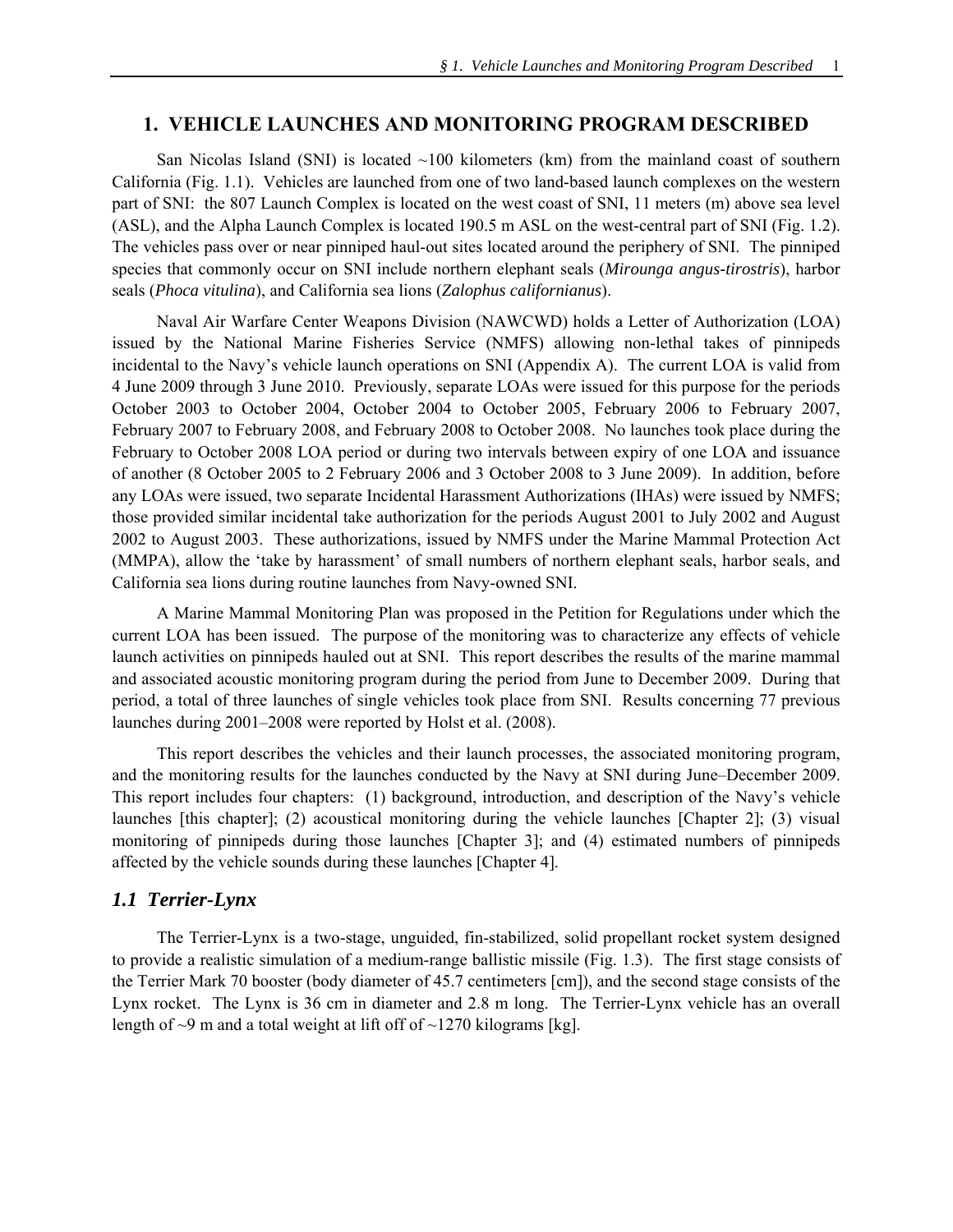# 1. VEHICLE LAUNCHES AND MONITORING PROGRAM DESCRIBED

San Nicolas Island (SNI) is located ~100 kilometers (km) from the mainland coast of southern California (Fig. 1.1). Vehicles are launched from one of two land-based launch complexes on the western part of SNI: the 807 Launch Complex is located on the west coast of SNI, 11 meters (m) above sea level (ASL), and the Alpha Launch Complex is located 190.5 m ASL on the west-central part of SNI (Fig. 1.2). The vehicles pass over or near pinniped haul-out sites located around the periphery of SNI. The pinniped species that commonly occur on SNI include northern elephant seals (*Mirounga angus-tirostris*), harbor seals (*Phoca vitulina*), and California sea lions (*Zalophus californianus*).

Naval Air Warfare Center Weapons Division (NAWCWD) holds a Letter of Authorization (LOA) issued by the National Marine Fisheries Service (NMFS) allowing non-lethal takes of pinnipeds incidental to the Navy's vehicle launch operations on SNI (Appendix A). The current LOA is valid from 4 June 2009 through 3 June 2010. Previously, separate LOAs were issued for this purpose for the periods October 2003 to October 2004, October 2004 to October 2005, February 2006 to February 2007, February 2007 to February 2008, and February 2008 to October 2008. No launches took place during the February to October 2008 LOA period or during two intervals between expiry of one LOA and issuance of another (8 October 2005 to 2 February 2006 and 3 October 2008 to 3 June 2009). In addition, before any LOAs were issued, two separate Incidental Harassment Authorizations (IHAs) were issued by NMFS; those provided similar incidental take authorization for the periods August 2001 to July 2002 and August 2002 to August 2003. These authorizations, issued by NMFS under the Marine Mammal Protection Act (MMPA), allow the 'take by harassment' of small numbers of northern elephant seals, harbor seals, and California sea lions during routine launches from Navy-owned SNI.

A Marine Mammal Monitoring Plan was proposed in the Petition for Regulations under which the current LOA has been issued. The purpose of the monitoring was to characterize any effects of vehicle launch activities on pinnipeds hauled out at SNI. This report describes the results of the marine mammal and associated acoustic monitoring program during the period from June to December 2009. During that period, a total of three launches of single vehicles took place from SNI. Results concerning 77 previous launches during 2001–2008 were reported by Holst et al. (2008).

This report describes the vehicles and their launch processes, the associated monitoring program, and the monitoring results for the launches conducted by the Navy at SNI during June–December 2009. This report includes four chapters: (1) background, introduction, and description of the Navy's vehicle launches [this chapter]; (2) acoustical monitoring during the vehicle launches [Chapter 2]; (3) visual monitoring of pinnipeds during those launches [Chapter 3]; and (4) estimated numbers of pinnipeds affected by the vehicle sounds during these launches [Chapter 4].

## *1.1 Terrier-Lynx*

The Terrier-Lynx is a two-stage, unguided, fin-stabilized, solid propellant rocket system designed to provide a realistic simulation of a medium-range ballistic missile (Fig. 1.3). The first stage consists of the Terrier Mark 70 booster (body diameter of 45.7 centimeters [cm]), and the second stage consists of the Lynx rocket. The Lynx is 36 cm in diameter and 2.8 m long. The Terrier-Lynx vehicle has an overall length of ~9 m and a total weight at lift off of ~1270 kilograms [kg].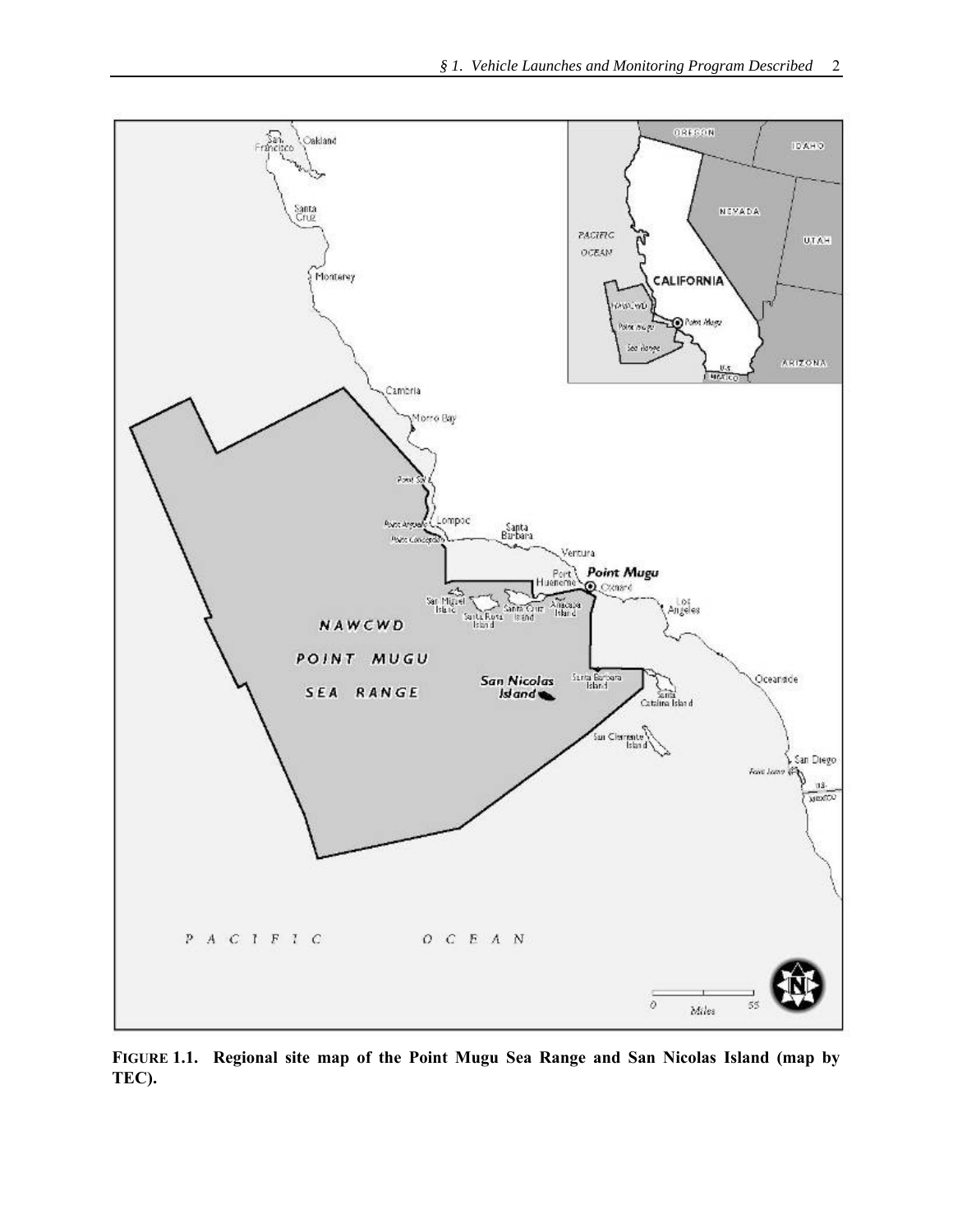**FIGURE 1.1. Regional site map of the Point Mugu Sea Range and San Nicolas Island (map by TEC).**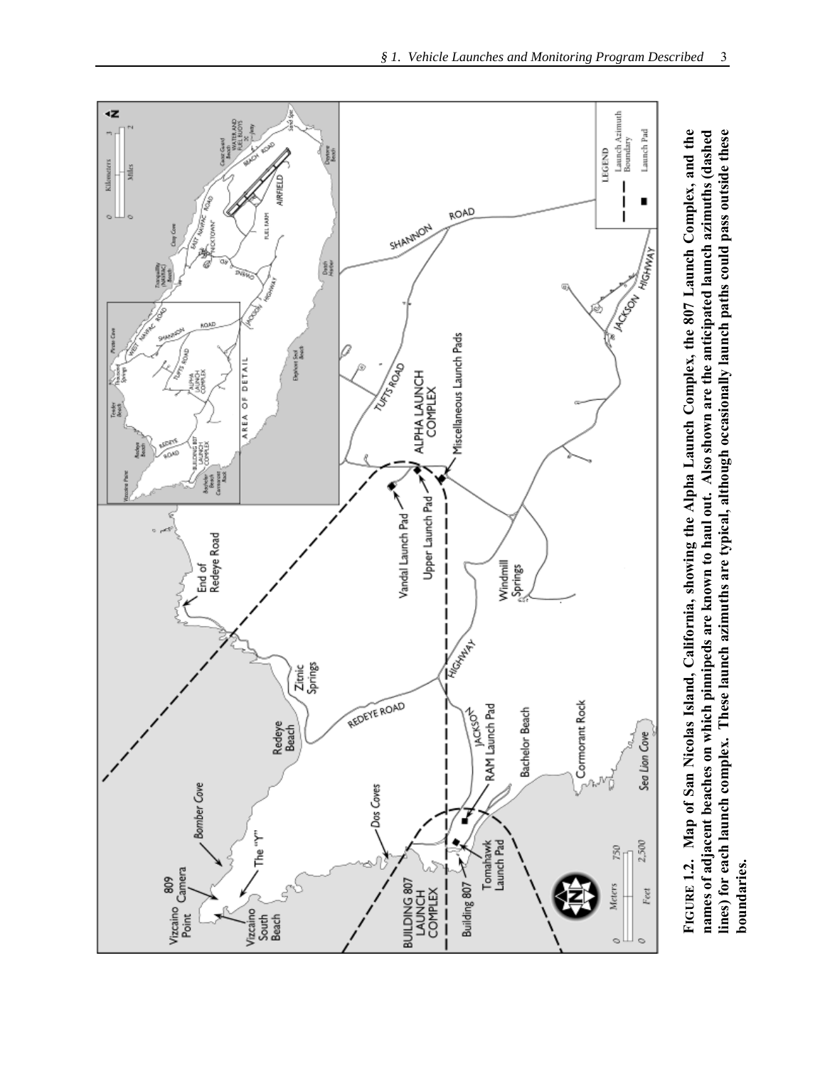**FIGURE 1.2. Map of San Nicolas Island, California, showing the Alpha Launch Complex, the 807 Launch Complex, and the names of adjacent beaches on which pinnipeds are known to haul out. Also shown are the anticipated launch azimuths (dashed lines) for each launch complex. These launch azimuths are typical, although occasionally launch paths could pass outside these boundaries.**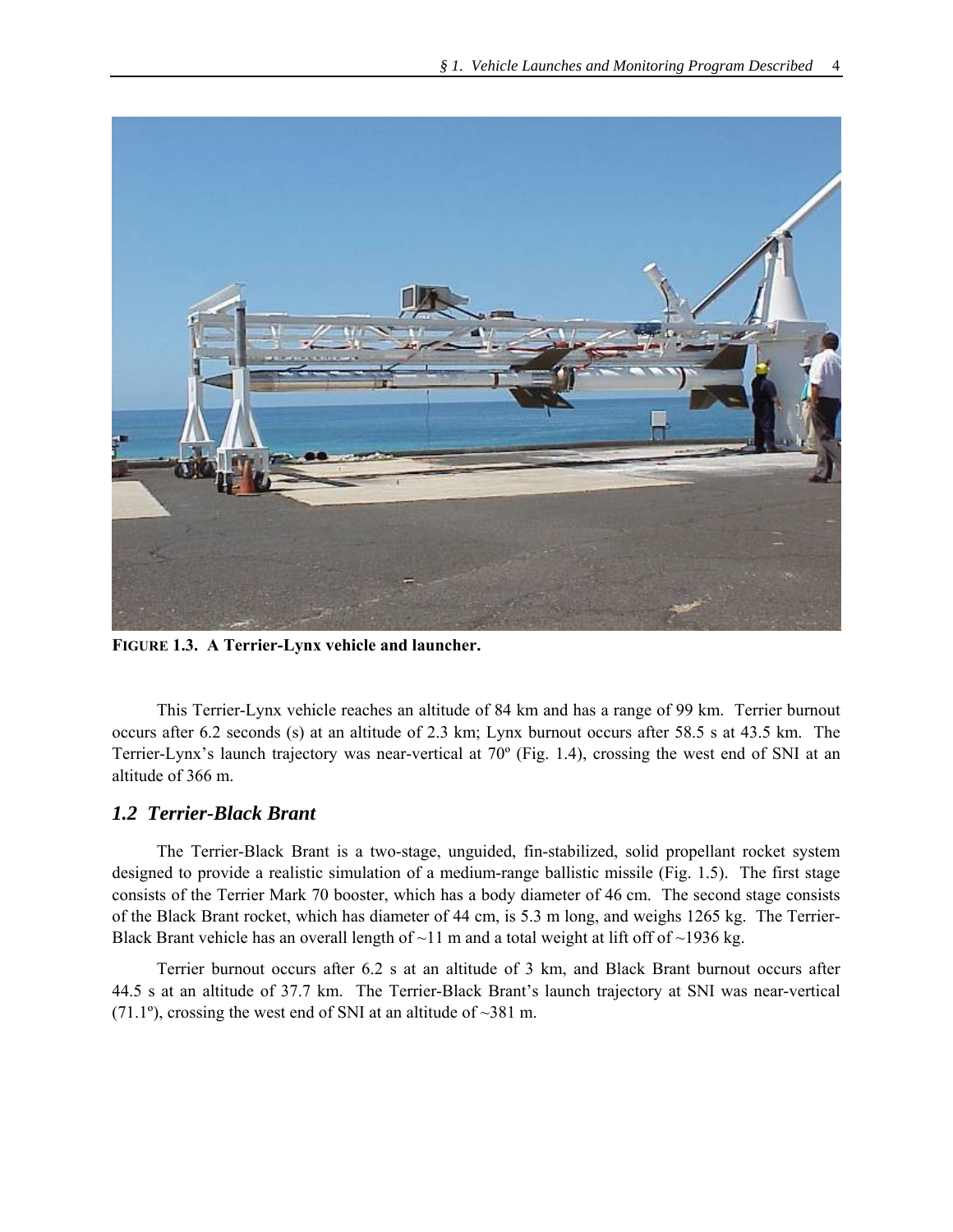**FIGURE 1.3. A Terrier-Lynx vehicle and launcher.**

This Terrier-Lynx vehicle reaches an altitude of 84 km and has a range of 99 km. Terrier burnout occurs after 6.2 seconds (s) at an altitude of 2.3 km; Lynx burnout occurs after 58.5 s at 43.5 km. The Terrier-Lynx's launch trajectory was near-vertical at 70º (Fig. 1.4), crossing the west end of SNI at an altitude of 366 m.

## *1.2 Terrier-Black Brant*

The Terrier-Black Brant is a two-stage, unguided, fin-stabilized, solid propellant rocket system designed to provide a realistic simulation of a medium-range ballistic missile (Fig. 1.5). The first stage consists of the Terrier Mark 70 booster, which has a body diameter of 46 cm. The second stage consists of the Black Brant rocket, which has diameter of 44 cm, is 5.3 m long, and weighs 1265 kg. The Terrier-Black Brant vehicle has an overall length of ~11 m and a total weight at lift off of ~1936 kg.

Terrier burnout occurs after 6.2 s at an altitude of 3 km, and Black Brant burnout occurs after 44.5 s at an altitude of 37.7 km. The Terrier-Black Brant's launch trajectory at SNI was near-vertical (71.1º), crossing the west end of SNI at an altitude of ~381 m.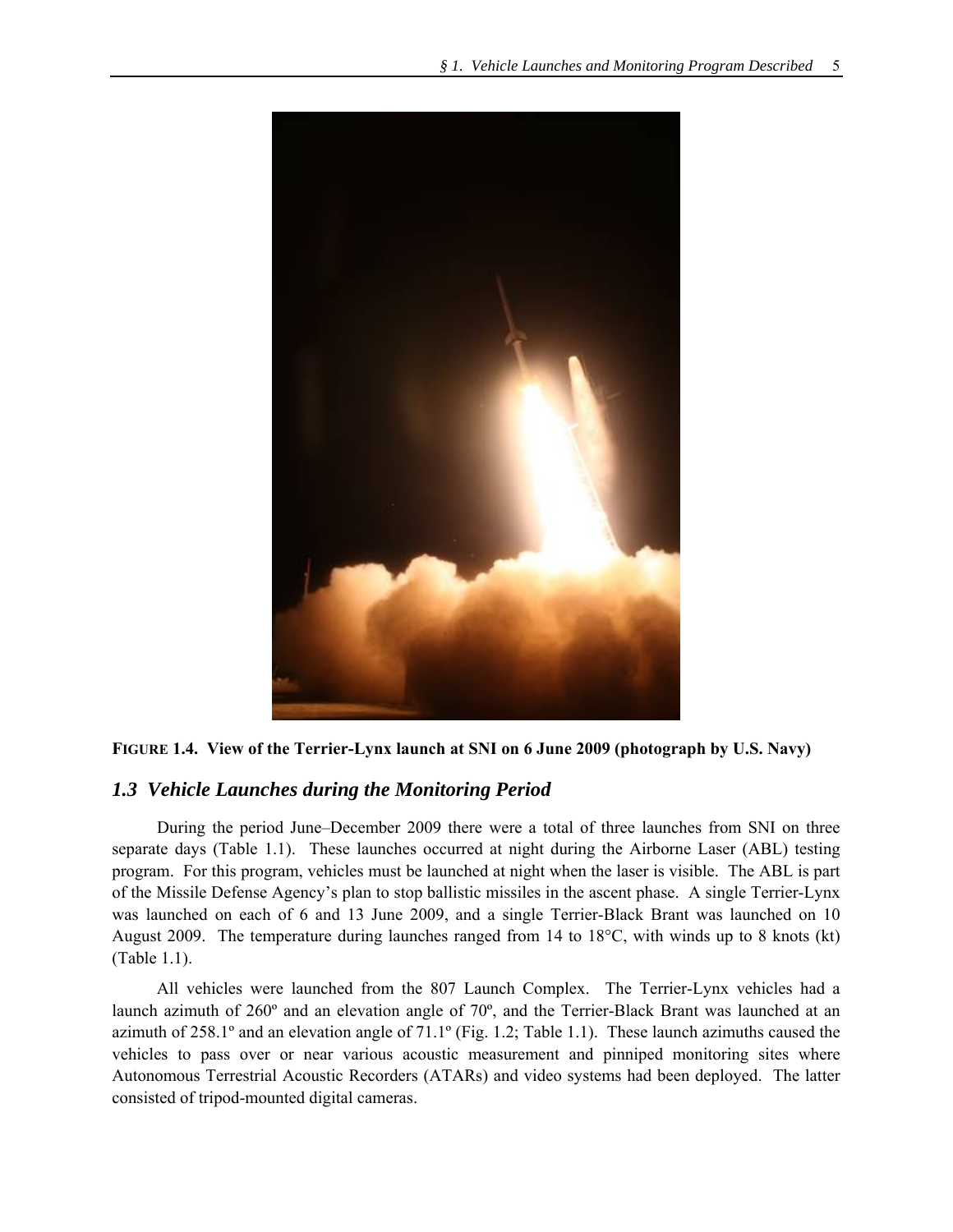**FIGURE 1.4. View of the Terrier-Lynx launch at SNI on 6 June 2009 (photograph by U.S. Navy)**

## *1.3 Vehicle Launches during the Monitoring Period*

During the period June–December 2009 there were a total of three launches from SNI on three separate days (Table 1.1). These launches occurred at night during the Airborne Laser (ABL) testing program. For this program, vehicles must be launched at night when the laser is visible. The ABL is part of the Missile Defense Agency's plan to stop ballistic missiles in the ascent phase. A single Terrier-Lynx was launched on each of 6 and 13 June 2009, and a single Terrier-Black Brant was launched on 10 August 2009. The temperature during launches ranged from 14 to 18°C, with winds up to 8 knots (kt) (Table 1.1).

All vehicles were launched from the 807 Launch Complex. The Terrier-Lynx vehicles had a launch azimuth of 260º and an elevation angle of 70º, and the Terrier-Black Brant was launched at an azimuth of 258.1º and an elevation angle of 71.1º (Fig. 1.2; Table 1.1). These launch azimuths caused the vehicles to pass over or near various acoustic measurement and pinniped monitoring sites where Autonomous Terrestrial Acoustic Recorders (ATARs) and video systems had been deployed. The latter consisted of tripod-mounted digital cameras.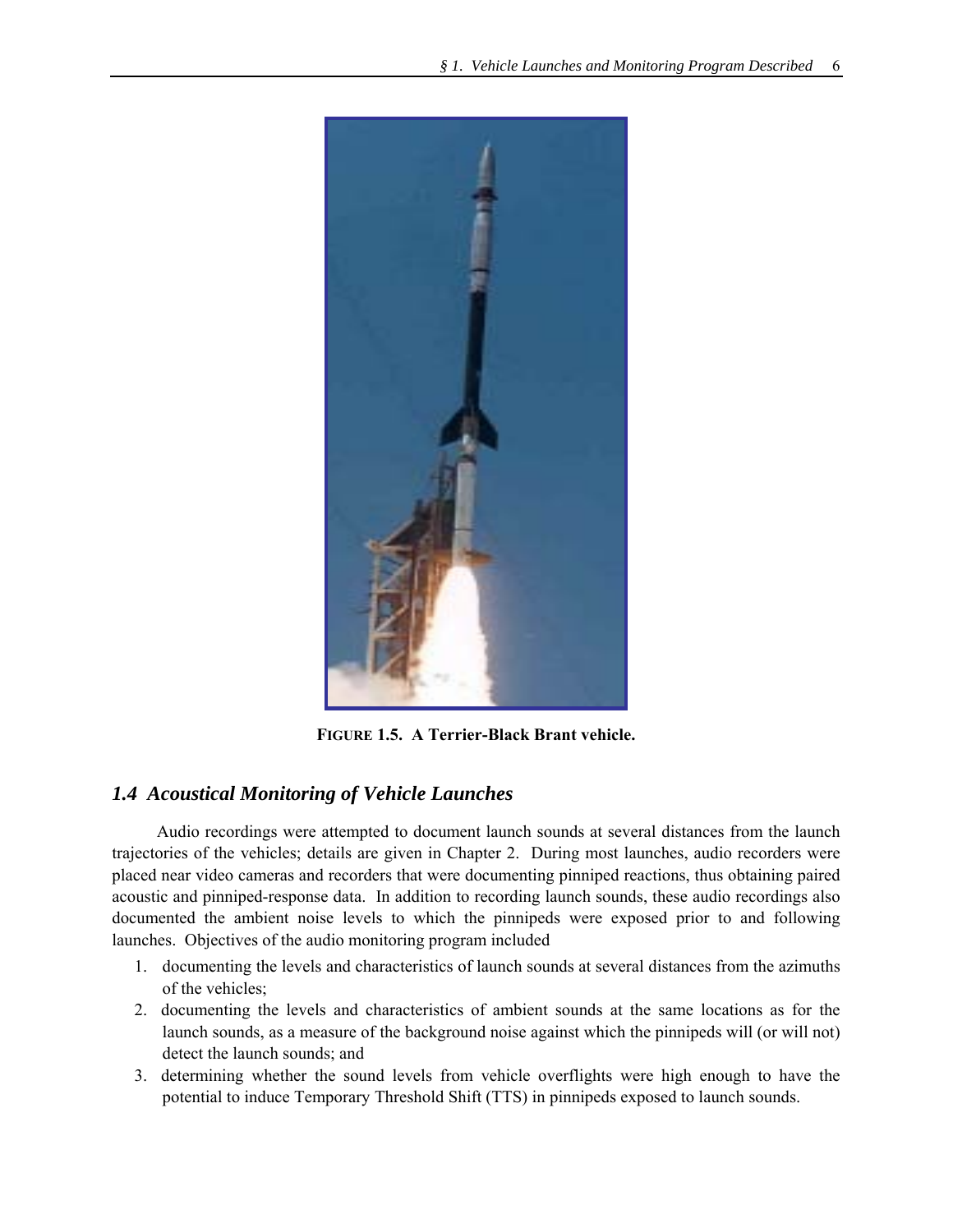**FIGURE 1.5. A Terrier-Black Brant vehicle.**

## *1.4 Acoustical Monitoring of Vehicle Launches*

Audio recordings were attempted to document launch sounds at several distances from the launch trajectories of the vehicles; details are given in Chapter 2. During most launches, audio recorders were placed near video cameras and recorders that were documenting pinniped reactions, thus obtaining paired acoustic and pinniped-response data. In addition to recording launch sounds, these audio recordings also documented the ambient noise levels to which the pinnipeds were exposed prior to and following launches. Objectives of the audio monitoring program included

1. documenting the levels and characteristics of launch sounds at several distances from the azimuths of the vehicles;
2. documenting the levels and characteristics of ambient sounds at the same locations as for the launch sounds, as a measure of the background noise against which the pinnipeds will (or will not) detect the launch sounds; and
3. determining whether the sound levels from vehicle overflights were high enough to have the potential to induce Temporary Threshold Shift (TTS) in pinnipeds exposed to launch sounds.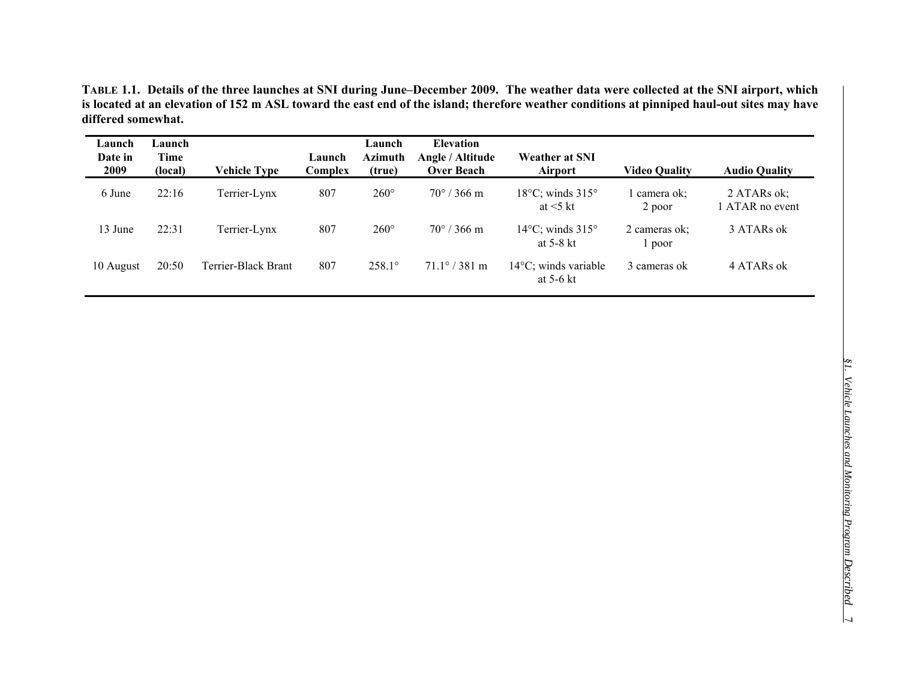**TABLE 1.1. Details of the three launches at SNI during June–December 2009. The weather data were collected at the SNI airport, which is located at an elevation of 152 m ASL toward the east end of the island; therefore weather conditions at pinniped haul-out sites may have differed somewhat.**

| Launch Date in 2009 | Launch Time (local) | Vehicle Type | Launch Complex | Launch Azimuth (true) | Elevation Angle / Altitude Over Beach | Weather at SNI Airport | Video Quality | Audio Quality |
|---|---|---|---|---|---|---|---|---|
| 6 June | 22:16 | Terrier-Lynx | 807 | 260° | 70° / 366 m | 18°C; winds 315° at <5 kt | 1 camera ok; 2 poor | 2 ATARs ok; 1 ATAR no event |
| 13 June | 22:31 | Terrier-Lynx | 807 | 260° | 70° / 366 m | 14°C; winds 315° at 5-8 kt | 2 cameras ok; 1 poor | 3 ATARs ok |
| 10 August | 20:50 | Terrier-Black Brant | 807 | 258.1° | 71.1° / 381 m | 14°C; winds variable at 5-6 kt | 3 cameras ok | 4 ATARs ok |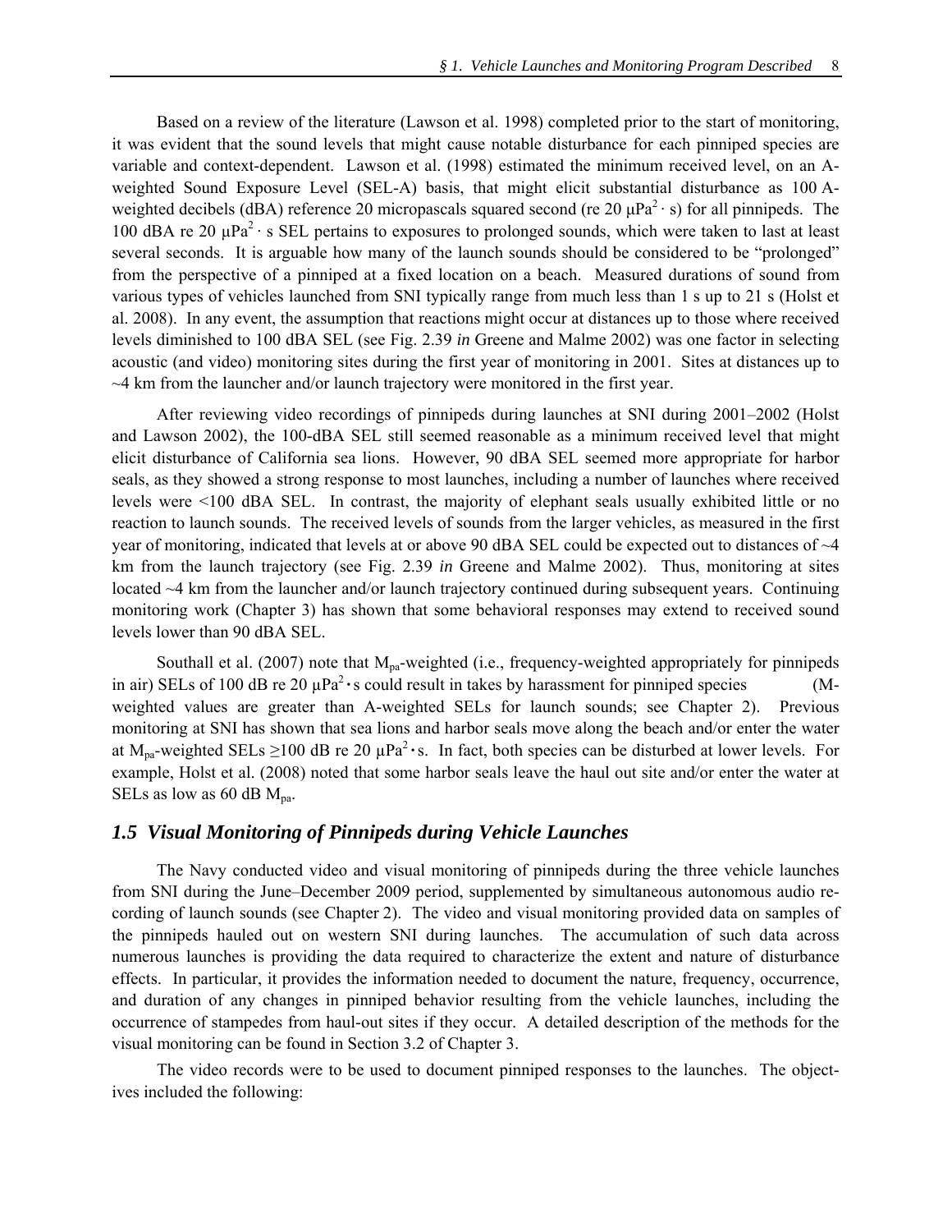Based on a review of the literature (Lawson et al. 1998) completed prior to the start of monitoring, it was evident that the sound levels that might cause notable disturbance for each pinniped species are variable and context-dependent. Lawson et al. (1998) estimated the minimum received level, on an A-weighted Sound Exposure Level (SEL-A) basis, that might elicit substantial disturbance as 100 A-weighted decibels (dBA) reference 20 micropascals squared second (re 20 $\mu Pa^2 \cdot s$) for all pinnipeds. The 100 dBA re 20 $\mu Pa^2 \cdot s$ SEL pertains to exposures to prolonged sounds, which were taken to last at least several seconds. It is arguable how many of the launch sounds should be considered to be "prolonged" from the perspective of a pinniped at a fixed location on a beach. Measured durations of sound from various types of vehicles launched from SNI typically range from much less than 1 s up to 21 s (Holst et al. 2008). In any event, the assumption that reactions might occur at distances up to those where received levels diminished to 100 dBA SEL (see Fig. 2.39 *in* Greene and Malme 2002) was one factor in selecting acoustic (and video) monitoring sites during the first year of monitoring in 2001. Sites at distances up to ~4 km from the launcher and/or launch trajectory were monitored in the first year.

After reviewing video recordings of pinnipeds during launches at SNI during 2001–2002 (Holst and Lawson 2002), the 100-dBA SEL still seemed reasonable as a minimum received level that might elicit disturbance of California sea lions. However, 90 dBA SEL seemed more appropriate for harbor seals, as they showed a strong response to most launches, including a number of launches where received levels were <100 dBA SEL. In contrast, the majority of elephant seals usually exhibited little or no reaction to launch sounds. The received levels of sounds from the larger vehicles, as measured in the first year of monitoring, indicated that levels at or above 90 dBA SEL could be expected out to distances of ~4 km from the launch trajectory (see Fig. 2.39 *in* Greene and Malme 2002). Thus, monitoring at sites located ~4 km from the launcher and/or launch trajectory continued during subsequent years. Continuing monitoring work (Chapter 3) has shown that some behavioral responses may extend to received sound levels lower than 90 dBA SEL.

Southall et al. (2007) note that $M_{pa}$-weighted (i.e., frequency-weighted appropriately for pinnipeds in air) SELs of 100 dB re 20 $\mu Pa^2 \cdot s$ could result in takes by harassment for pinniped species (M-weighted values are greater than A-weighted SELs for launch sounds; see Chapter 2). Previous monitoring at SNI has shown that sea lions and harbor seals move along the beach and/or enter the water at $M_{pa}$-weighted SELs ≥100 dB re 20 $\mu Pa^2 \cdot s$. In fact, both species can be disturbed at lower levels. For example, Holst et al. (2008) noted that some harbor seals leave the haul out site and/or enter the water at SELs as low as 60 dB $M_{pa}$.

## *1.5 Visual Monitoring of Pinnipeds during Vehicle Launches*

The Navy conducted video and visual monitoring of pinnipeds during the three vehicle launches from SNI during the June–December 2009 period, supplemented by simultaneous autonomous audio recording of launch sounds (see Chapter 2). The video and visual monitoring provided data on samples of the pinnipeds hauled out on western SNI during launches. The accumulation of such data across numerous launches is providing the data required to characterize the extent and nature of disturbance effects. In particular, it provides the information needed to document the nature, frequency, occurrence, and duration of any changes in pinniped behavior resulting from the vehicle launches, including the occurrence of stampedes from haul-out sites if they occur. A detailed description of the methods for the visual monitoring can be found in Section 3.2 of Chapter 3.

The video records were to be used to document pinniped responses to the launches. The objectives included the following: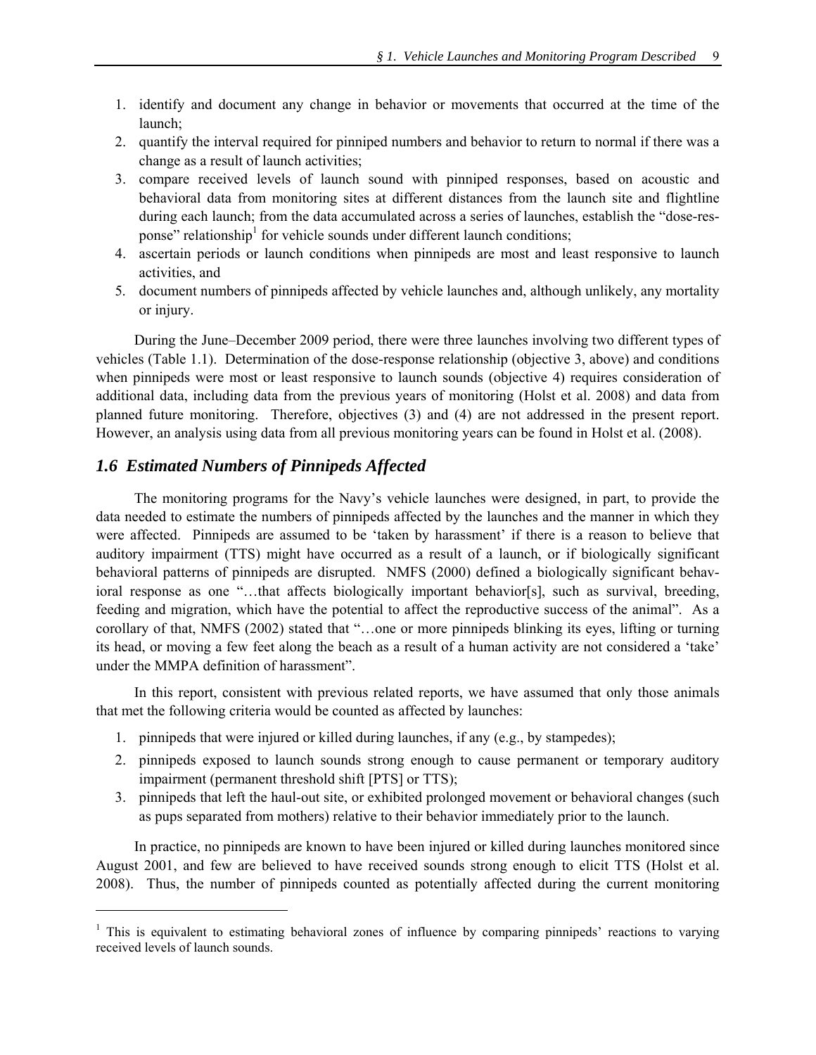1. identify and document any change in behavior or movements that occurred at the time of the launch;
2. quantify the interval required for pinniped numbers and behavior to return to normal if there was a change as a result of launch activities;
3. compare received levels of launch sound with pinniped responses, based on acoustic and behavioral data from monitoring sites at different distances from the launch site and flightline during each launch; from the data accumulated across a series of launches, establish the "dose-response" relationship[1] for vehicle sounds under different launch conditions;
4. ascertain periods or launch conditions when pinnipeds are most and least responsive to launch activities, and
5. document numbers of pinnipeds affected by vehicle launches and, although unlikely, any mortality or injury.

During the June–December 2009 period, there were three launches involving two different types of vehicles (Table 1.1). Determination of the dose-response relationship (objective 3, above) and conditions when pinnipeds were most or least responsive to launch sounds (objective 4) requires consideration of additional data, including data from the previous years of monitoring (Holst et al. 2008) and data from planned future monitoring. Therefore, objectives (3) and (4) are not addressed in the present report. However, an analysis using data from all previous monitoring years can be found in Holst et al. (2008).

## *1.6 Estimated Numbers of Pinnipeds Affected*

The monitoring programs for the Navy's vehicle launches were designed, in part, to provide the data needed to estimate the numbers of pinnipeds affected by the launches and the manner in which they were affected. Pinnipeds are assumed to be 'taken by harassment' if there is a reason to believe that auditory impairment (TTS) might have occurred as a result of a launch, or if biologically significant behavioral patterns of pinnipeds are disrupted. NMFS (2000) defined a biologically significant behavioral response as one "…that affects biologically important behavior[s], such as survival, breeding, feeding and migration, which have the potential to affect the reproductive success of the animal". As a corollary of that, NMFS (2002) stated that "…one or more pinnipeds blinking its eyes, lifting or turning its head, or moving a few feet along the beach as a result of a human activity are not considered a 'take' under the MMPA definition of harassment".

In this report, consistent with previous related reports, we have assumed that only those animals that met the following criteria would be counted as affected by launches:

1. pinnipeds that were injured or killed during launches, if any (e.g., by stampedes);
2. pinnipeds exposed to launch sounds strong enough to cause permanent or temporary auditory impairment (permanent threshold shift [PTS] or TTS);
3. pinnipeds that left the haul-out site, or exhibited prolonged movement or behavioral changes (such as pups separated from mothers) relative to their behavior immediately prior to the launch.

In practice, no pinnipeds are known to have been injured or killed during launches monitored since August 2001, and few are believed to have received sounds strong enough to elicit TTS (Holst et al. 2008). Thus, the number of pinnipeds counted as potentially affected during the current monitoring

[1] This is equivalent to estimating behavioral zones of influence by comparing pinnipeds' reactions to varying received levels of launch sounds.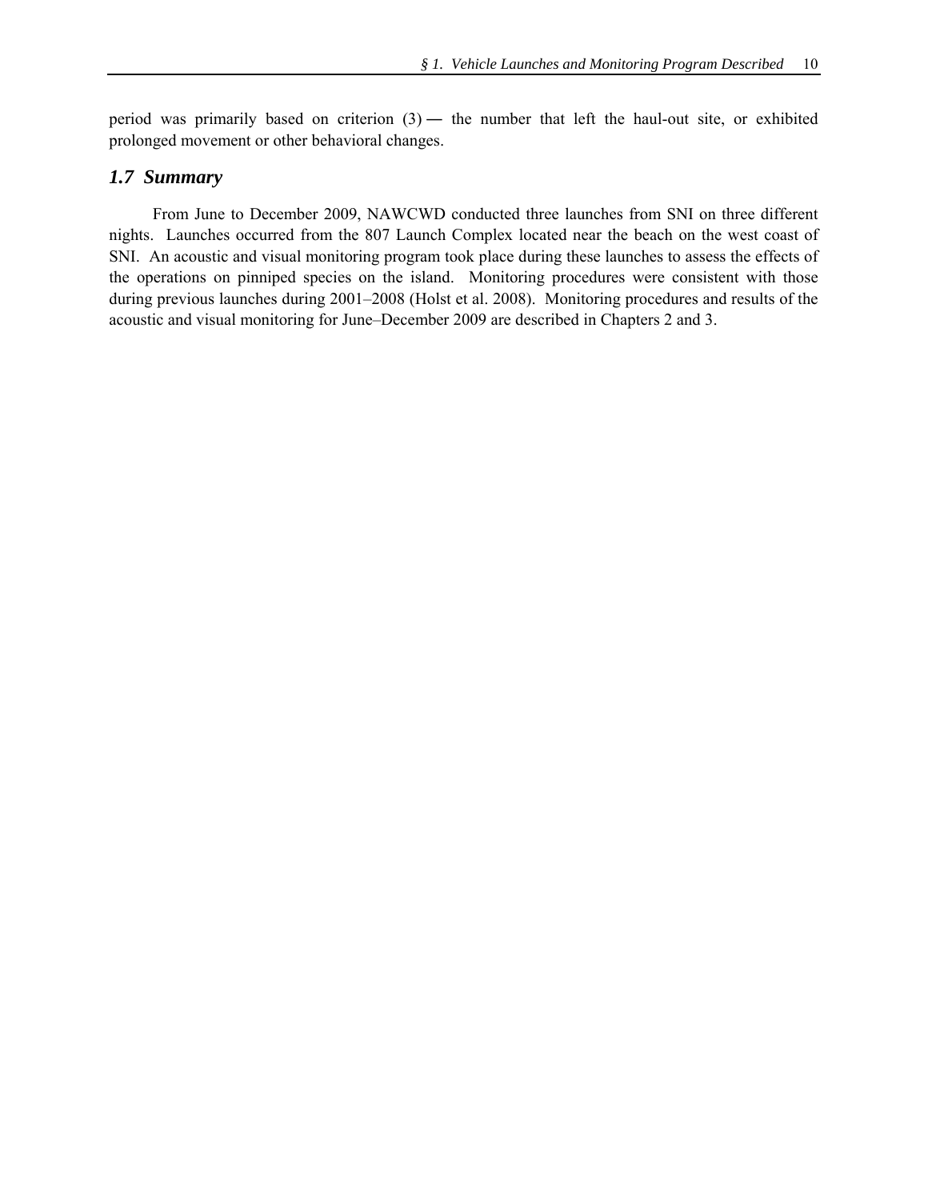period was primarily based on criterion (3) ― the number that left the haul-out site, or exhibited prolonged movement or other behavioral changes.

## *1.7 Summary*

From June to December 2009, NAWCWD conducted three launches from SNI on three different nights. Launches occurred from the 807 Launch Complex located near the beach on the west coast of SNI. An acoustic and visual monitoring program took place during these launches to assess the effects of the operations on pinniped species on the island. Monitoring procedures were consistent with those during previous launches during 2001–2008 (Holst et al. 2008). Monitoring procedures and results of the acoustic and visual monitoring for June–December 2009 are described in Chapters 2 and 3.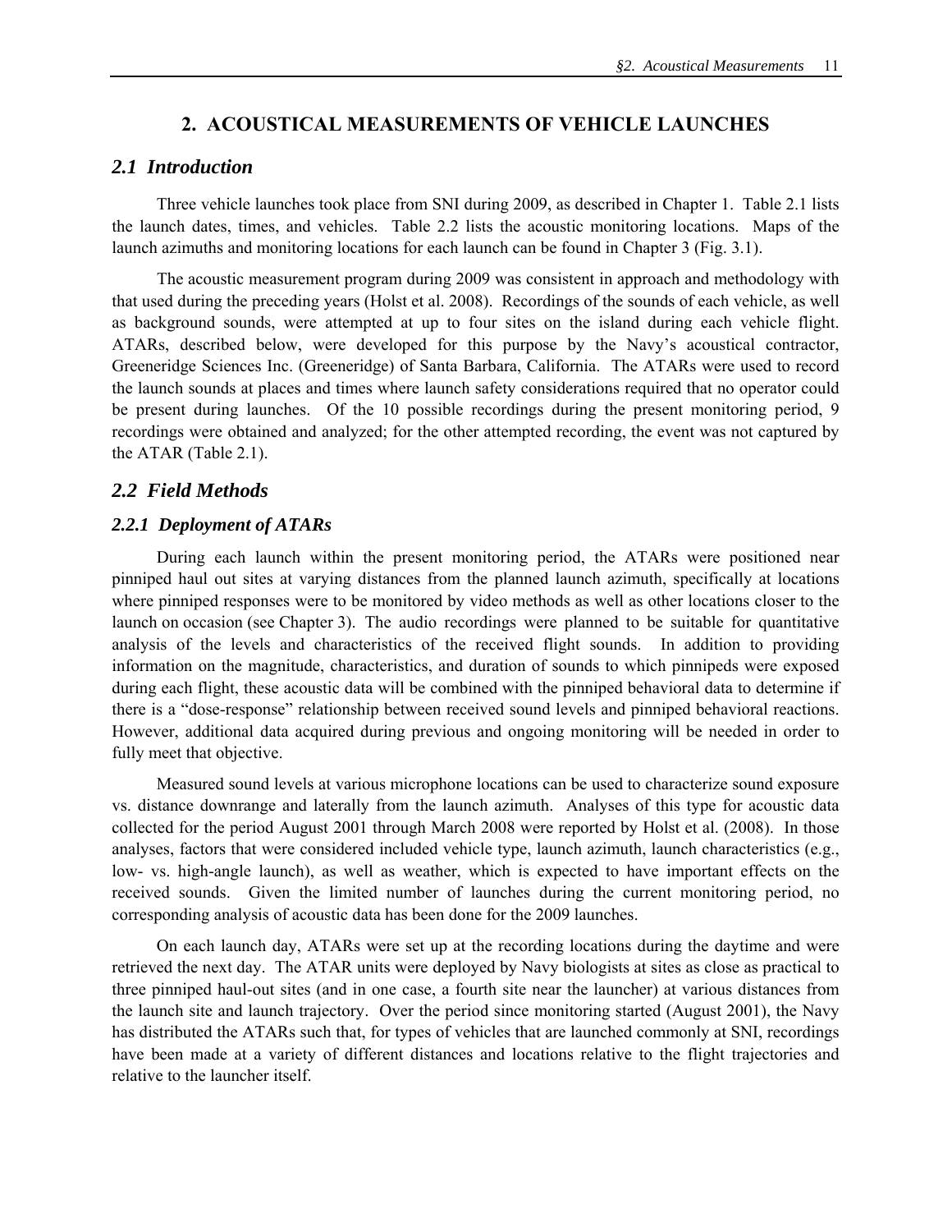# 2. ACOUSTICAL MEASUREMENTS OF VEHICLE LAUNCHES

## *2.1 Introduction*

Three vehicle launches took place from SNI during 2009, as described in Chapter 1. Table 2.1 lists the launch dates, times, and vehicles. Table 2.2 lists the acoustic monitoring locations. Maps of the launch azimuths and monitoring locations for each launch can be found in Chapter 3 (Fig. 3.1).

The acoustic measurement program during 2009 was consistent in approach and methodology with that used during the preceding years (Holst et al. 2008). Recordings of the sounds of each vehicle, as well as background sounds, were attempted at up to four sites on the island during each vehicle flight. ATARs, described below, were developed for this purpose by the Navy's acoustical contractor, Greeneridge Sciences Inc. (Greeneridge) of Santa Barbara, California. The ATARs were used to record the launch sounds at places and times where launch safety considerations required that no operator could be present during launches. Of the 10 possible recordings during the present monitoring period, 9 recordings were obtained and analyzed; for the other attempted recording, the event was not captured by the ATAR (Table 2.1).

## *2.2 Field Methods*

### *2.2.1 Deployment of ATARs*

During each launch within the present monitoring period, the ATARs were positioned near pinniped haul out sites at varying distances from the planned launch azimuth, specifically at locations where pinniped responses were to be monitored by video methods as well as other locations closer to the launch on occasion (see Chapter 3). The audio recordings were planned to be suitable for quantitative analysis of the levels and characteristics of the received flight sounds. In addition to providing information on the magnitude, characteristics, and duration of sounds to which pinnipeds were exposed during each flight, these acoustic data will be combined with the pinniped behavioral data to determine if there is a "dose-response" relationship between received sound levels and pinniped behavioral reactions. However, additional data acquired during previous and ongoing monitoring will be needed in order to fully meet that objective.

Measured sound levels at various microphone locations can be used to characterize sound exposure vs. distance downrange and laterally from the launch azimuth. Analyses of this type for acoustic data collected for the period August 2001 through March 2008 were reported by Holst et al. (2008). In those analyses, factors that were considered included vehicle type, launch azimuth, launch characteristics (e.g., low- vs. high-angle launch), as well as weather, which is expected to have important effects on the received sounds. Given the limited number of launches during the current monitoring period, no corresponding analysis of acoustic data has been done for the 2009 launches.

On each launch day, ATARs were set up at the recording locations during the daytime and were retrieved the next day. The ATAR units were deployed by Navy biologists at sites as close as practical to three pinniped haul-out sites (and in one case, a fourth site near the launcher) at various distances from the launch site and launch trajectory. Over the period since monitoring started (August 2001), the Navy has distributed the ATARs such that, for types of vehicles that are launched commonly at SNI, recordings have been made at a variety of different distances and locations relative to the flight trajectories and relative to the launcher itself.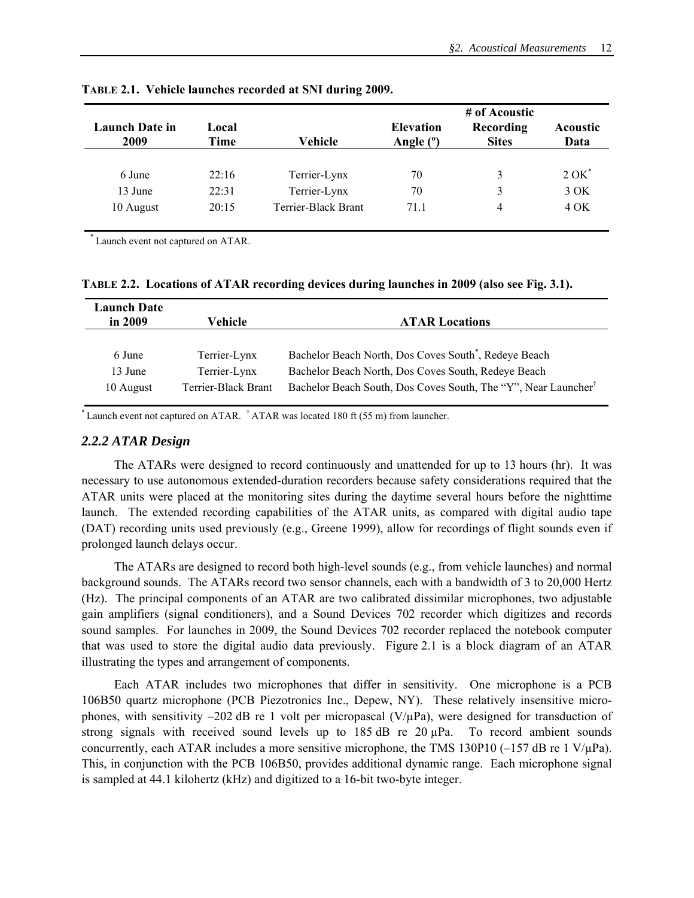**TABLE 2.1. Vehicle launches recorded at SNI during 2009.**

| Launch Date in 2009 | Local Time | Vehicle | Elevation Angle (º) | # of Acoustic Recording Sites | Acoustic Data |
|---|---|---|---|---|---|
| 6 June | 22:16 | Terrier-Lynx | 70 | 3 | 2 OK* |
| 13 June | 22:31 | Terrier-Lynx | 70 | 3 | 3 OK |
| 10 August | 20:15 | Terrier-Black Brant | 71.1 | 4 | 4 OK |

\* Launch event not captured on ATAR.

**TABLE 2.2. Locations of ATAR recording devices during launches in 2009 (also see Fig. 3.1).**

| Launch Date in 2009 | Vehicle | ATAR Locations |
|---|---|---|
| 6 June | Terrier-Lynx | Bachelor Beach North, Dos Coves South*, Redeye Beach |
| 13 June | Terrier-Lynx | Bachelor Beach North, Dos Coves South, Redeye Beach |
| 10 August | Terrier-Black Brant | Bachelor Beach South, Dos Coves South, The "Y", Near Launcher† |

\* Launch event not captured on ATAR. † ATAR was located 180 ft (55 m) from launcher.

### *2.2.2 ATAR Design*

The ATARs were designed to record continuously and unattended for up to 13 hours (hr). It was necessary to use autonomous extended-duration recorders because safety considerations required that the ATAR units were placed at the monitoring sites during the daytime several hours before the nighttime launch. The extended recording capabilities of the ATAR units, as compared with digital audio tape (DAT) recording units used previously (e.g., Greene 1999), allow for recordings of flight sounds even if prolonged launch delays occur.

The ATARs are designed to record both high-level sounds (e.g., from vehicle launches) and normal background sounds. The ATARs record two sensor channels, each with a bandwidth of 3 to 20,000 Hertz (Hz). The principal components of an ATAR are two calibrated dissimilar microphones, two adjustable gain amplifiers (signal conditioners), and a Sound Devices 702 recorder which digitizes and records sound samples. For launches in 2009, the Sound Devices 702 recorder replaced the notebook computer that was used to store the digital audio data previously. Figure 2.1 is a block diagram of an ATAR illustrating the types and arrangement of components.

Each ATAR includes two microphones that differ in sensitivity. One microphone is a PCB 106B50 quartz microphone (PCB Piezotronics Inc., Depew, NY). These relatively insensitive microphones, with sensitivity –202 dB re 1 volt per micropascal (V/μPa), were designed for transduction of strong signals with received sound levels up to 185 dB re 20 μPa. To record ambient sounds concurrently, each ATAR includes a more sensitive microphone, the TMS 130P10 (–157 dB re 1 V/μPa). This, in conjunction with the PCB 106B50, provides additional dynamic range. Each microphone signal is sampled at 44.1 kilohertz (kHz) and digitized to a 16-bit two-byte integer.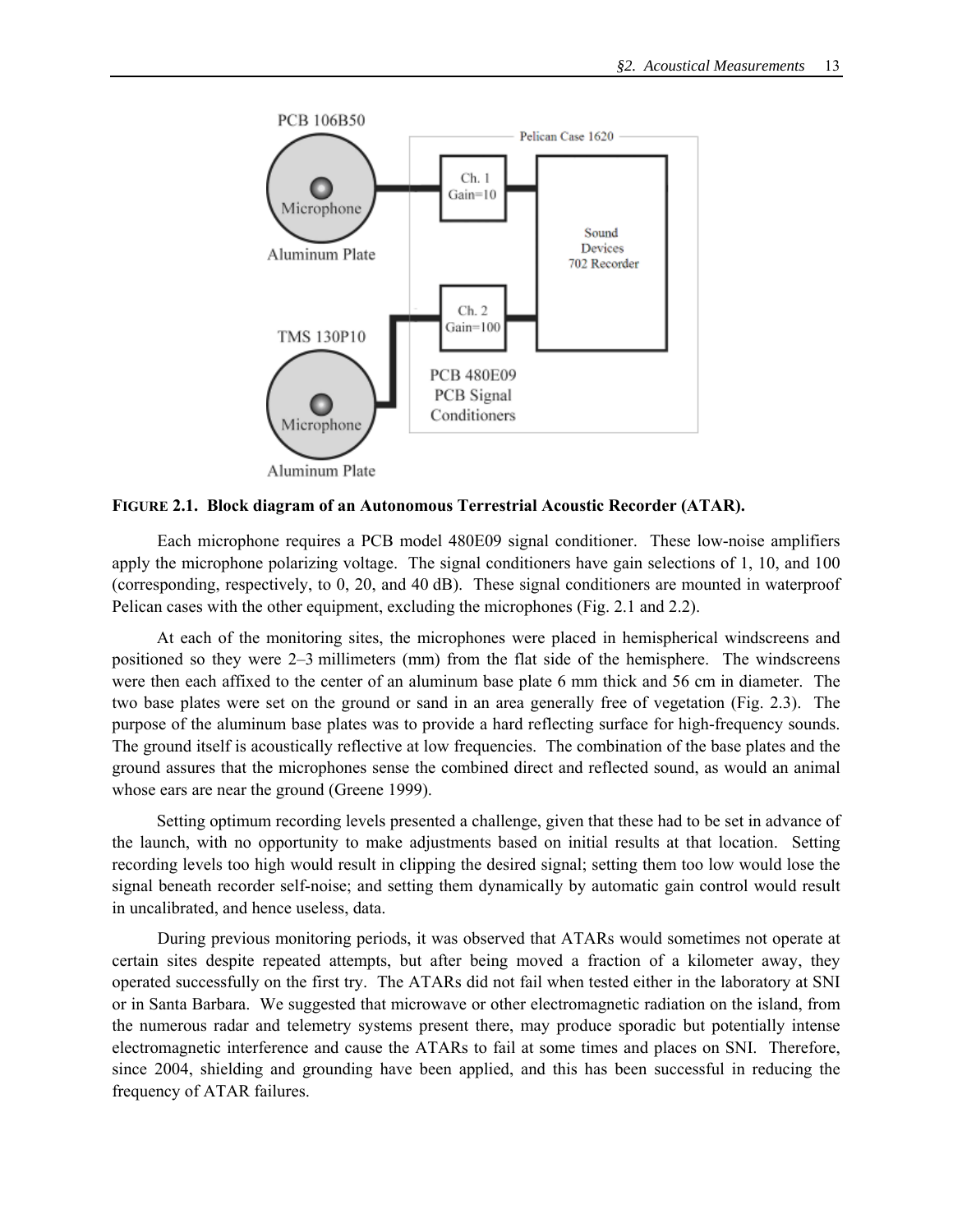**FIGURE 2.1. Block diagram of an Autonomous Terrestrial Acoustic Recorder (ATAR).**

Each microphone requires a PCB model 480E09 signal conditioner. These low-noise amplifiers apply the microphone polarizing voltage. The signal conditioners have gain selections of 1, 10, and 100 (corresponding, respectively, to 0, 20, and 40 dB). These signal conditioners are mounted in waterproof Pelican cases with the other equipment, excluding the microphones (Fig. 2.1 and 2.2).

At each of the monitoring sites, the microphones were placed in hemispherical windscreens and positioned so they were 2–3 millimeters (mm) from the flat side of the hemisphere. The windscreens were then each affixed to the center of an aluminum base plate 6 mm thick and 56 cm in diameter. The two base plates were set on the ground or sand in an area generally free of vegetation (Fig. 2.3). The purpose of the aluminum base plates was to provide a hard reflecting surface for high-frequency sounds. The ground itself is acoustically reflective at low frequencies. The combination of the base plates and the ground assures that the microphones sense the combined direct and reflected sound, as would an animal whose ears are near the ground (Greene 1999).

Setting optimum recording levels presented a challenge, given that these had to be set in advance of the launch, with no opportunity to make adjustments based on initial results at that location. Setting recording levels too high would result in clipping the desired signal; setting them too low would lose the signal beneath recorder self-noise; and setting them dynamically by automatic gain control would result in uncalibrated, and hence useless, data.

During previous monitoring periods, it was observed that ATARs would sometimes not operate at certain sites despite repeated attempts, but after being moved a fraction of a kilometer away, they operated successfully on the first try. The ATARs did not fail when tested either in the laboratory at SNI or in Santa Barbara. We suggested that microwave or other electromagnetic radiation on the island, from the numerous radar and telemetry systems present there, may produce sporadic but potentially intense electromagnetic interference and cause the ATARs to fail at some times and places on SNI. Therefore, since 2004, shielding and grounding have been applied, and this has been successful in reducing the frequency of ATAR failures.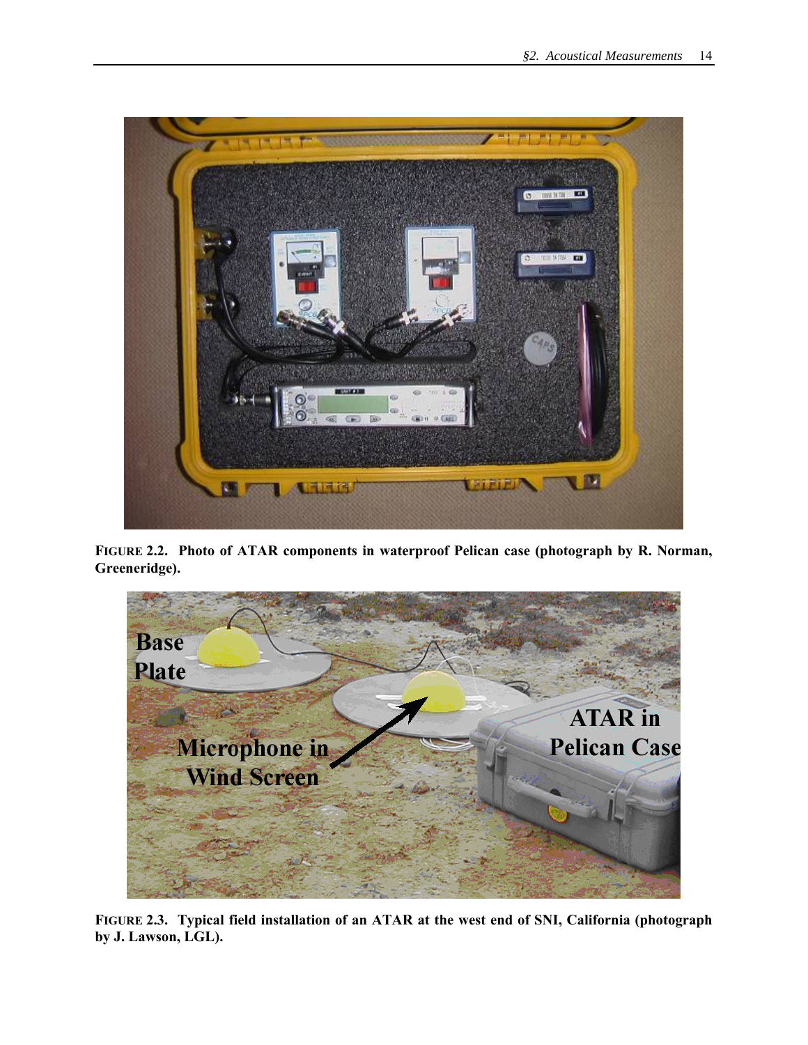**FIGURE 2.2. Photo of ATAR components in waterproof Pelican case (photograph by R. Norman, Greeneridge).**

**FIGURE 2.3. Typical field installation of an ATAR at the west end of SNI, California (photograph by J. Lawson, LGL).**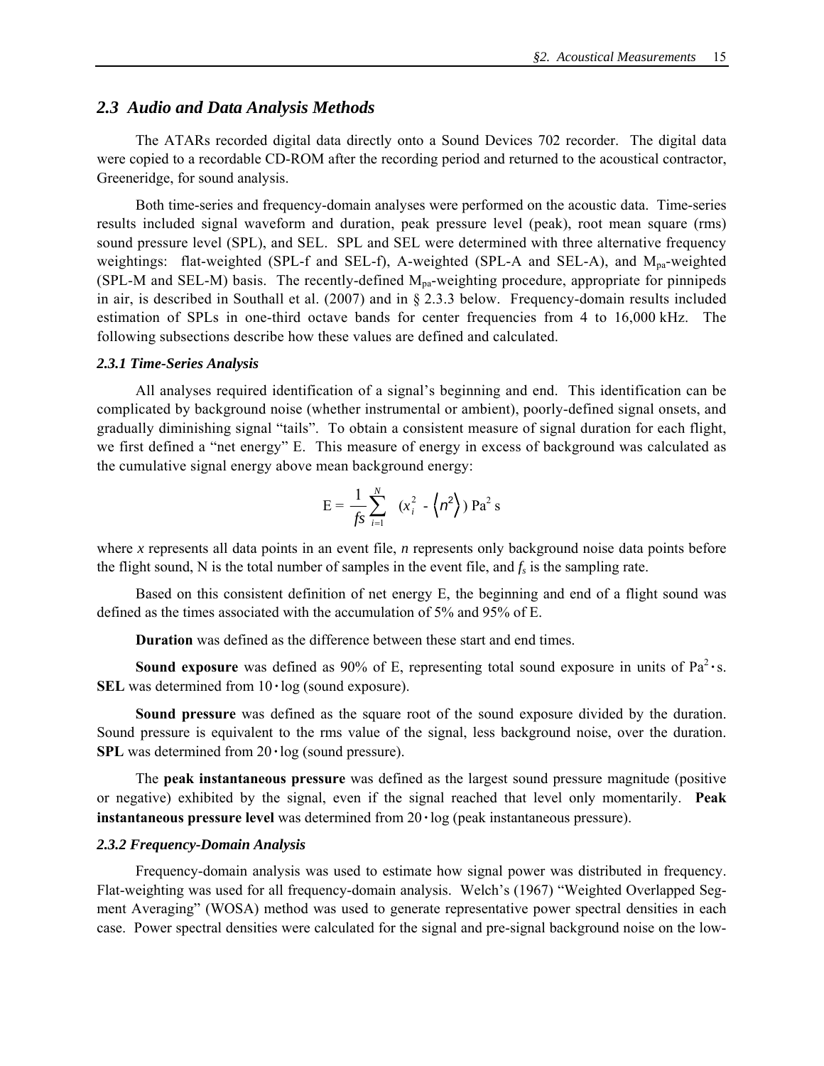## 2.3 Audio and Data Analysis Methods

The ATARs recorded digital data directly onto a Sound Devices 702 recorder. The digital data were copied to a recordable CD-ROM after the recording period and returned to the acoustical contractor, Greeneridge, for sound analysis.

Both time-series and frequency-domain analyses were performed on the acoustic data. Time-series results included signal waveform and duration, peak pressure level (peak), root mean square (rms) sound pressure level (SPL), and SEL. SPL and SEL were determined with three alternative frequency weightings: flat-weighted (SPL-f and SEL-f), A-weighted (SPL-A and SEL-A), and $M_{pa}$-weighted (SPL-M and SEL-M) basis. The recently-defined $M_{pa}$-weighting procedure, appropriate for pinnipeds in air, is described in Southall et al. (2007) and in § 2.3.3 below. Frequency-domain results included estimation of SPLs in one-third octave bands for center frequencies from 4 to 16,000 kHz. The following subsections describe how these values are defined and calculated.

### 2.3.1 Time-Series Analysis

All analyses required identification of a signal's beginning and end. This identification can be complicated by background noise (whether instrumental or ambient), poorly-defined signal onsets, and gradually diminishing signal "tails". To obtain a consistent measure of signal duration for each flight, we first defined a "net energy" E. This measure of energy in excess of background was calculated as the cumulative signal energy above mean background energy:

$$\mathrm{E} = \frac{1}{fs} \sum_{i=1}^{N} \left( x_i^2 - \left\langle n^2 \right\rangle \right) \ \mathrm{Pa}^2\ \mathrm{s}$$

where $x$ represents all data points in an event file, $n$ represents only background noise data points before the flight sound, N is the total number of samples in the event file, and $f_s$ is the sampling rate.

Based on this consistent definition of net energy E, the beginning and end of a flight sound was defined as the times associated with the accumulation of 5% and 95% of E.

**Duration** was defined as the difference between these start and end times.

**Sound exposure** was defined as 90% of E, representing total sound exposure in units of $\mathrm{Pa}^2 \cdot \mathrm{s}$. **SEL** was determined from $10 \cdot \log$ (sound exposure).

**Sound pressure** was defined as the square root of the sound exposure divided by the duration. Sound pressure is equivalent to the rms value of the signal, less background noise, over the duration. **SPL** was determined from $20 \cdot \log$ (sound pressure).

The **peak instantaneous pressure** was defined as the largest sound pressure magnitude (positive or negative) exhibited by the signal, even if the signal reached that level only momentarily. **Peak instantaneous pressure level** was determined from $20 \cdot \log$ (peak instantaneous pressure).

### 2.3.2 Frequency-Domain Analysis

Frequency-domain analysis was used to estimate how signal power was distributed in frequency. Flat-weighting was used for all frequency-domain analysis. Welch's (1967) "Weighted Overlapped Segment Averaging" (WOSA) method was used to generate representative power spectral densities in each case. Power spectral densities were calculated for the signal and pre-signal background noise on the low-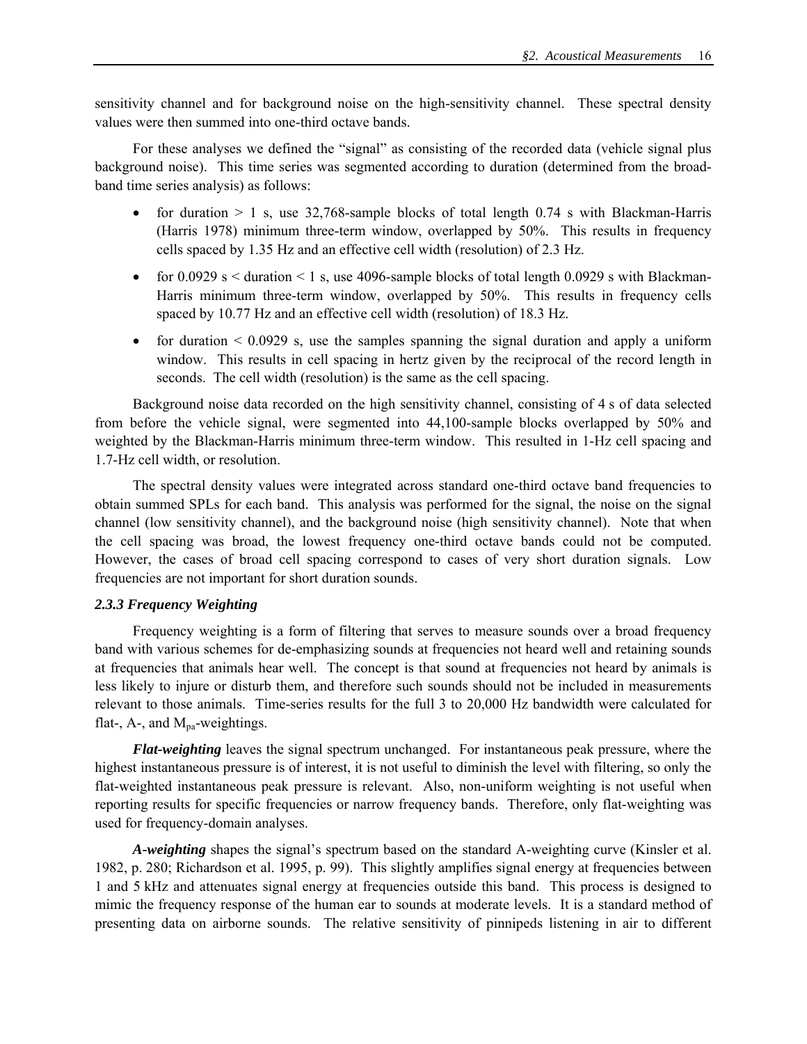sensitivity channel and for background noise on the high-sensitivity channel. These spectral density values were then summed into one-third octave bands.

For these analyses we defined the "signal" as consisting of the recorded data (vehicle signal plus background noise). This time series was segmented according to duration (determined from the broadband time series analysis) as follows:

- for duration > 1 s, use 32,768-sample blocks of total length 0.74 s with Blackman-Harris (Harris 1978) minimum three-term window, overlapped by 50%. This results in frequency cells spaced by 1.35 Hz and an effective cell width (resolution) of 2.3 Hz.
- for 0.0929 s < duration < 1 s, use 4096-sample blocks of total length 0.0929 s with Blackman-Harris minimum three-term window, overlapped by 50%. This results in frequency cells spaced by 10.77 Hz and an effective cell width (resolution) of 18.3 Hz.
- for duration < 0.0929 s, use the samples spanning the signal duration and apply a uniform window. This results in cell spacing in hertz given by the reciprocal of the record length in seconds. The cell width (resolution) is the same as the cell spacing.

Background noise data recorded on the high sensitivity channel, consisting of 4 s of data selected from before the vehicle signal, were segmented into 44,100-sample blocks overlapped by 50% and weighted by the Blackman-Harris minimum three-term window. This resulted in 1-Hz cell spacing and 1.7-Hz cell width, or resolution.

The spectral density values were integrated across standard one-third octave band frequencies to obtain summed SPLs for each band. This analysis was performed for the signal, the noise on the signal channel (low sensitivity channel), and the background noise (high sensitivity channel). Note that when the cell spacing was broad, the lowest frequency one-third octave bands could not be computed. However, the cases of broad cell spacing correspond to cases of very short duration signals. Low frequencies are not important for short duration sounds.

### *2.3.3 Frequency Weighting*

Frequency weighting is a form of filtering that serves to measure sounds over a broad frequency band with various schemes for de-emphasizing sounds at frequencies not heard well and retaining sounds at frequencies that animals hear well. The concept is that sound at frequencies not heard by animals is less likely to injure or disturb them, and therefore such sounds should not be included in measurements relevant to those animals. Time-series results for the full 3 to 20,000 Hz bandwidth were calculated for flat-, A-, and $M_{pa}$-weightings.

***Flat-weighting*** leaves the signal spectrum unchanged. For instantaneous peak pressure, where the highest instantaneous pressure is of interest, it is not useful to diminish the level with filtering, so only the flat-weighted instantaneous peak pressure is relevant. Also, non-uniform weighting is not useful when reporting results for specific frequencies or narrow frequency bands. Therefore, only flat-weighting was used for frequency-domain analyses.

***A-weighting*** shapes the signal's spectrum based on the standard A-weighting curve (Kinsler et al. 1982, p. 280; Richardson et al. 1995, p. 99). This slightly amplifies signal energy at frequencies between 1 and 5 kHz and attenuates signal energy at frequencies outside this band. This process is designed to mimic the frequency response of the human ear to sounds at moderate levels. It is a standard method of presenting data on airborne sounds. The relative sensitivity of pinnipeds listening in air to different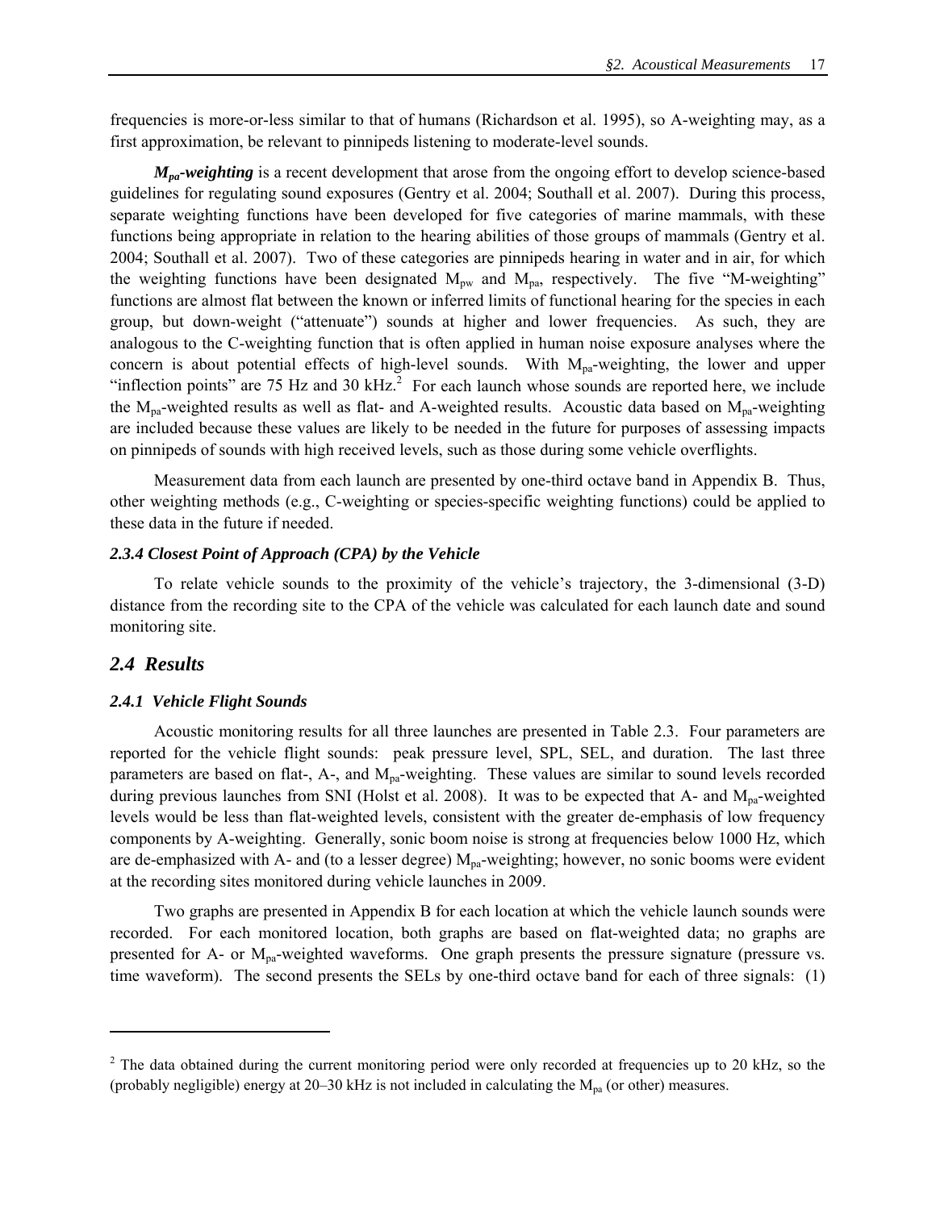frequencies is more-or-less similar to that of humans (Richardson et al. 1995), so A-weighting may, as a first approximation, be relevant to pinnipeds listening to moderate-level sounds.

***$M_{pa}$-weighting*** is a recent development that arose from the ongoing effort to develop science-based guidelines for regulating sound exposures (Gentry et al. 2004; Southall et al. 2007). During this process, separate weighting functions have been developed for five categories of marine mammals, with these functions being appropriate in relation to the hearing abilities of those groups of mammals (Gentry et al. 2004; Southall et al. 2007). Two of these categories are pinnipeds hearing in water and in air, for which the weighting functions have been designated $M_{pw}$ and $M_{pa}$, respectively. The five "M-weighting" functions are almost flat between the known or inferred limits of functional hearing for the species in each group, but down-weight ("attenuate") sounds at higher and lower frequencies. As such, they are analogous to the C-weighting function that is often applied in human noise exposure analyses where the concern is about potential effects of high-level sounds. With $M_{pa}$-weighting, the lower and upper "inflection points" are 75 Hz and 30 kHz.[2] For each launch whose sounds are reported here, we include the $M_{pa}$-weighted results as well as flat- and A-weighted results. Acoustic data based on $M_{pa}$-weighting are included because these values are likely to be needed in the future for purposes of assessing impacts on pinnipeds of sounds with high received levels, such as those during some vehicle overflights.

Measurement data from each launch are presented by one-third octave band in Appendix B. Thus, other weighting methods (e.g., C-weighting or species-specific weighting functions) could be applied to these data in the future if needed.

### *2.3.4 Closest Point of Approach (CPA) by the Vehicle*

To relate vehicle sounds to the proximity of the vehicle's trajectory, the 3-dimensional (3-D) distance from the recording site to the CPA of the vehicle was calculated for each launch date and sound monitoring site.

## *2.4 Results*

### *2.4.1 Vehicle Flight Sounds*

Acoustic monitoring results for all three launches are presented in Table 2.3. Four parameters are reported for the vehicle flight sounds: peak pressure level, SPL, SEL, and duration. The last three parameters are based on flat-, A-, and $M_{pa}$-weighting. These values are similar to sound levels recorded during previous launches from SNI (Holst et al. 2008). It was to be expected that A- and $M_{pa}$-weighted levels would be less than flat-weighted levels, consistent with the greater de-emphasis of low frequency components by A-weighting. Generally, sonic boom noise is strong at frequencies below 1000 Hz, which are de-emphasized with A- and (to a lesser degree) $M_{pa}$-weighting; however, no sonic booms were evident at the recording sites monitored during vehicle launches in 2009.

Two graphs are presented in Appendix B for each location at which the vehicle launch sounds were recorded. For each monitored location, both graphs are based on flat-weighted data; no graphs are presented for A- or $M_{pa}$-weighted waveforms. One graph presents the pressure signature (pressure vs. time waveform). The second presents the SELs by one-third octave band for each of three signals: (1)

---

[2] The data obtained during the current monitoring period were only recorded at frequencies up to 20 kHz, so the (probably negligible) energy at 20–30 kHz is not included in calculating the $M_{pa}$ (or other) measures.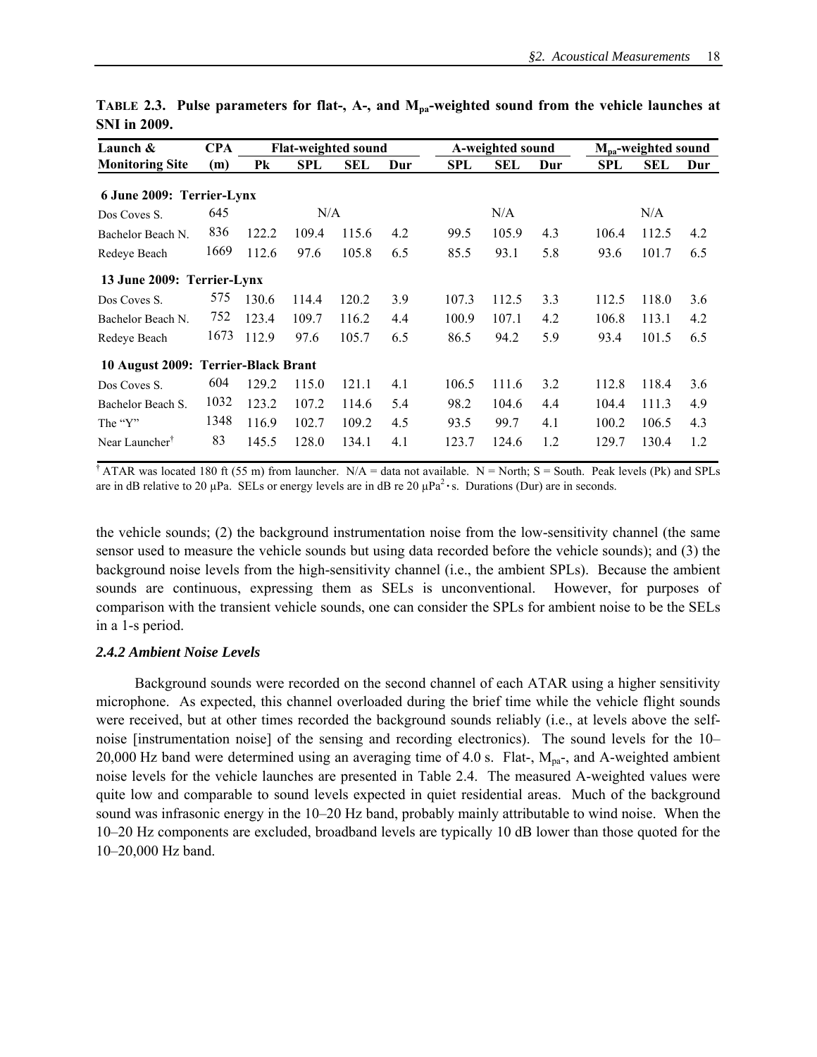**TABLE 2.3. Pulse parameters for flat-, A-, and $M_{pa}$-weighted sound from the vehicle launches at SNI in 2009.**

| Launch & Monitoring Site | CPA (m) | Flat-weighted sound | | | | A-weighted sound | | | $M_{pa}$-weighted sound | | |
|---|---|---|---|---|---|---|---|---|---|---|---|
| | | Pk | SPL | SEL | Dur | SPL | SEL | Dur | SPL | SEL | Dur |
| **6 June 2009: Terrier-Lynx** | | | | | | | | | | | |
| Dos Coves S. | 645 | | N/A | | | | N/A | | | N/A | |
| Bachelor Beach N. | 836 | 122.2 | 109.4 | 115.6 | 4.2 | 99.5 | 105.9 | 4.3 | 106.4 | 112.5 | 4.2 |
| Redeye Beach | 1669 | 112.6 | 97.6 | 105.8 | 6.5 | 85.5 | 93.1 | 5.8 | 93.6 | 101.7 | 6.5 |
| **13 June 2009: Terrier-Lynx** | | | | | | | | | | | |
| Dos Coves S. | 575 | 130.6 | 114.4 | 120.2 | 3.9 | 107.3 | 112.5 | 3.3 | 112.5 | 118.0 | 3.6 |
| Bachelor Beach N. | 752 | 123.4 | 109.7 | 116.2 | 4.4 | 100.9 | 107.1 | 4.2 | 106.8 | 113.1 | 4.2 |
| Redeye Beach | 1673 | 112.9 | 97.6 | 105.7 | 6.5 | 86.5 | 94.2 | 5.9 | 93.4 | 101.5 | 6.5 |
| **10 August 2009: Terrier-Black Brant** | | | | | | | | | | | |
| Dos Coves S. | 604 | 129.2 | 115.0 | 121.1 | 4.1 | 106.5 | 111.6 | 3.2 | 112.8 | 118.4 | 3.6 |
| Bachelor Beach S. | 1032 | 123.2 | 107.2 | 114.6 | 5.4 | 98.2 | 104.6 | 4.4 | 104.4 | 111.3 | 4.9 |
| The "Y" | 1348 | 116.9 | 102.7 | 109.2 | 4.5 | 93.5 | 99.7 | 4.1 | 100.2 | 106.5 | 4.3 |
| Near Launcher[†] | 83 | 145.5 | 128.0 | 134.1 | 4.1 | 123.7 | 124.6 | 1.2 | 129.7 | 130.4 | 1.2 |

[†] ATAR was located 180 ft (55 m) from launcher. N/A = data not available. N = North; S = South. Peak levels (Pk) and SPLs are in dB relative to 20 µPa. SELs or energy levels are in dB re 20 $\mu Pa^2 \cdot s$. Durations (Dur) are in seconds.

the vehicle sounds; (2) the background instrumentation noise from the low-sensitivity channel (the same sensor used to measure the vehicle sounds but using data recorded before the vehicle sounds); and (3) the background noise levels from the high-sensitivity channel (i.e., the ambient SPLs). Because the ambient sounds are continuous, expressing them as SELs is unconventional. However, for purposes of comparison with the transient vehicle sounds, one can consider the SPLs for ambient noise to be the SELs in a 1-s period.

### *2.4.2 Ambient Noise Levels*

Background sounds were recorded on the second channel of each ATAR using a higher sensitivity microphone. As expected, this channel overloaded during the brief time while the vehicle flight sounds were received, but at other times recorded the background sounds reliably (i.e., at levels above the self-noise [instrumentation noise] of the sensing and recording electronics). The sound levels for the 10–20,000 Hz band were determined using an averaging time of 4.0 s. Flat-, $M_{pa}$-, and A-weighted ambient noise levels for the vehicle launches are presented in Table 2.4. The measured A-weighted values were quite low and comparable to sound levels expected in quiet residential areas. Much of the background sound was infrasonic energy in the 10–20 Hz band, probably mainly attributable to wind noise. When the 10–20 Hz components are excluded, broadband levels are typically 10 dB lower than those quoted for the 10–20,000 Hz band.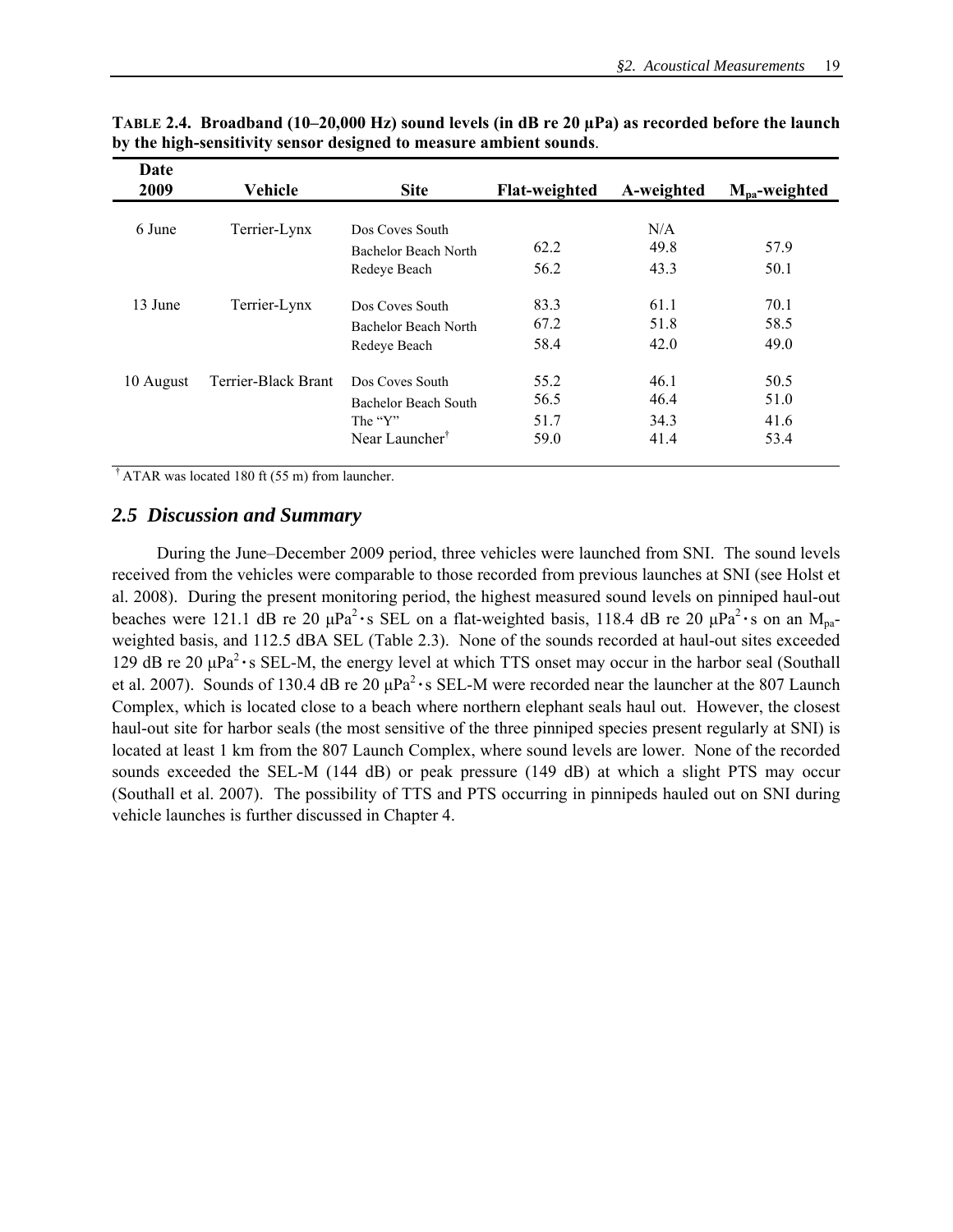**TABLE 2.4. Broadband (10–20,000 Hz) sound levels (in dB re 20 µPa) as recorded before the launch by the high-sensitivity sensor designed to measure ambient sounds.**

| Date 2009 | Vehicle | Site | Flat-weighted | A-weighted | $M_{pa}$-weighted |
|---|---|---|---|---|---|
| 6 June | Terrier-Lynx | Dos Coves South | | N/A | |
| | | Bachelor Beach North | 62.2 | 49.8 | 57.9 |
| | | Redeye Beach | 56.2 | 43.3 | 50.1 |
| 13 June | Terrier-Lynx | Dos Coves South | 83.3 | 61.1 | 70.1 |
| | | Bachelor Beach North | 67.2 | 51.8 | 58.5 |
| | | Redeye Beach | 58.4 | 42.0 | 49.0 |
| 10 August | Terrier-Black Brant | Dos Coves South | 55.2 | 46.1 | 50.5 |
| | | Bachelor Beach South | 56.5 | 46.4 | 51.0 |
| | | The "Y" | 51.7 | 34.3 | 41.6 |
| | | Near Launcher† | 59.0 | 41.4 | 53.4 |

† ATAR was located 180 ft (55 m) from launcher.

## *2.5 Discussion and Summary*

During the June–December 2009 period, three vehicles were launched from SNI. The sound levels received from the vehicles were comparable to those recorded from previous launches at SNI (see Holst et al. 2008). During the present monitoring period, the highest measured sound levels on pinniped haul-out beaches were 121.1 dB re 20 µPa$^2$·s SEL on a flat-weighted basis, 118.4 dB re 20 µPa$^2$·s on an $M_{pa}$-weighted basis, and 112.5 dBA SEL (Table 2.3). None of the sounds recorded at haul-out sites exceeded 129 dB re 20 µPa$^2$·s SEL-M, the energy level at which TTS onset may occur in the harbor seal (Southall et al. 2007). Sounds of 130.4 dB re 20 µPa$^2$·s SEL-M were recorded near the launcher at the 807 Launch Complex, which is located close to a beach where northern elephant seals haul out. However, the closest haul-out site for harbor seals (the most sensitive of the three pinniped species present regularly at SNI) is located at least 1 km from the 807 Launch Complex, where sound levels are lower. None of the recorded sounds exceeded the SEL-M (144 dB) or peak pressure (149 dB) at which a slight PTS may occur (Southall et al. 2007). The possibility of TTS and PTS occurring in pinnipeds hauled out on SNI during vehicle launches is further discussed in Chapter 4.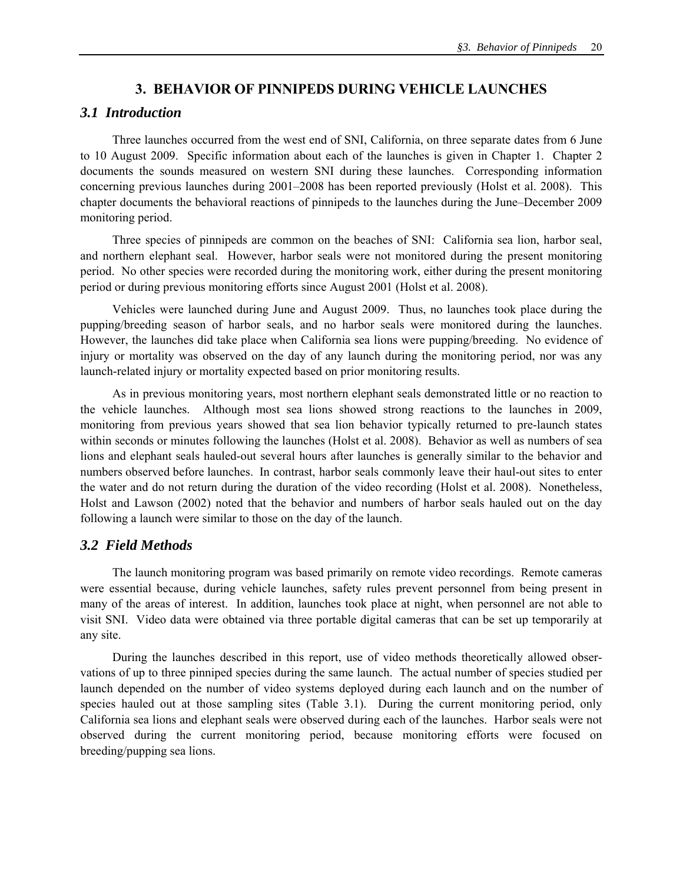# 3. BEHAVIOR OF PINNIPEDS DURING VEHICLE LAUNCHES

## *3.1 Introduction*

Three launches occurred from the west end of SNI, California, on three separate dates from 6 June to 10 August 2009. Specific information about each of the launches is given in Chapter 1. Chapter 2 documents the sounds measured on western SNI during these launches. Corresponding information concerning previous launches during 2001–2008 has been reported previously (Holst et al. 2008). This chapter documents the behavioral reactions of pinnipeds to the launches during the June–December 2009 monitoring period.

Three species of pinnipeds are common on the beaches of SNI: California sea lion, harbor seal, and northern elephant seal. However, harbor seals were not monitored during the present monitoring period. No other species were recorded during the monitoring work, either during the present monitoring period or during previous monitoring efforts since August 2001 (Holst et al. 2008).

Vehicles were launched during June and August 2009. Thus, no launches took place during the pupping/breeding season of harbor seals, and no harbor seals were monitored during the launches. However, the launches did take place when California sea lions were pupping/breeding. No evidence of injury or mortality was observed on the day of any launch during the monitoring period, nor was any launch-related injury or mortality expected based on prior monitoring results.

As in previous monitoring years, most northern elephant seals demonstrated little or no reaction to the vehicle launches. Although most sea lions showed strong reactions to the launches in 2009, monitoring from previous years showed that sea lion behavior typically returned to pre-launch states within seconds or minutes following the launches (Holst et al. 2008). Behavior as well as numbers of sea lions and elephant seals hauled-out several hours after launches is generally similar to the behavior and numbers observed before launches. In contrast, harbor seals commonly leave their haul-out sites to enter the water and do not return during the duration of the video recording (Holst et al. 2008). Nonetheless, Holst and Lawson (2002) noted that the behavior and numbers of harbor seals hauled out on the day following a launch were similar to those on the day of the launch.

## *3.2 Field Methods*

The launch monitoring program was based primarily on remote video recordings. Remote cameras were essential because, during vehicle launches, safety rules prevent personnel from being present in many of the areas of interest. In addition, launches took place at night, when personnel are not able to visit SNI. Video data were obtained via three portable digital cameras that can be set up temporarily at any site.

During the launches described in this report, use of video methods theoretically allowed observations of up to three pinniped species during the same launch. The actual number of species studied per launch depended on the number of video systems deployed during each launch and on the number of species hauled out at those sampling sites (Table 3.1). During the current monitoring period, only California sea lions and elephant seals were observed during each of the launches. Harbor seals were not observed during the current monitoring period, because monitoring efforts were focused on breeding/pupping sea lions.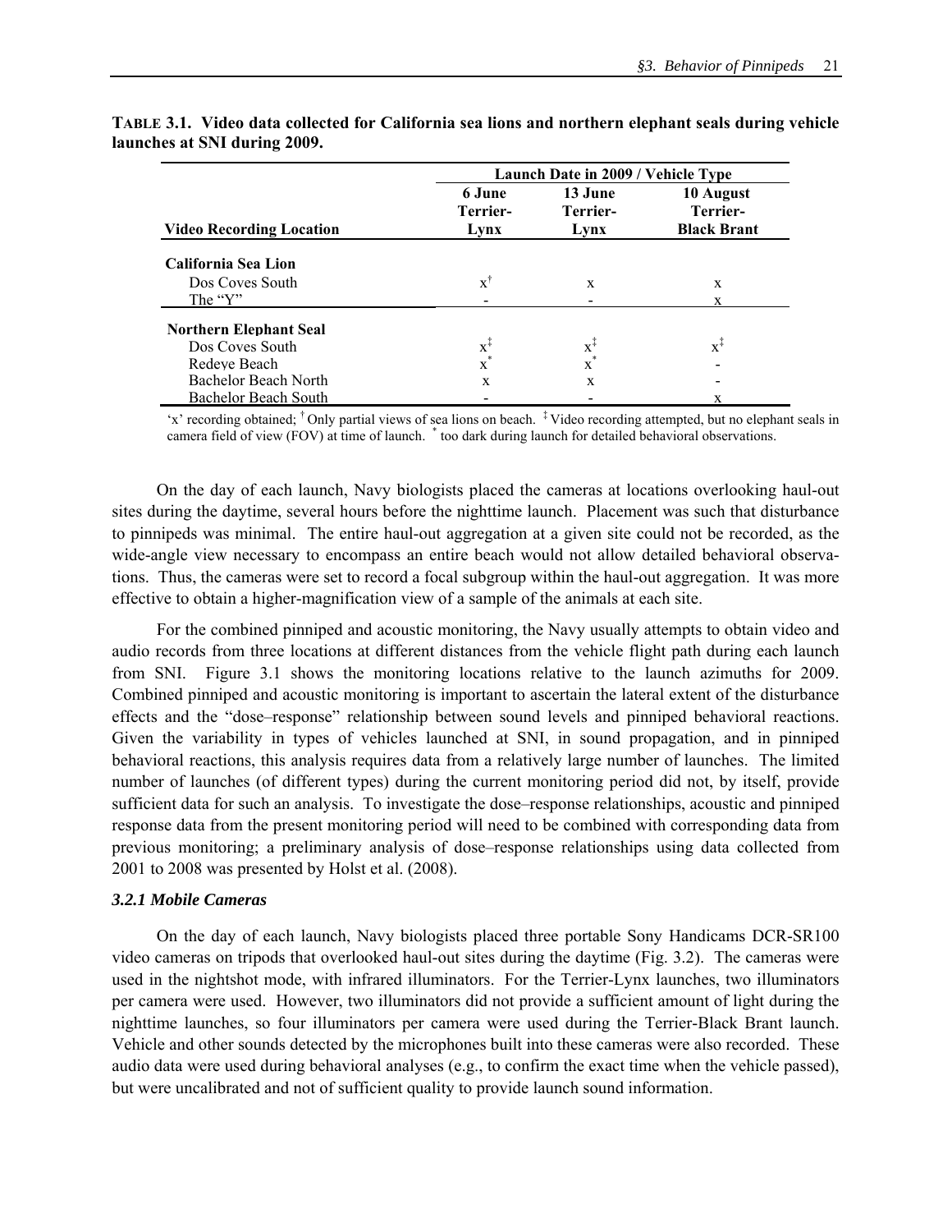**TABLE 3.1. Video data collected for California sea lions and northern elephant seals during vehicle launches at SNI during 2009.**

| Video Recording Location | Launch Date in 2009 / Vehicle Type | | |
|---|---|---|---|
| | 6 June Terrier-Lynx | 13 June Terrier-Lynx | 10 August Terrier-Black Brant |
| **California Sea Lion** | | | |
| Dos Coves South | x† | x | x |
| The "Y" | - | - | x |
| **Northern Elephant Seal** | | | |
| Dos Coves South | x‡ | x‡ | x‡ |
| Redeye Beach | x* | x* | - |
| Bachelor Beach North | x | x | - |
| Bachelor Beach South | - | - | x |

'x' recording obtained; † Only partial views of sea lions on beach. ‡ Video recording attempted, but no elephant seals in camera field of view (FOV) at time of launch. * too dark during launch for detailed behavioral observations.

On the day of each launch, Navy biologists placed the cameras at locations overlooking haul-out sites during the daytime, several hours before the nighttime launch. Placement was such that disturbance to pinnipeds was minimal. The entire haul-out aggregation at a given site could not be recorded, as the wide-angle view necessary to encompass an entire beach would not allow detailed behavioral observations. Thus, the cameras were set to record a focal subgroup within the haul-out aggregation. It was more effective to obtain a higher-magnification view of a sample of the animals at each site.

For the combined pinniped and acoustic monitoring, the Navy usually attempts to obtain video and audio records from three locations at different distances from the vehicle flight path during each launch from SNI. Figure 3.1 shows the monitoring locations relative to the launch azimuths for 2009. Combined pinniped and acoustic monitoring is important to ascertain the lateral extent of the disturbance effects and the "dose–response" relationship between sound levels and pinniped behavioral reactions. Given the variability in types of vehicles launched at SNI, in sound propagation, and in pinniped behavioral reactions, this analysis requires data from a relatively large number of launches. The limited number of launches (of different types) during the current monitoring period did not, by itself, provide sufficient data for such an analysis. To investigate the dose–response relationships, acoustic and pinniped response data from the present monitoring period will need to be combined with corresponding data from previous monitoring; a preliminary analysis of dose–response relationships using data collected from 2001 to 2008 was presented by Holst et al. (2008).

### *3.2.1 Mobile Cameras*

On the day of each launch, Navy biologists placed three portable Sony Handicams DCR-SR100 video cameras on tripods that overlooked haul-out sites during the daytime (Fig. 3.2). The cameras were used in the nightshot mode, with infrared illuminators. For the Terrier-Lynx launches, two illuminators per camera were used. However, two illuminators did not provide a sufficient amount of light during the nighttime launches, so four illuminators per camera were used during the Terrier-Black Brant launch. Vehicle and other sounds detected by the microphones built into these cameras were also recorded. These audio data were used during behavioral analyses (e.g., to confirm the exact time when the vehicle passed), but were uncalibrated and not of sufficient quality to provide launch sound information.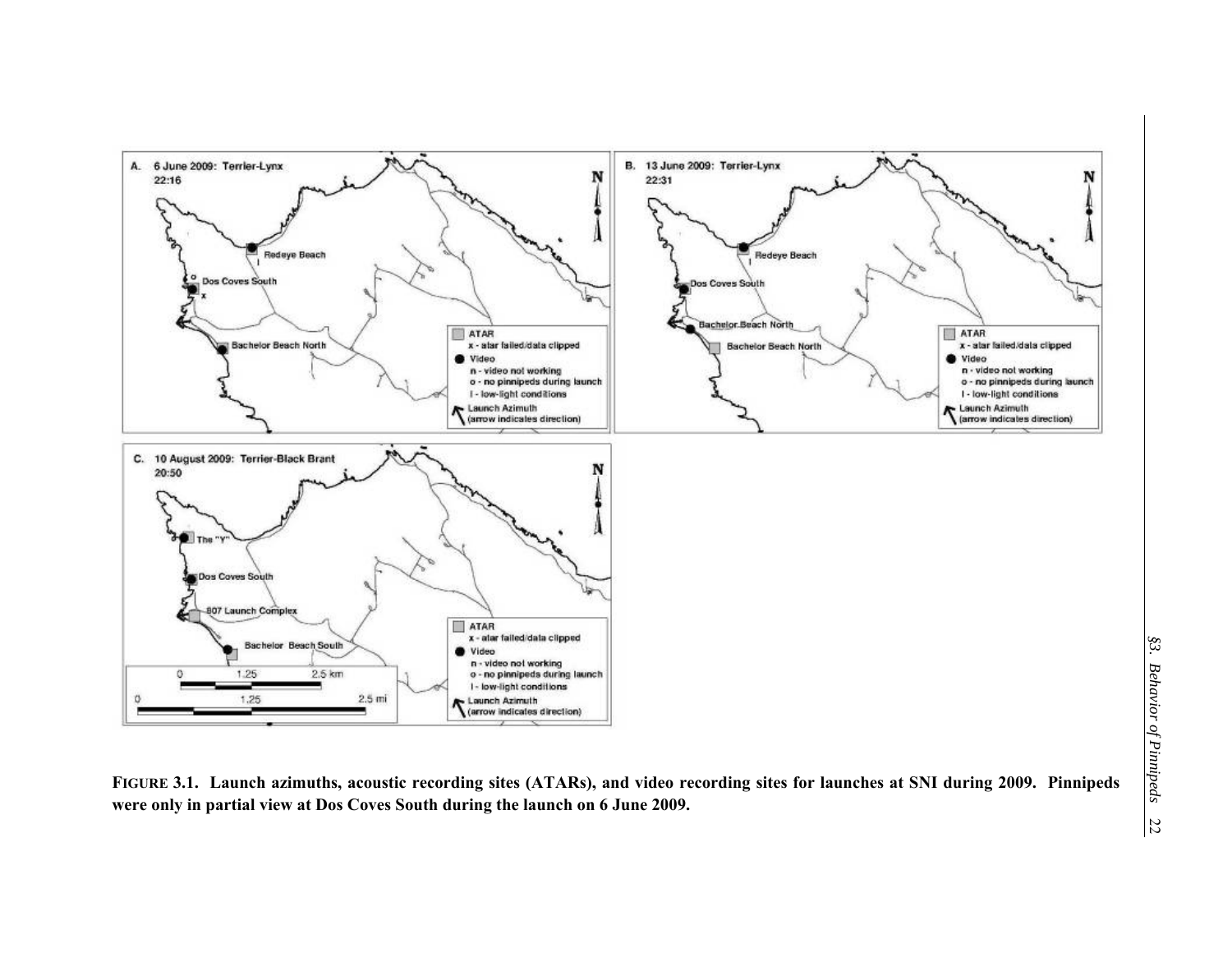**FIGURE 3.1. Launch azimuths, acoustic recording sites (ATARs), and video recording sites for launches at SNI during 2009. Pinnipeds were only in partial view at Dos Coves South during the launch on 6 June 2009.**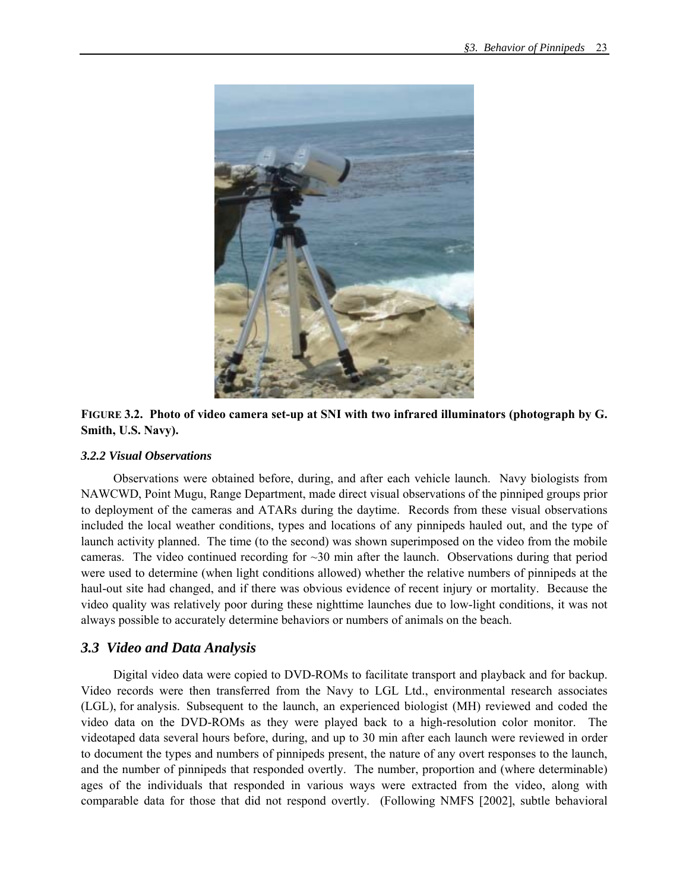**FIGURE 3.2. Photo of video camera set-up at SNI with two infrared illuminators (photograph by G. Smith, U.S. Navy).**

#### *3.2.2 Visual Observations*

Observations were obtained before, during, and after each vehicle launch. Navy biologists from NAWCWD, Point Mugu, Range Department, made direct visual observations of the pinniped groups prior to deployment of the cameras and ATARs during the daytime. Records from these visual observations included the local weather conditions, types and locations of any pinnipeds hauled out, and the type of launch activity planned. The time (to the second) was shown superimposed on the video from the mobile cameras. The video continued recording for ~30 min after the launch. Observations during that period were used to determine (when light conditions allowed) whether the relative numbers of pinnipeds at the haul-out site had changed, and if there was obvious evidence of recent injury or mortality. Because the video quality was relatively poor during these nighttime launches due to low-light conditions, it was not always possible to accurately determine behaviors or numbers of animals on the beach.

## *3.3 Video and Data Analysis*

Digital video data were copied to DVD-ROMs to facilitate transport and playback and for backup. Video records were then transferred from the Navy to LGL Ltd., environmental research associates (LGL), for analysis. Subsequent to the launch, an experienced biologist (MH) reviewed and coded the video data on the DVD-ROMs as they were played back to a high-resolution color monitor. The videotaped data several hours before, during, and up to 30 min after each launch were reviewed in order to document the types and numbers of pinnipeds present, the nature of any overt responses to the launch, and the number of pinnipeds that responded overtly. The number, proportion and (where determinable) ages of the individuals that responded in various ways were extracted from the video, along with comparable data for those that did not respond overtly. (Following NMFS [2002], subtle behavioral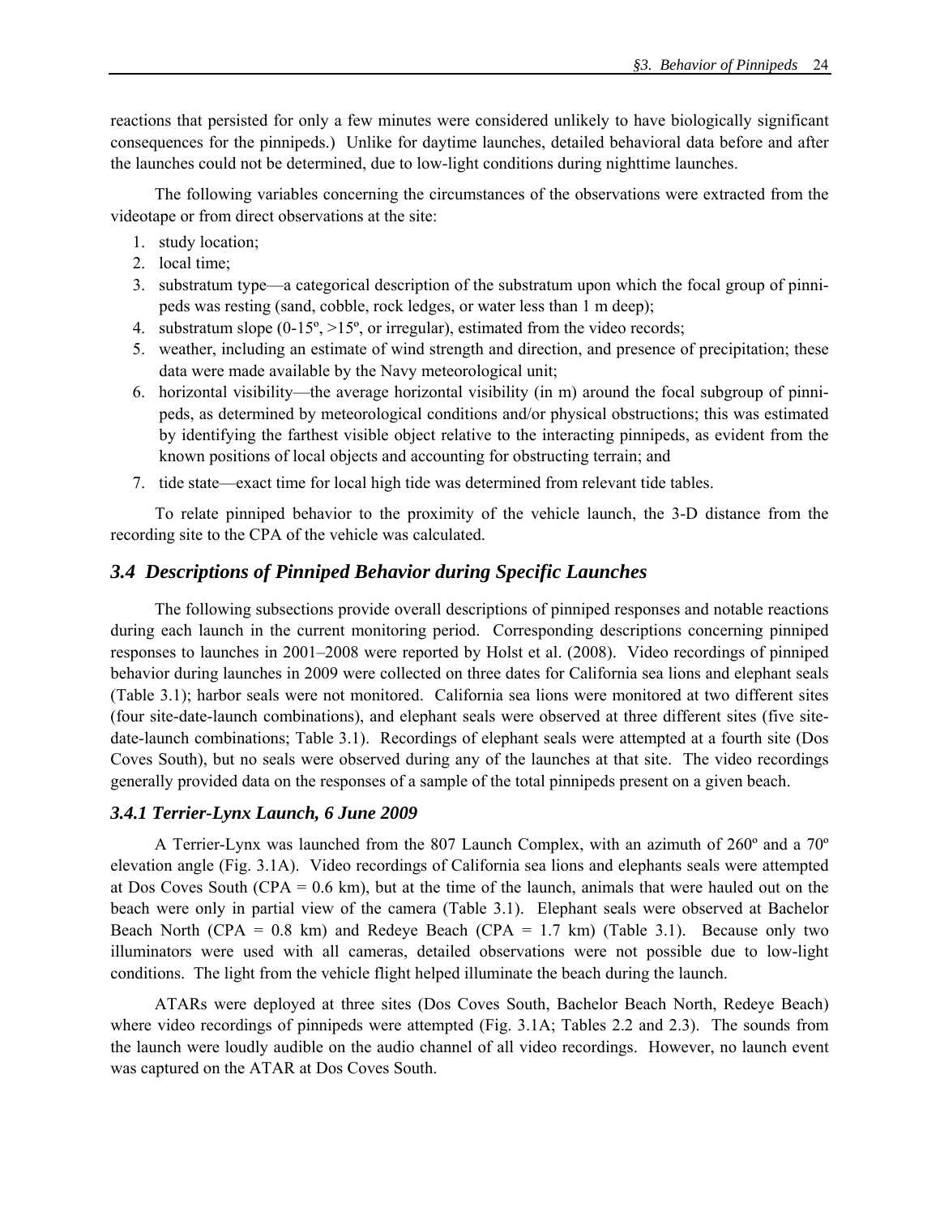reactions that persisted for only a few minutes were considered unlikely to have biologically significant consequences for the pinnipeds.) Unlike for daytime launches, detailed behavioral data before and after the launches could not be determined, due to low-light conditions during nighttime launches.

The following variables concerning the circumstances of the observations were extracted from the videotape or from direct observations at the site:

1. study location;
2. local time;
3. substratum type—a categorical description of the substratum upon which the focal group of pinnipeds was resting (sand, cobble, rock ledges, or water less than 1 m deep);
4. substratum slope (0-15º, >15º, or irregular), estimated from the video records;
5. weather, including an estimate of wind strength and direction, and presence of precipitation; these data were made available by the Navy meteorological unit;
6. horizontal visibility—the average horizontal visibility (in m) around the focal subgroup of pinnipeds, as determined by meteorological conditions and/or physical obstructions; this was estimated by identifying the farthest visible object relative to the interacting pinnipeds, as evident from the known positions of local objects and accounting for obstructing terrain; and
7. tide state—exact time for local high tide was determined from relevant tide tables.

To relate pinniped behavior to the proximity of the vehicle launch, the 3-D distance from the recording site to the CPA of the vehicle was calculated.

## 3.4 Descriptions of Pinniped Behavior during Specific Launches

The following subsections provide overall descriptions of pinniped responses and notable reactions during each launch in the current monitoring period. Corresponding descriptions concerning pinniped responses to launches in 2001–2008 were reported by Holst et al. (2008). Video recordings of pinniped behavior during launches in 2009 were collected on three dates for California sea lions and elephant seals (Table 3.1); harbor seals were not monitored. California sea lions were monitored at two different sites (four site-date-launch combinations), and elephant seals were observed at three different sites (five site-date-launch combinations; Table 3.1). Recordings of elephant seals were attempted at a fourth site (Dos Coves South), but no seals were observed during any of the launches at that site. The video recordings generally provided data on the responses of a sample of the total pinnipeds present on a given beach.

### 3.4.1 Terrier-Lynx Launch, 6 June 2009

A Terrier-Lynx was launched from the 807 Launch Complex, with an azimuth of 260º and a 70º elevation angle (Fig. 3.1A). Video recordings of California sea lions and elephants seals were attempted at Dos Coves South (CPA = 0.6 km), but at the time of the launch, animals that were hauled out on the beach were only in partial view of the camera (Table 3.1). Elephant seals were observed at Bachelor Beach North (CPA = 0.8 km) and Redeye Beach (CPA = 1.7 km) (Table 3.1). Because only two illuminators were used with all cameras, detailed observations were not possible due to low-light conditions. The light from the vehicle flight helped illuminate the beach during the launch.

ATARs were deployed at three sites (Dos Coves South, Bachelor Beach North, Redeye Beach) where video recordings of pinnipeds were attempted (Fig. 3.1A; Tables 2.2 and 2.3). The sounds from the launch were loudly audible on the audio channel of all video recordings. However, no launch event was captured on the ATAR at Dos Coves South.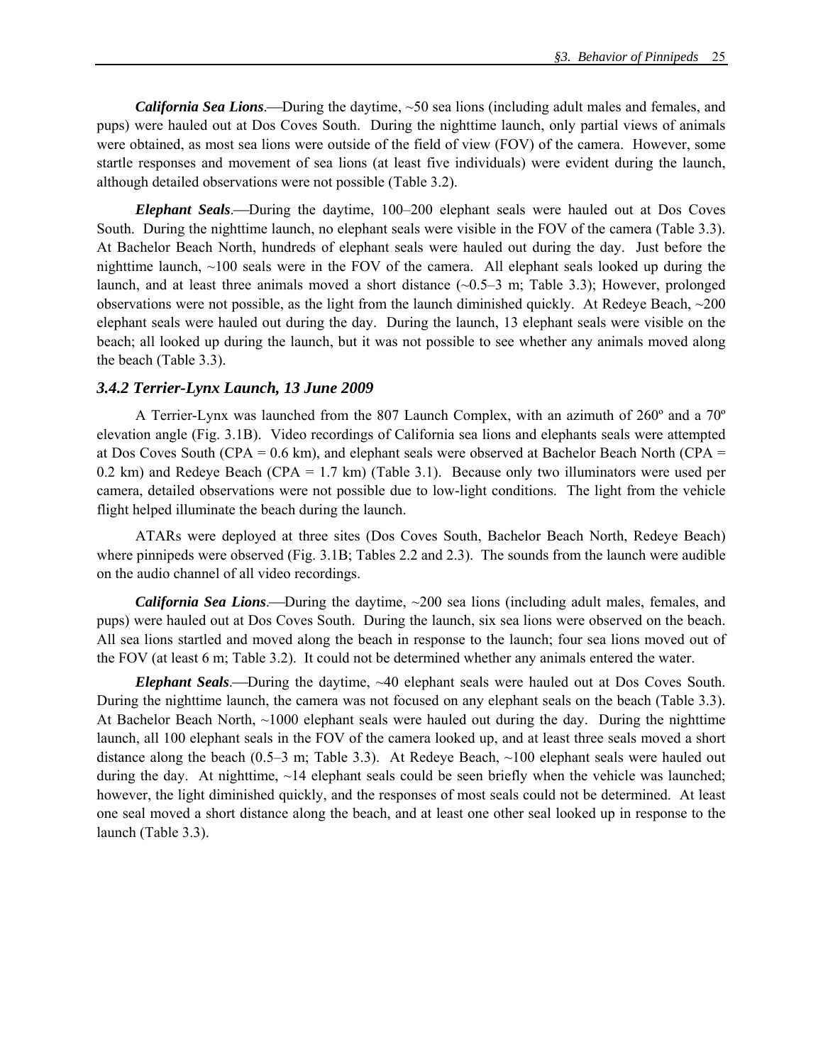***California Sea Lions***.—During the daytime, ~50 sea lions (including adult males and females, and pups) were hauled out at Dos Coves South. During the nighttime launch, only partial views of animals were obtained, as most sea lions were outside of the field of view (FOV) of the camera. However, some startle responses and movement of sea lions (at least five individuals) were evident during the launch, although detailed observations were not possible (Table 3.2).

***Elephant Seals***.—During the daytime, 100–200 elephant seals were hauled out at Dos Coves South. During the nighttime launch, no elephant seals were visible in the FOV of the camera (Table 3.3). At Bachelor Beach North, hundreds of elephant seals were hauled out during the day. Just before the nighttime launch, ~100 seals were in the FOV of the camera. All elephant seals looked up during the launch, and at least three animals moved a short distance (~0.5–3 m; Table 3.3); However, prolonged observations were not possible, as the light from the launch diminished quickly. At Redeye Beach, ~200 elephant seals were hauled out during the day. During the launch, 13 elephant seals were visible on the beach; all looked up during the launch, but it was not possible to see whether any animals moved along the beach (Table 3.3).

### *3.4.2 Terrier-Lynx Launch, 13 June 2009*

A Terrier-Lynx was launched from the 807 Launch Complex, with an azimuth of 260º and a 70º elevation angle (Fig. 3.1B). Video recordings of California sea lions and elephants seals were attempted at Dos Coves South (CPA = 0.6 km), and elephant seals were observed at Bachelor Beach North (CPA = 0.2 km) and Redeye Beach (CPA = 1.7 km) (Table 3.1). Because only two illuminators were used per camera, detailed observations were not possible due to low-light conditions. The light from the vehicle flight helped illuminate the beach during the launch.

ATARs were deployed at three sites (Dos Coves South, Bachelor Beach North, Redeye Beach) where pinnipeds were observed (Fig. 3.1B; Tables 2.2 and 2.3). The sounds from the launch were audible on the audio channel of all video recordings.

***California Sea Lions***.—During the daytime, ~200 sea lions (including adult males, females, and pups) were hauled out at Dos Coves South. During the launch, six sea lions were observed on the beach. All sea lions startled and moved along the beach in response to the launch; four sea lions moved out of the FOV (at least 6 m; Table 3.2). It could not be determined whether any animals entered the water.

***Elephant Seals***.—During the daytime, ~40 elephant seals were hauled out at Dos Coves South. During the nighttime launch, the camera was not focused on any elephant seals on the beach (Table 3.3). At Bachelor Beach North, ~1000 elephant seals were hauled out during the day. During the nighttime launch, all 100 elephant seals in the FOV of the camera looked up, and at least three seals moved a short distance along the beach (0.5–3 m; Table 3.3). At Redeye Beach, ~100 elephant seals were hauled out during the day. At nighttime, ~14 elephant seals could be seen briefly when the vehicle was launched; however, the light diminished quickly, and the responses of most seals could not be determined. At least one seal moved a short distance along the beach, and at least one other seal looked up in response to the launch (Table 3.3).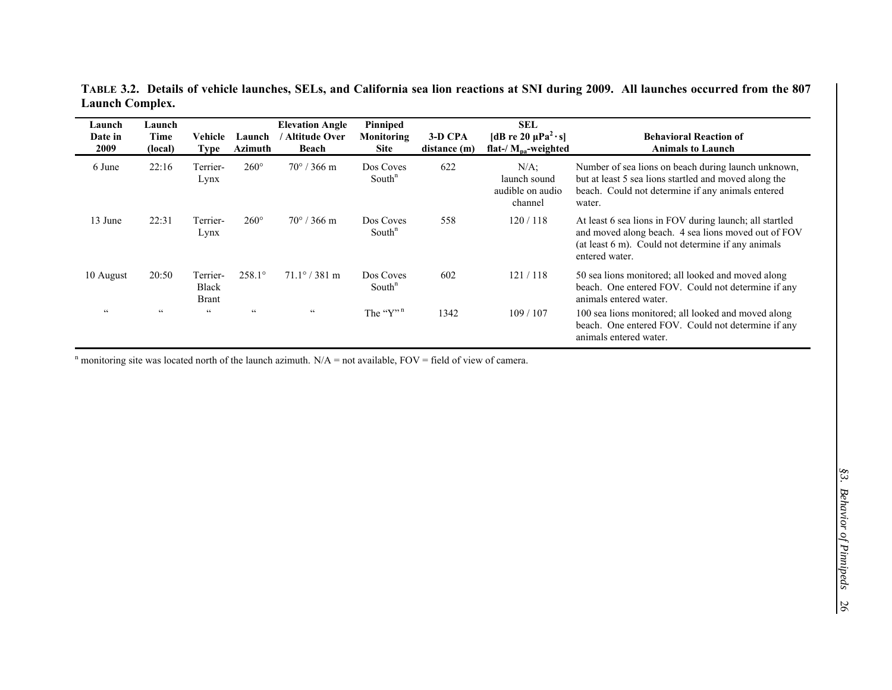**TABLE 3.2. Details of vehicle launches, SELs, and California sea lion reactions at SNI during 2009. All launches occurred from the 807 Launch Complex.**

| Launch Date in 2009 | Launch Time (local) | Vehicle Type | Launch Azimuth | Elevation Angle / Altitude Over Beach | Pinniped Monitoring Site | 3-D CPA distance (m) | SEL [dB re 20 µPa$^2 \cdot$s] flat-/ $M_{pa}$-weighted | Behavioral Reaction of Animals to Launch |
|---|---|---|---|---|---|---|---|---|
| 6 June | 22:16 | Terrier-Lynx | 260° | 70° / 366 m | Dos Coves South[n] | 622 | N/A; launch sound audible on audio channel | Number of sea lions on beach during launch unknown, but at least 5 sea lions startled and moved along the beach. Could not determine if any animals entered water. |
| 13 June | 22:31 | Terrier-Lynx | 260° | 70° / 366 m | Dos Coves South[n] | 558 | 120 / 118 | At least 6 sea lions in FOV during launch; all startled and moved along beach. 4 sea lions moved out of FOV (at least 6 m). Could not determine if any animals entered water. |
| 10 August | 20:50 | Terrier-Black Brant | 258.1° | 71.1° / 381 m | Dos Coves South[n] | 602 | 121 / 118 | 50 sea lions monitored; all looked and moved along beach. One entered FOV. Could not determine if any animals entered water. |
| " | " | " | " | " | The "Y"[n] | 1342 | 109 / 107 | 100 sea lions monitored; all looked and moved along beach. One entered FOV. Could not determine if any animals entered water. |

[n] monitoring site was located north of the launch azimuth. N/A = not available, FOV = field of view of camera.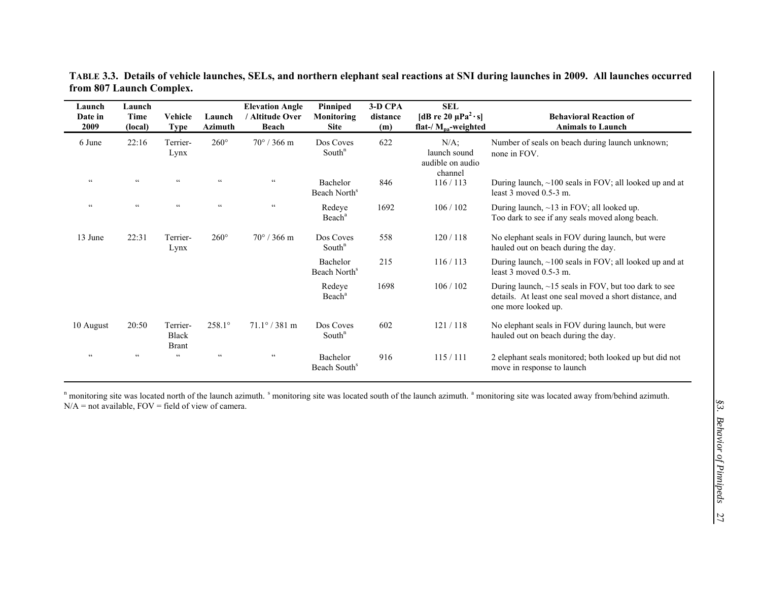**TABLE 3.3. Details of vehicle launches, SELs, and northern elephant seal reactions at SNI during launches in 2009. All launches occurred from 807 Launch Complex.**

| Launch Date in 2009 | Launch Time (local) | Vehicle Type | Launch Azimuth | Elevation Angle / Altitude Over Beach | Pinniped Monitoring Site | 3-D CPA distance (m) | SEL [dB re 20 µ$Pa^2 \cdot s$] flat-/ $M_{pa}$-weighted | Behavioral Reaction of Animals to Launch |
|---|---|---|---|---|---|---|---|---|
| 6 June | 22:16 | Terrier-Lynx | 260° | 70° / 366 m | Dos Coves South[n] | 622 | N/A; launch sound audible on audio channel | Number of seals on beach during launch unknown; none in FOV. |
| " | " | " | " | " | Bachelor Beach North[s] | 846 | 116 / 113 | During launch, ~100 seals in FOV; all looked up and at least 3 moved 0.5-3 m. |
| " | " | " | " | " | Redeye Beach[a] | 1692 | 106 / 102 | During launch, ~13 in FOV; all looked up. Too dark to see if any seals moved along beach. |
| 13 June | 22:31 | Terrier-Lynx | 260° | 70° / 366 m | Dos Coves South[n] | 558 | 120 / 118 | No elephant seals in FOV during launch, but were hauled out on beach during the day. |
| | | | | | Bachelor Beach North[s] | 215 | 116 / 113 | During launch, ~100 seals in FOV; all looked up and at least 3 moved 0.5-3 m. |
| | | | | | Redeye Beach[a] | 1698 | 106 / 102 | During launch, ~15 seals in FOV, but too dark to see details. At least one seal moved a short distance, and one more looked up. |
| 10 August | 20:50 | Terrier-Black Brant | 258.1° | 71.1° / 381 m | Dos Coves South[n] | 602 | 121 / 118 | No elephant seals in FOV during launch, but were hauled out on beach during the day. |
| " | " | " | " | " | Bachelor Beach South[s] | 916 | 115 / 111 | 2 elephant seals monitored; both looked up but did not move in response to launch |

[n] monitoring site was located north of the launch azimuth. [s] monitoring site was located south of the launch azimuth. [a] monitoring site was located away from/behind azimuth.
N/A = not available, FOV = field of view of camera.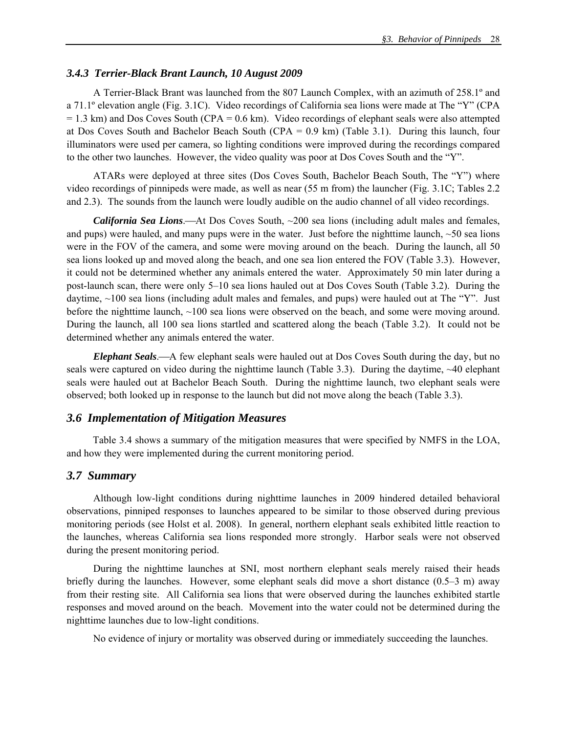### *3.4.3 Terrier-Black Brant Launch, 10 August 2009*

A Terrier-Black Brant was launched from the 807 Launch Complex, with an azimuth of 258.1º and a 71.1º elevation angle (Fig. 3.1C). Video recordings of California sea lions were made at The "Y" (CPA = 1.3 km) and Dos Coves South (CPA = 0.6 km). Video recordings of elephant seals were also attempted at Dos Coves South and Bachelor Beach South (CPA = 0.9 km) (Table 3.1). During this launch, four illuminators were used per camera, so lighting conditions were improved during the recordings compared to the other two launches. However, the video quality was poor at Dos Coves South and the "Y".

ATARs were deployed at three sites (Dos Coves South, Bachelor Beach South, The "Y") where video recordings of pinnipeds were made, as well as near (55 m from) the launcher (Fig. 3.1C; Tables 2.2 and 2.3). The sounds from the launch were loudly audible on the audio channel of all video recordings.

***California Sea Lions***.—At Dos Coves South, ~200 sea lions (including adult males and females, and pups) were hauled, and many pups were in the water. Just before the nighttime launch, ~50 sea lions were in the FOV of the camera, and some were moving around on the beach. During the launch, all 50 sea lions looked up and moved along the beach, and one sea lion entered the FOV (Table 3.3). However, it could not be determined whether any animals entered the water. Approximately 50 min later during a post-launch scan, there were only 5–10 sea lions hauled out at Dos Coves South (Table 3.2). During the daytime, ~100 sea lions (including adult males and females, and pups) were hauled out at The "Y". Just before the nighttime launch, ~100 sea lions were observed on the beach, and some were moving around. During the launch, all 100 sea lions startled and scattered along the beach (Table 3.2). It could not be determined whether any animals entered the water.

***Elephant Seals***.—A few elephant seals were hauled out at Dos Coves South during the day, but no seals were captured on video during the nighttime launch (Table 3.3). During the daytime, ~40 elephant seals were hauled out at Bachelor Beach South. During the nighttime launch, two elephant seals were observed; both looked up in response to the launch but did not move along the beach (Table 3.3).

## *3.6 Implementation of Mitigation Measures*

Table 3.4 shows a summary of the mitigation measures that were specified by NMFS in the LOA, and how they were implemented during the current monitoring period.

## *3.7 Summary*

Although low-light conditions during nighttime launches in 2009 hindered detailed behavioral observations, pinniped responses to launches appeared to be similar to those observed during previous monitoring periods (see Holst et al. 2008). In general, northern elephant seals exhibited little reaction to the launches, whereas California sea lions responded more strongly. Harbor seals were not observed during the present monitoring period.

During the nighttime launches at SNI, most northern elephant seals merely raised their heads briefly during the launches. However, some elephant seals did move a short distance (0.5–3 m) away from their resting site. All California sea lions that were observed during the launches exhibited startle responses and moved around on the beach. Movement into the water could not be determined during the nighttime launches due to low-light conditions.

No evidence of injury or mortality was observed during or immediately succeeding the launches.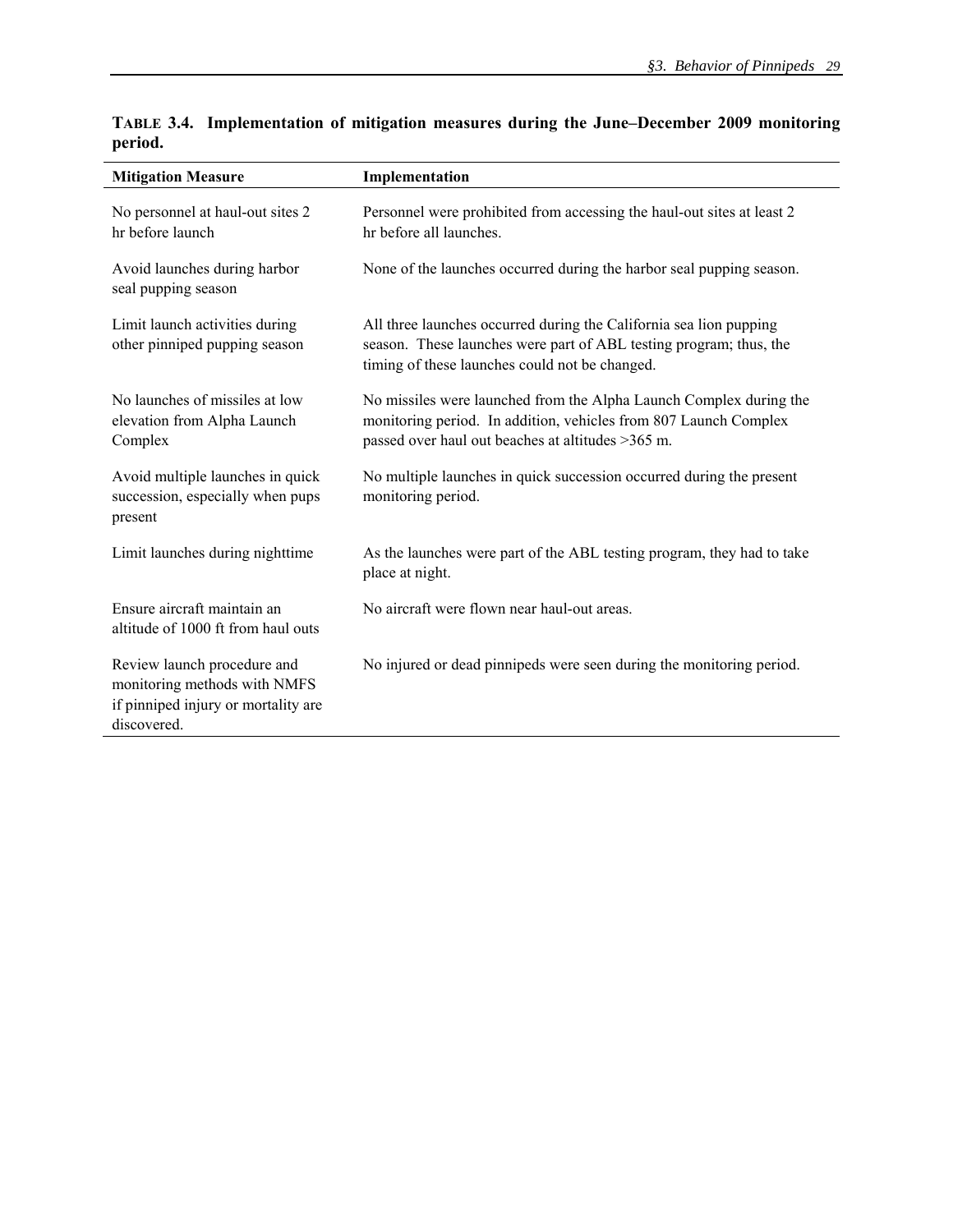**TABLE 3.4. Implementation of mitigation measures during the June–December 2009 monitoring period.**

| Mitigation Measure | Implementation |
| --- | --- |
| No personnel at haul-out sites 2 hr before launch | Personnel were prohibited from accessing the haul-out sites at least 2 hr before all launches. |
| Avoid launches during harbor seal pupping season | None of the launches occurred during the harbor seal pupping season. |
| Limit launch activities during other pinniped pupping season | All three launches occurred during the California sea lion pupping season. These launches were part of ABL testing program; thus, the timing of these launches could not be changed. |
| No launches of missiles at low elevation from Alpha Launch Complex | No missiles were launched from the Alpha Launch Complex during the monitoring period. In addition, vehicles from 807 Launch Complex passed over haul out beaches at altitudes >365 m. |
| Avoid multiple launches in quick succession, especially when pups present | No multiple launches in quick succession occurred during the present monitoring period. |
| Limit launches during nighttime | As the launches were part of the ABL testing program, they had to take place at night. |
| Ensure aircraft maintain an altitude of 1000 ft from haul outs | No aircraft were flown near haul-out areas. |
| Review launch procedure and monitoring methods with NMFS if pinniped injury or mortality are discovered. | No injured or dead pinnipeds were seen during the monitoring period. |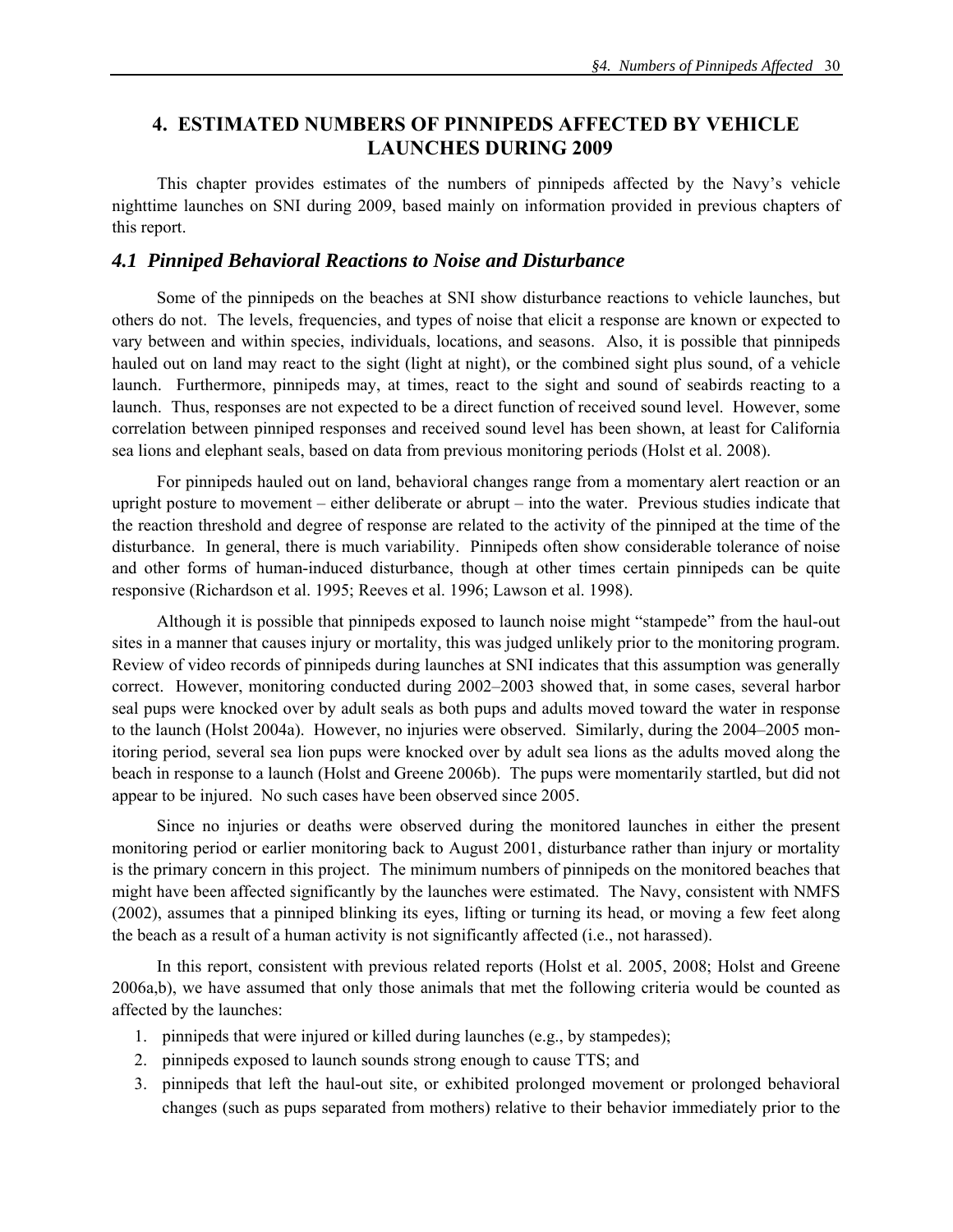# 4. ESTIMATED NUMBERS OF PINNIPEDS AFFECTED BY VEHICLE LAUNCHES DURING 2009

This chapter provides estimates of the numbers of pinnipeds affected by the Navy's vehicle nighttime launches on SNI during 2009, based mainly on information provided in previous chapters of this report.

## *4.1 Pinniped Behavioral Reactions to Noise and Disturbance*

Some of the pinnipeds on the beaches at SNI show disturbance reactions to vehicle launches, but others do not. The levels, frequencies, and types of noise that elicit a response are known or expected to vary between and within species, individuals, locations, and seasons. Also, it is possible that pinnipeds hauled out on land may react to the sight (light at night), or the combined sight plus sound, of a vehicle launch. Furthermore, pinnipeds may, at times, react to the sight and sound of seabirds reacting to a launch. Thus, responses are not expected to be a direct function of received sound level. However, some correlation between pinniped responses and received sound level has been shown, at least for California sea lions and elephant seals, based on data from previous monitoring periods (Holst et al. 2008).

For pinnipeds hauled out on land, behavioral changes range from a momentary alert reaction or an upright posture to movement – either deliberate or abrupt – into the water. Previous studies indicate that the reaction threshold and degree of response are related to the activity of the pinniped at the time of the disturbance. In general, there is much variability. Pinnipeds often show considerable tolerance of noise and other forms of human-induced disturbance, though at other times certain pinnipeds can be quite responsive (Richardson et al. 1995; Reeves et al. 1996; Lawson et al. 1998).

Although it is possible that pinnipeds exposed to launch noise might "stampede" from the haul-out sites in a manner that causes injury or mortality, this was judged unlikely prior to the monitoring program. Review of video records of pinnipeds during launches at SNI indicates that this assumption was generally correct. However, monitoring conducted during 2002–2003 showed that, in some cases, several harbor seal pups were knocked over by adult seals as both pups and adults moved toward the water in response to the launch (Holst 2004a). However, no injuries were observed. Similarly, during the 2004–2005 monitoring period, several sea lion pups were knocked over by adult sea lions as the adults moved along the beach in response to a launch (Holst and Greene 2006b). The pups were momentarily startled, but did not appear to be injured. No such cases have been observed since 2005.

Since no injuries or deaths were observed during the monitored launches in either the present monitoring period or earlier monitoring back to August 2001, disturbance rather than injury or mortality is the primary concern in this project. The minimum numbers of pinnipeds on the monitored beaches that might have been affected significantly by the launches were estimated. The Navy, consistent with NMFS (2002), assumes that a pinniped blinking its eyes, lifting or turning its head, or moving a few feet along the beach as a result of a human activity is not significantly affected (i.e., not harassed).

In this report, consistent with previous related reports (Holst et al. 2005, 2008; Holst and Greene 2006a,b), we have assumed that only those animals that met the following criteria would be counted as affected by the launches:

1. pinnipeds that were injured or killed during launches (e.g., by stampedes);
2. pinnipeds exposed to launch sounds strong enough to cause TTS; and
3. pinnipeds that left the haul-out site, or exhibited prolonged movement or prolonged behavioral changes (such as pups separated from mothers) relative to their behavior immediately prior to the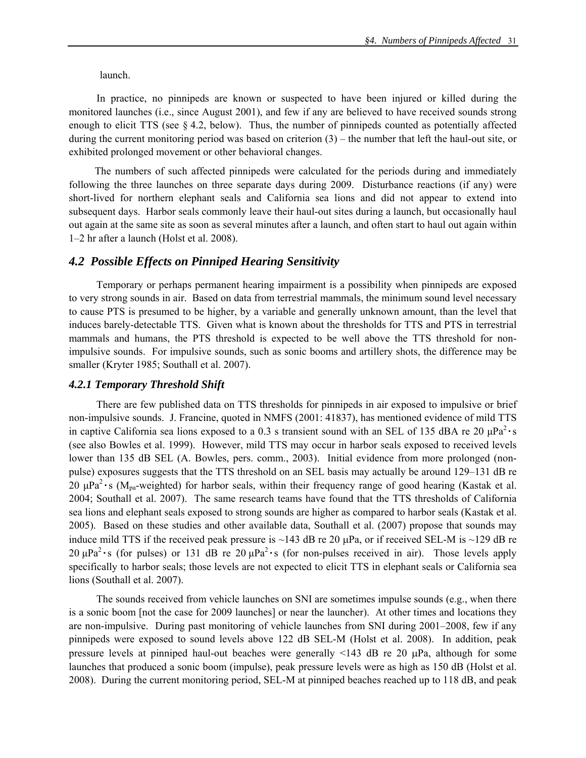launch.

In practice, no pinnipeds are known or suspected to have been injured or killed during the monitored launches (i.e., since August 2001), and few if any are believed to have received sounds strong enough to elicit TTS (see § 4.2, below). Thus, the number of pinnipeds counted as potentially affected during the current monitoring period was based on criterion (3) – the number that left the haul-out site, or exhibited prolonged movement or other behavioral changes.

The numbers of such affected pinnipeds were calculated for the periods during and immediately following the three launches on three separate days during 2009. Disturbance reactions (if any) were short-lived for northern elephant seals and California sea lions and did not appear to extend into subsequent days. Harbor seals commonly leave their haul-out sites during a launch, but occasionally haul out again at the same site as soon as several minutes after a launch, and often start to haul out again within 1–2 hr after a launch (Holst et al. 2008).

## 4.2 Possible Effects on Pinniped Hearing Sensitivity

Temporary or perhaps permanent hearing impairment is a possibility when pinnipeds are exposed to very strong sounds in air. Based on data from terrestrial mammals, the minimum sound level necessary to cause PTS is presumed to be higher, by a variable and generally unknown amount, than the level that induces barely-detectable TTS. Given what is known about the thresholds for TTS and PTS in terrestrial mammals and humans, the PTS threshold is expected to be well above the TTS threshold for non-impulsive sounds. For impulsive sounds, such as sonic booms and artillery shots, the difference may be smaller (Kryter 1985; Southall et al. 2007).

### 4.2.1 Temporary Threshold Shift

There are few published data on TTS thresholds for pinnipeds in air exposed to impulsive or brief non-impulsive sounds. J. Francine, quoted in NMFS (2001: 41837), has mentioned evidence of mild TTS in captive California sea lions exposed to a 0.3 s transient sound with an SEL of 135 dBA re 20 $\mu Pa^2 \cdot s$ (see also Bowles et al. 1999). However, mild TTS may occur in harbor seals exposed to received levels lower than 135 dB SEL (A. Bowles, pers. comm., 2003). Initial evidence from more prolonged (non-pulse) exposures suggests that the TTS threshold on an SEL basis may actually be around 129–131 dB re 20 $\mu Pa^2 \cdot s$ ($M_{pa}$-weighted) for harbor seals, within their frequency range of good hearing (Kastak et al. 2004; Southall et al. 2007). The same research teams have found that the TTS thresholds of California sea lions and elephant seals exposed to strong sounds are higher as compared to harbor seals (Kastak et al. 2005). Based on these studies and other available data, Southall et al. (2007) propose that sounds may induce mild TTS if the received peak pressure is ~143 dB re 20 μPa, or if received SEL-M is ~129 dB re 20 $\mu Pa^2 \cdot s$ (for pulses) or 131 dB re 20 $\mu Pa^2 \cdot s$ (for non-pulses received in air). Those levels apply specifically to harbor seals; those levels are not expected to elicit TTS in elephant seals or California sea lions (Southall et al. 2007).

The sounds received from vehicle launches on SNI are sometimes impulse sounds (e.g., when there is a sonic boom [not the case for 2009 launches] or near the launcher). At other times and locations they are non-impulsive. During past monitoring of vehicle launches from SNI during 2001–2008, few if any pinnipeds were exposed to sound levels above 122 dB SEL-M (Holst et al. 2008). In addition, peak pressure levels at pinniped haul-out beaches were generally <143 dB re 20 μPa, although for some launches that produced a sonic boom (impulse), peak pressure levels were as high as 150 dB (Holst et al. 2008). During the current monitoring period, SEL-M at pinniped beaches reached up to 118 dB, and peak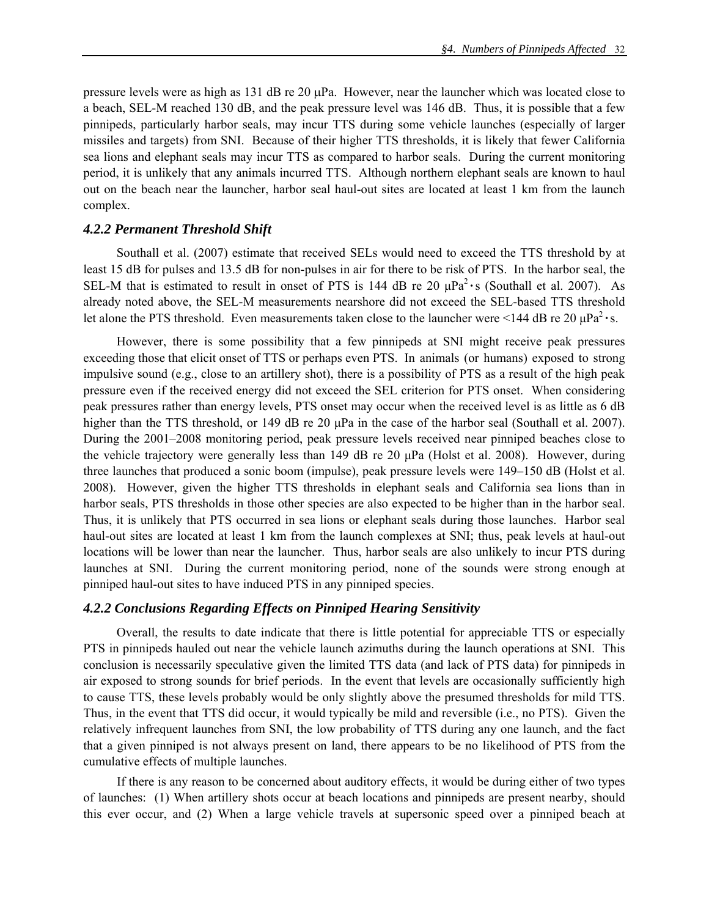pressure levels were as high as 131 dB re 20 μPa. However, near the launcher which was located close to a beach, SEL-M reached 130 dB, and the peak pressure level was 146 dB. Thus, it is possible that a few pinnipeds, particularly harbor seals, may incur TTS during some vehicle launches (especially of larger missiles and targets) from SNI. Because of their higher TTS thresholds, it is likely that fewer California sea lions and elephant seals may incur TTS as compared to harbor seals. During the current monitoring period, it is unlikely that any animals incurred TTS. Although northern elephant seals are known to haul out on the beach near the launcher, harbor seal haul-out sites are located at least 1 km from the launch complex.

### *4.2.2 Permanent Threshold Shift*

Southall et al. (2007) estimate that received SELs would need to exceed the TTS threshold by at least 15 dB for pulses and 13.5 dB for non-pulses in air for there to be risk of PTS. In the harbor seal, the SEL-M that is estimated to result in onset of PTS is 144 dB re 20 $\mu Pa^2 \cdot s$ (Southall et al. 2007). As already noted above, the SEL-M measurements nearshore did not exceed the SEL-based TTS threshold let alone the PTS threshold. Even measurements taken close to the launcher were <144 dB re 20 $\mu Pa^2 \cdot s$.

However, there is some possibility that a few pinnipeds at SNI might receive peak pressures exceeding those that elicit onset of TTS or perhaps even PTS. In animals (or humans) exposed to strong impulsive sound (e.g., close to an artillery shot), there is a possibility of PTS as a result of the high peak pressure even if the received energy did not exceed the SEL criterion for PTS onset. When considering peak pressures rather than energy levels, PTS onset may occur when the received level is as little as 6 dB higher than the TTS threshold, or 149 dB re 20 μPa in the case of the harbor seal (Southall et al. 2007). During the 2001–2008 monitoring period, peak pressure levels received near pinniped beaches close to the vehicle trajectory were generally less than 149 dB re 20 μPa (Holst et al. 2008). However, during three launches that produced a sonic boom (impulse), peak pressure levels were 149–150 dB (Holst et al. 2008). However, given the higher TTS thresholds in elephant seals and California sea lions than in harbor seals, PTS thresholds in those other species are also expected to be higher than in the harbor seal. Thus, it is unlikely that PTS occurred in sea lions or elephant seals during those launches. Harbor seal haul-out sites are located at least 1 km from the launch complexes at SNI; thus, peak levels at haul-out locations will be lower than near the launcher. Thus, harbor seals are also unlikely to incur PTS during launches at SNI. During the current monitoring period, none of the sounds were strong enough at pinniped haul-out sites to have induced PTS in any pinniped species.

### *4.2.2 Conclusions Regarding Effects on Pinniped Hearing Sensitivity*

Overall, the results to date indicate that there is little potential for appreciable TTS or especially PTS in pinnipeds hauled out near the vehicle launch azimuths during the launch operations at SNI. This conclusion is necessarily speculative given the limited TTS data (and lack of PTS data) for pinnipeds in air exposed to strong sounds for brief periods. In the event that levels are occasionally sufficiently high to cause TTS, these levels probably would be only slightly above the presumed thresholds for mild TTS. Thus, in the event that TTS did occur, it would typically be mild and reversible (i.e., no PTS). Given the relatively infrequent launches from SNI, the low probability of TTS during any one launch, and the fact that a given pinniped is not always present on land, there appears to be no likelihood of PTS from the cumulative effects of multiple launches.

If there is any reason to be concerned about auditory effects, it would be during either of two types of launches: (1) When artillery shots occur at beach locations and pinnipeds are present nearby, should this ever occur, and (2) When a large vehicle travels at supersonic speed over a pinniped beach at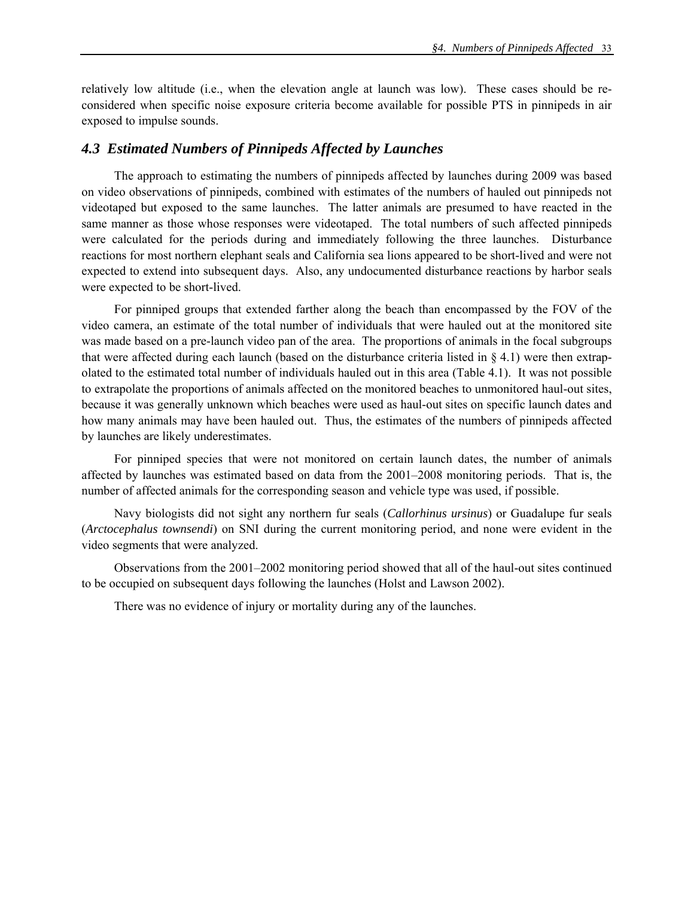relatively low altitude (i.e., when the elevation angle at launch was low). These cases should be re-considered when specific noise exposure criteria become available for possible PTS in pinnipeds in air exposed to impulse sounds.

## *4.3 Estimated Numbers of Pinnipeds Affected by Launches*

The approach to estimating the numbers of pinnipeds affected by launches during 2009 was based on video observations of pinnipeds, combined with estimates of the numbers of hauled out pinnipeds not videotaped but exposed to the same launches. The latter animals are presumed to have reacted in the same manner as those whose responses were videotaped. The total numbers of such affected pinnipeds were calculated for the periods during and immediately following the three launches. Disturbance reactions for most northern elephant seals and California sea lions appeared to be short-lived and were not expected to extend into subsequent days. Also, any undocumented disturbance reactions by harbor seals were expected to be short-lived.

For pinniped groups that extended farther along the beach than encompassed by the FOV of the video camera, an estimate of the total number of individuals that were hauled out at the monitored site was made based on a pre-launch video pan of the area. The proportions of animals in the focal subgroups that were affected during each launch (based on the disturbance criteria listed in § 4.1) were then extrapolated to the estimated total number of individuals hauled out in this area (Table 4.1). It was not possible to extrapolate the proportions of animals affected on the monitored beaches to unmonitored haul-out sites, because it was generally unknown which beaches were used as haul-out sites on specific launch dates and how many animals may have been hauled out. Thus, the estimates of the numbers of pinnipeds affected by launches are likely underestimates.

For pinniped species that were not monitored on certain launch dates, the number of animals affected by launches was estimated based on data from the 2001–2008 monitoring periods. That is, the number of affected animals for the corresponding season and vehicle type was used, if possible.

Navy biologists did not sight any northern fur seals (*Callorhinus ursinus*) or Guadalupe fur seals (*Arctocephalus townsendi*) on SNI during the current monitoring period, and none were evident in the video segments that were analyzed.

Observations from the 2001–2002 monitoring period showed that all of the haul-out sites continued to be occupied on subsequent days following the launches (Holst and Lawson 2002).

There was no evidence of injury or mortality during any of the launches.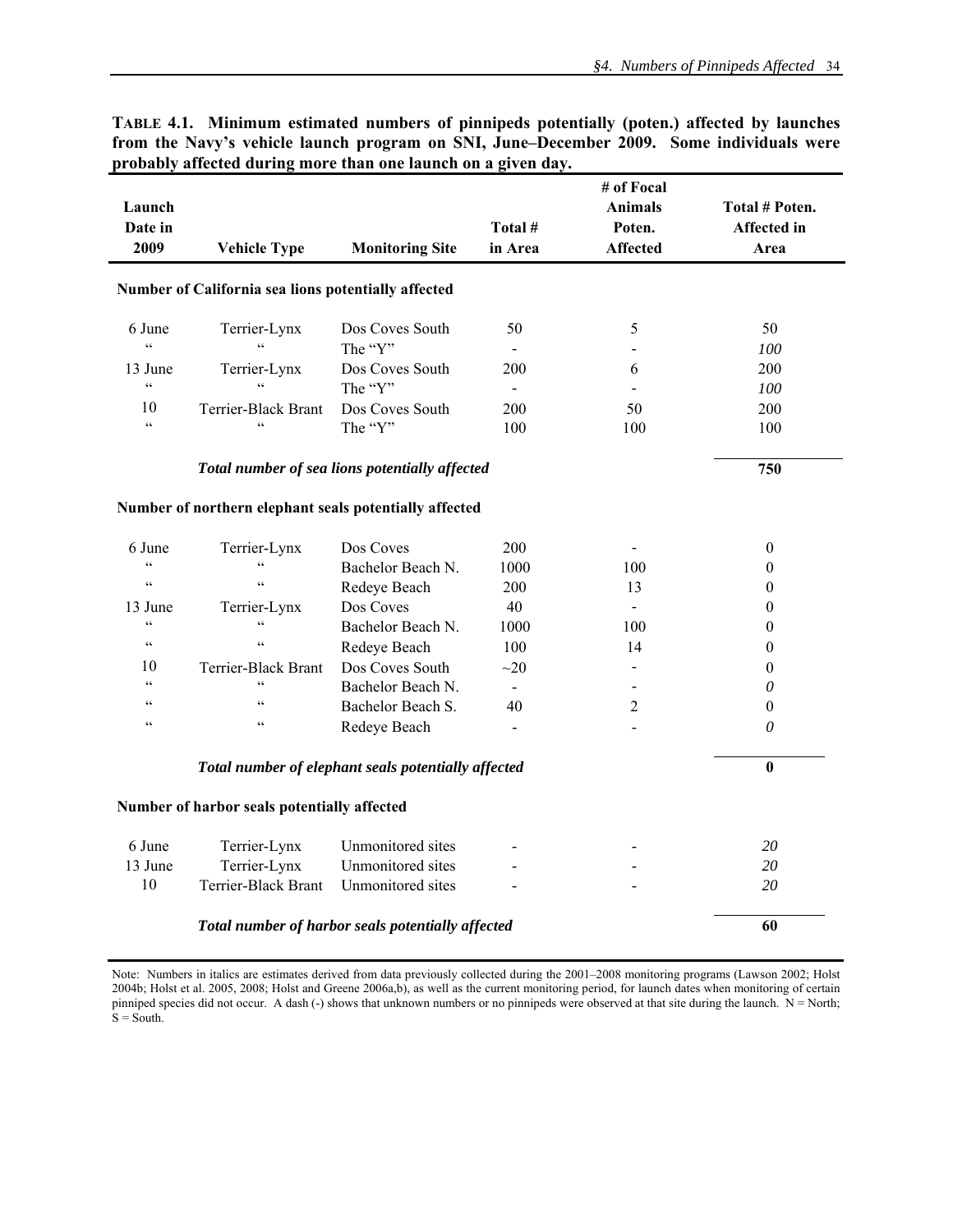**TABLE 4.1. Minimum estimated numbers of pinnipeds potentially (poten.) affected by launches from the Navy's vehicle launch program on SNI, June–December 2009. Some individuals were probably affected during more than one launch on a given day.**

| Launch Date in 2009 | Vehicle Type | Monitoring Site | Total # in Area | # of Focal Animals Poten. Affected | Total # Poten. Affected in Area |
|---|---|---|---|---|---|
| **Number of California sea lions potentially affected** | | | | | |
| 6 June | Terrier-Lynx | Dos Coves South | 50 | 5 | 50 |
| " | " | The "Y" | - | - | *100* |
| 13 June | Terrier-Lynx | Dos Coves South | 200 | 6 | 200 |
| " | " | The "Y" | - | - | *100* |
| 10 | Terrier-Black Brant | Dos Coves South | 200 | 50 | 200 |
| " | " | The "Y" | 100 | 100 | 100 |
| | ***Total number of sea lions potentially affected*** | | | | **750** |
| **Number of northern elephant seals potentially affected** | | | | | |
| 6 June | Terrier-Lynx | Dos Coves | 200 | - | 0 |
| " | " | Bachelor Beach N. | 1000 | 100 | 0 |
| " | " | Redeye Beach | 200 | 13 | 0 |
| 13 June | Terrier-Lynx | Dos Coves | 40 | - | 0 |
| " | " | Bachelor Beach N. | 1000 | 100 | 0 |
| " | " | Redeye Beach | 100 | 14 | 0 |
| 10 | Terrier-Black Brant | Dos Coves South | ~20 | - | 0 |
| " | " | Bachelor Beach N. | - | - | *0* |
| " | " | Bachelor Beach S. | 40 | 2 | 0 |
| " | " | Redeye Beach | - | - | *0* |
| | ***Total number of elephant seals potentially affected*** | | | | **0** |
| **Number of harbor seals potentially affected** | | | | | |
| 6 June | Terrier-Lynx | Unmonitored sites | - | - | *20* |
| 13 June | Terrier-Lynx | Unmonitored sites | - | - | *20* |
| 10 | Terrier-Black Brant | Unmonitored sites | - | - | *20* |
| | ***Total number of harbor seals potentially affected*** | | | | **60** |

Note: Numbers in italics are estimates derived from data previously collected during the 2001–2008 monitoring programs (Lawson 2002; Holst 2004b; Holst et al. 2005, 2008; Holst and Greene 2006a,b), as well as the current monitoring period, for launch dates when monitoring of certain pinniped species did not occur. A dash (-) shows that unknown numbers or no pinnipeds were observed at that site during the launch. N = North; S = South.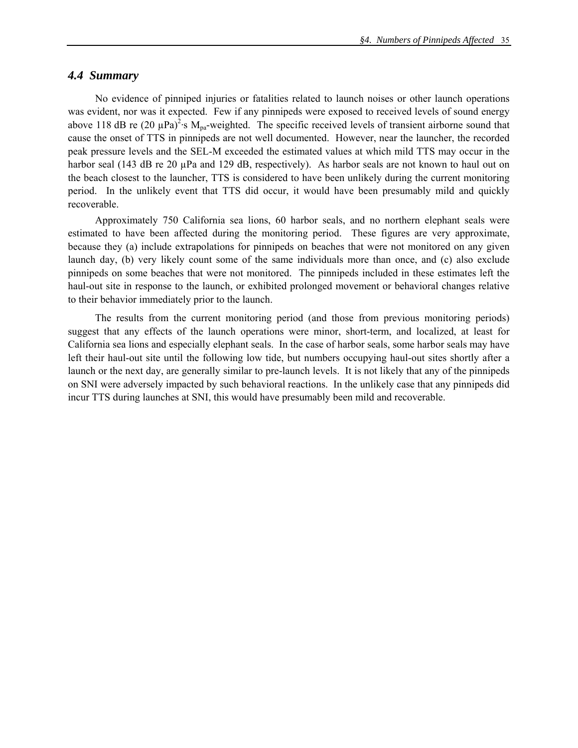## 4.4 Summary

No evidence of pinniped injuries or fatalities related to launch noises or other launch operations was evident, nor was it expected. Few if any pinnipeds were exposed to received levels of sound energy above 118 dB re $(20\ \mu Pa)^2 \cdot s$ $M_{pa}$-weighted. The specific received levels of transient airborne sound that cause the onset of TTS in pinnipeds are not well documented. However, near the launcher, the recorded peak pressure levels and the SEL-M exceeded the estimated values at which mild TTS may occur in the harbor seal (143 dB re 20 µPa and 129 dB, respectively). As harbor seals are not known to haul out on the beach closest to the launcher, TTS is considered to have been unlikely during the current monitoring period. In the unlikely event that TTS did occur, it would have been presumably mild and quickly recoverable.

Approximately 750 California sea lions, 60 harbor seals, and no northern elephant seals were estimated to have been affected during the monitoring period. These figures are very approximate, because they (a) include extrapolations for pinnipeds on beaches that were not monitored on any given launch day, (b) very likely count some of the same individuals more than once, and (c) also exclude pinnipeds on some beaches that were not monitored. The pinnipeds included in these estimates left the haul-out site in response to the launch, or exhibited prolonged movement or behavioral changes relative to their behavior immediately prior to the launch.

The results from the current monitoring period (and those from previous monitoring periods) suggest that any effects of the launch operations were minor, short-term, and localized, at least for California sea lions and especially elephant seals. In the case of harbor seals, some harbor seals may have left their haul-out site until the following low tide, but numbers occupying haul-out sites shortly after a launch or the next day, are generally similar to pre-launch levels. It is not likely that any of the pinnipeds on SNI were adversely impacted by such behavioral reactions. In the unlikely case that any pinnipeds did incur TTS during launches at SNI, this would have presumably been mild and recoverable.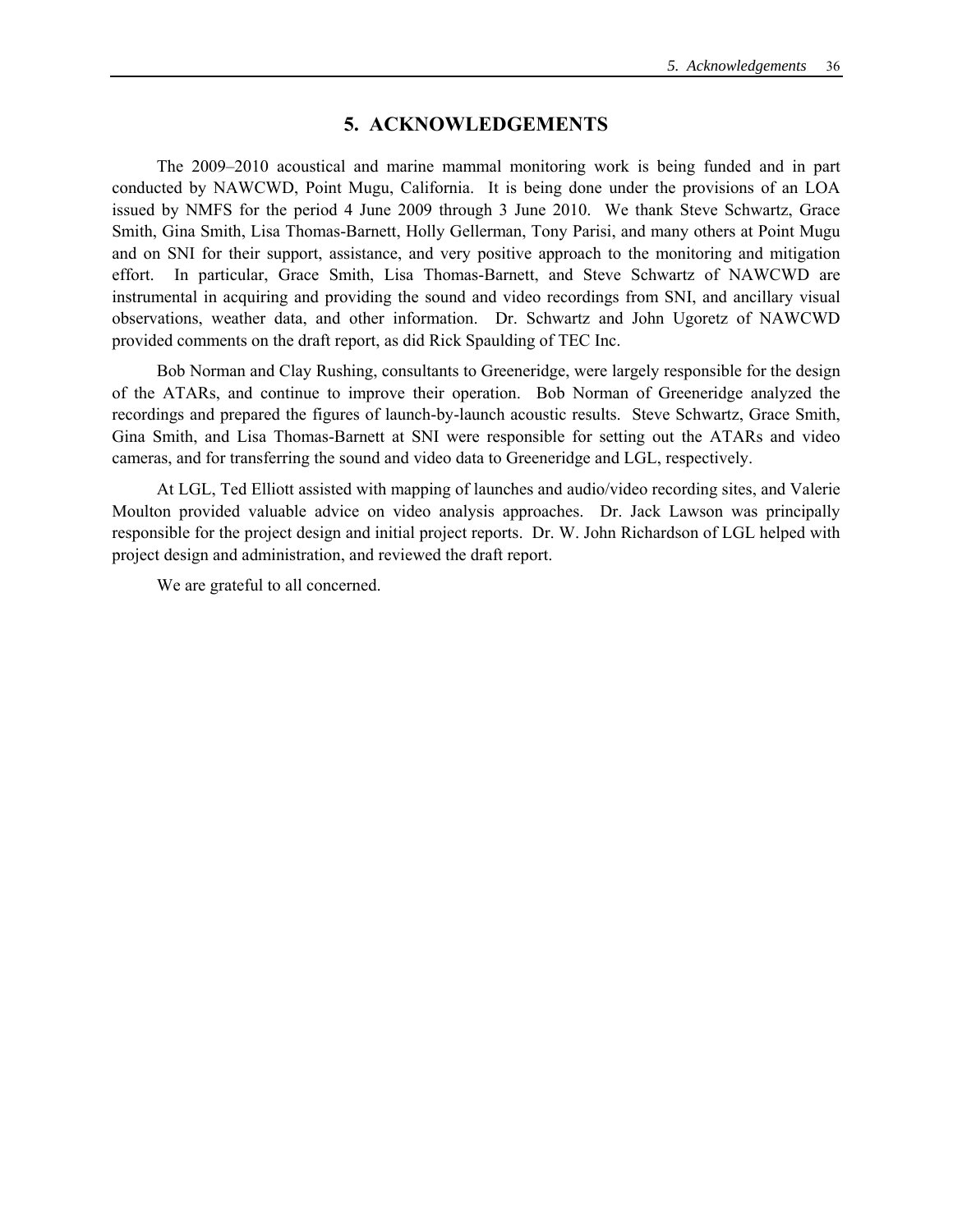# 5. ACKNOWLEDGEMENTS

The 2009–2010 acoustical and marine mammal monitoring work is being funded and in part conducted by NAWCWD, Point Mugu, California. It is being done under the provisions of an LOA issued by NMFS for the period 4 June 2009 through 3 June 2010. We thank Steve Schwartz, Grace Smith, Gina Smith, Lisa Thomas-Barnett, Holly Gellerman, Tony Parisi, and many others at Point Mugu and on SNI for their support, assistance, and very positive approach to the monitoring and mitigation effort. In particular, Grace Smith, Lisa Thomas-Barnett, and Steve Schwartz of NAWCWD are instrumental in acquiring and providing the sound and video recordings from SNI, and ancillary visual observations, weather data, and other information. Dr. Schwartz and John Ugoretz of NAWCWD provided comments on the draft report, as did Rick Spaulding of TEC Inc.

Bob Norman and Clay Rushing, consultants to Greeneridge, were largely responsible for the design of the ATARs, and continue to improve their operation. Bob Norman of Greeneridge analyzed the recordings and prepared the figures of launch-by-launch acoustic results. Steve Schwartz, Grace Smith, Gina Smith, and Lisa Thomas-Barnett at SNI were responsible for setting out the ATARs and video cameras, and for transferring the sound and video data to Greeneridge and LGL, respectively.

At LGL, Ted Elliott assisted with mapping of launches and audio/video recording sites, and Valerie Moulton provided valuable advice on video analysis approaches. Dr. Jack Lawson was principally responsible for the project design and initial project reports. Dr. W. John Richardson of LGL helped with project design and administration, and reviewed the draft report.

We are grateful to all concerned.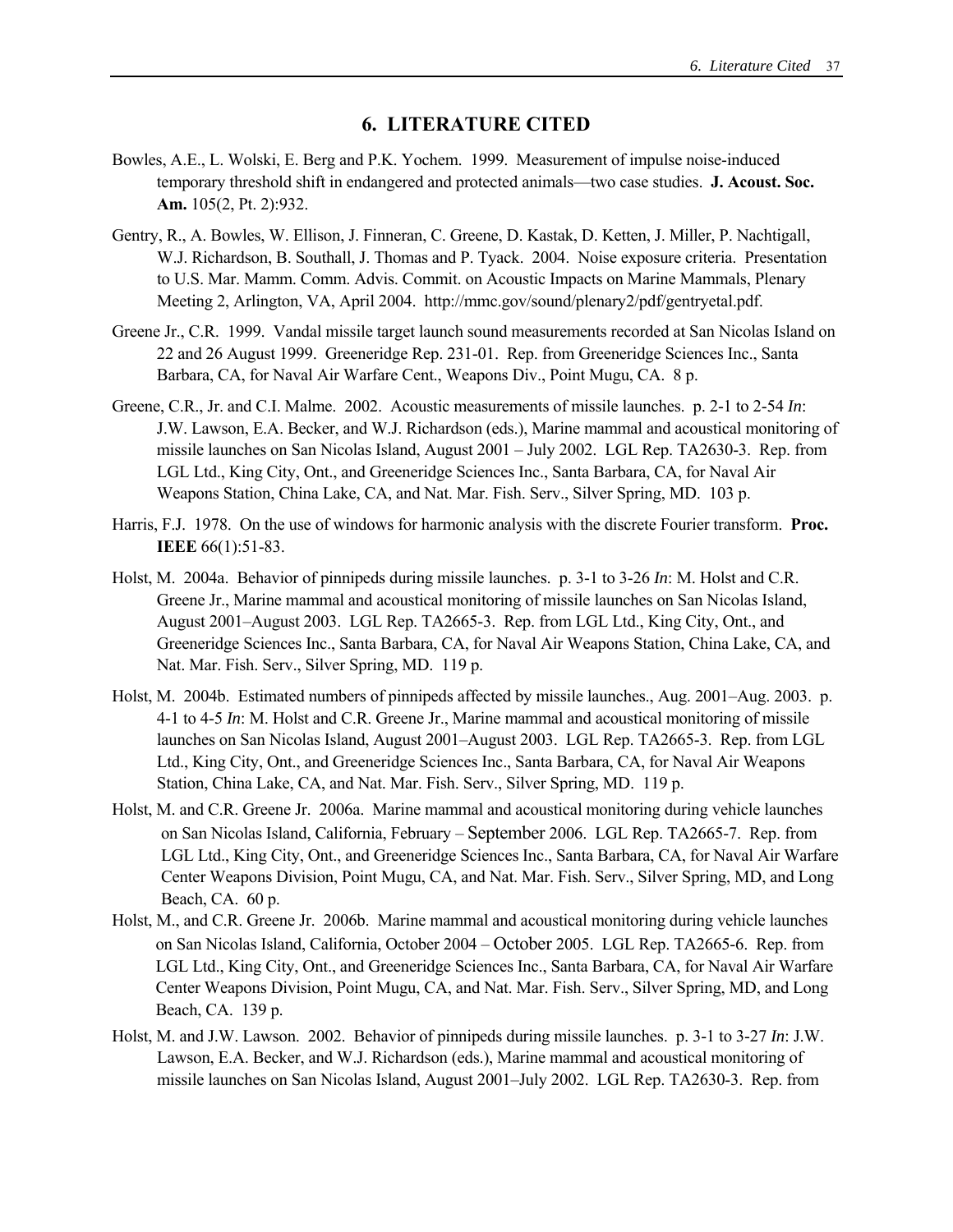# 6. LITERATURE CITED

Bowles, A.E., L. Wolski, E. Berg and P.K. Yochem. 1999. Measurement of impulse noise-induced temporary threshold shift in endangered and protected animals—two case studies. **J. Acoust. Soc. Am.** 105(2, Pt. 2):932.

Gentry, R., A. Bowles, W. Ellison, J. Finneran, C. Greene, D. Kastak, D. Ketten, J. Miller, P. Nachtigall, W.J. Richardson, B. Southall, J. Thomas and P. Tyack. 2004. Noise exposure criteria. Presentation to U.S. Mar. Mamm. Comm. Advis. Commit. on Acoustic Impacts on Marine Mammals, Plenary Meeting 2, Arlington, VA, April 2004. http://mmc.gov/sound/plenary2/pdf/gentryetal.pdf.

Greene Jr., C.R. 1999. Vandal missile target launch sound measurements recorded at San Nicolas Island on 22 and 26 August 1999. Greeneridge Rep. 231-01. Rep. from Greeneridge Sciences Inc., Santa Barbara, CA, for Naval Air Warfare Cent., Weapons Div., Point Mugu, CA. 8 p.

Greene, C.R., Jr. and C.I. Malme. 2002. Acoustic measurements of missile launches. p. 2-1 to 2-54 *In*: J.W. Lawson, E.A. Becker, and W.J. Richardson (eds.), Marine mammal and acoustical monitoring of missile launches on San Nicolas Island, August 2001 – July 2002. LGL Rep. TA2630-3. Rep. from LGL Ltd., King City, Ont., and Greeneridge Sciences Inc., Santa Barbara, CA, for Naval Air Weapons Station, China Lake, CA, and Nat. Mar. Fish. Serv., Silver Spring, MD. 103 p.

Harris, F.J. 1978. On the use of windows for harmonic analysis with the discrete Fourier transform. **Proc. IEEE** 66(1):51-83.

Holst, M. 2004a. Behavior of pinnipeds during missile launches. p. 3-1 to 3-26 *In*: M. Holst and C.R. Greene Jr., Marine mammal and acoustical monitoring of missile launches on San Nicolas Island, August 2001–August 2003. LGL Rep. TA2665-3. Rep. from LGL Ltd., King City, Ont., and Greeneridge Sciences Inc., Santa Barbara, CA, for Naval Air Weapons Station, China Lake, CA, and Nat. Mar. Fish. Serv., Silver Spring, MD. 119 p.

Holst, M. 2004b. Estimated numbers of pinnipeds affected by missile launches., Aug. 2001–Aug. 2003. p. 4-1 to 4-5 *In*: M. Holst and C.R. Greene Jr., Marine mammal and acoustical monitoring of missile launches on San Nicolas Island, August 2001–August 2003. LGL Rep. TA2665-3. Rep. from LGL Ltd., King City, Ont., and Greeneridge Sciences Inc., Santa Barbara, CA, for Naval Air Weapons Station, China Lake, CA, and Nat. Mar. Fish. Serv., Silver Spring, MD. 119 p.

Holst, M. and C.R. Greene Jr. 2006a. Marine mammal and acoustical monitoring during vehicle launches on San Nicolas Island, California, February – September 2006. LGL Rep. TA2665-7. Rep. from LGL Ltd., King City, Ont., and Greeneridge Sciences Inc., Santa Barbara, CA, for Naval Air Warfare Center Weapons Division, Point Mugu, CA, and Nat. Mar. Fish. Serv., Silver Spring, MD, and Long Beach, CA. 60 p.

Holst, M., and C.R. Greene Jr. 2006b. Marine mammal and acoustical monitoring during vehicle launches on San Nicolas Island, California, October 2004 – October 2005. LGL Rep. TA2665-6. Rep. from LGL Ltd., King City, Ont., and Greeneridge Sciences Inc., Santa Barbara, CA, for Naval Air Warfare Center Weapons Division, Point Mugu, CA, and Nat. Mar. Fish. Serv., Silver Spring, MD, and Long Beach, CA. 139 p.

Holst, M. and J.W. Lawson. 2002. Behavior of pinnipeds during missile launches. p. 3-1 to 3-27 *In*: J.W. Lawson, E.A. Becker, and W.J. Richardson (eds.), Marine mammal and acoustical monitoring of missile launches on San Nicolas Island, August 2001–July 2002. LGL Rep. TA2630-3. Rep. from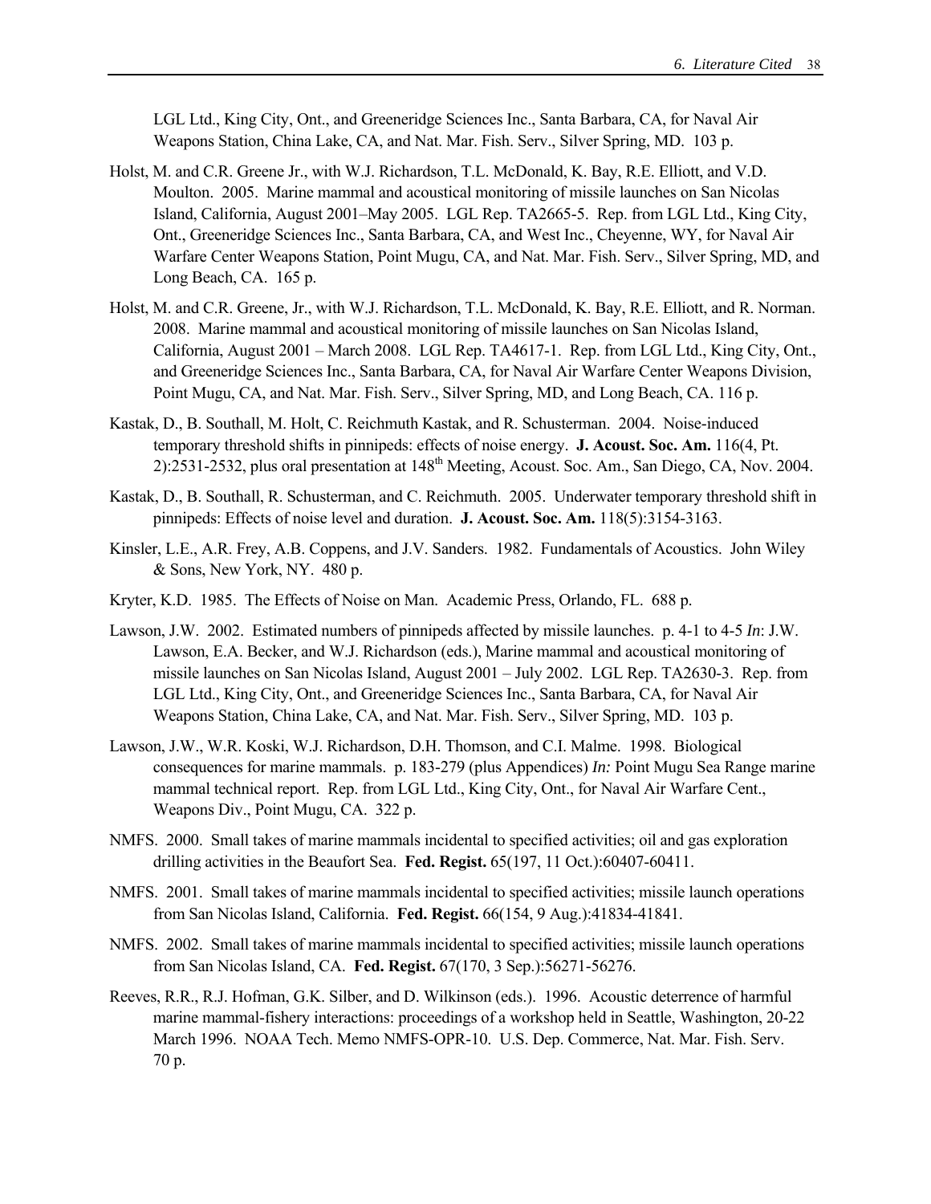LGL Ltd., King City, Ont., and Greeneridge Sciences Inc., Santa Barbara, CA, for Naval Air Weapons Station, China Lake, CA, and Nat. Mar. Fish. Serv., Silver Spring, MD. 103 p.

Holst, M. and C.R. Greene Jr., with W.J. Richardson, T.L. McDonald, K. Bay, R.E. Elliott, and V.D. Moulton. 2005. Marine mammal and acoustical monitoring of missile launches on San Nicolas Island, California, August 2001–May 2005. LGL Rep. TA2665-5. Rep. from LGL Ltd., King City, Ont., Greeneridge Sciences Inc., Santa Barbara, CA, and West Inc., Cheyenne, WY, for Naval Air Warfare Center Weapons Station, Point Mugu, CA, and Nat. Mar. Fish. Serv., Silver Spring, MD, and Long Beach, CA. 165 p.

Holst, M. and C.R. Greene, Jr., with W.J. Richardson, T.L. McDonald, K. Bay, R.E. Elliott, and R. Norman. 2008. Marine mammal and acoustical monitoring of missile launches on San Nicolas Island, California, August 2001 – March 2008. LGL Rep. TA4617-1. Rep. from LGL Ltd., King City, Ont., and Greeneridge Sciences Inc., Santa Barbara, CA, for Naval Air Warfare Center Weapons Division, Point Mugu, CA, and Nat. Mar. Fish. Serv., Silver Spring, MD, and Long Beach, CA. 116 p.

Kastak, D., B. Southall, M. Holt, C. Reichmuth Kastak, and R. Schusterman. 2004. Noise-induced temporary threshold shifts in pinnipeds: effects of noise energy. **J. Acoust. Soc. Am.** 116(4, Pt. 2):2531-2532, plus oral presentation at 148th Meeting, Acoust. Soc. Am., San Diego, CA, Nov. 2004.

Kastak, D., B. Southall, R. Schusterman, and C. Reichmuth. 2005. Underwater temporary threshold shift in pinnipeds: Effects of noise level and duration. **J. Acoust. Soc. Am.** 118(5):3154-3163.

Kinsler, L.E., A.R. Frey, A.B. Coppens, and J.V. Sanders. 1982. Fundamentals of Acoustics. John Wiley & Sons, New York, NY. 480 p.

Kryter, K.D. 1985. The Effects of Noise on Man. Academic Press, Orlando, FL. 688 p.

Lawson, J.W. 2002. Estimated numbers of pinnipeds affected by missile launches. p. 4-1 to 4-5 *In*: J.W. Lawson, E.A. Becker, and W.J. Richardson (eds.), Marine mammal and acoustical monitoring of missile launches on San Nicolas Island, August 2001 – July 2002. LGL Rep. TA2630-3. Rep. from LGL Ltd., King City, Ont., and Greeneridge Sciences Inc., Santa Barbara, CA, for Naval Air Weapons Station, China Lake, CA, and Nat. Mar. Fish. Serv., Silver Spring, MD. 103 p.

Lawson, J.W., W.R. Koski, W.J. Richardson, D.H. Thomson, and C.I. Malme. 1998. Biological consequences for marine mammals. p. 183-279 (plus Appendices) *In:* Point Mugu Sea Range marine mammal technical report. Rep. from LGL Ltd., King City, Ont., for Naval Air Warfare Cent., Weapons Div., Point Mugu, CA. 322 p.

NMFS. 2000. Small takes of marine mammals incidental to specified activities; oil and gas exploration drilling activities in the Beaufort Sea. **Fed. Regist.** 65(197, 11 Oct.):60407-60411.

NMFS. 2001. Small takes of marine mammals incidental to specified activities; missile launch operations from San Nicolas Island, California. **Fed. Regist.** 66(154, 9 Aug.):41834-41841.

NMFS. 2002. Small takes of marine mammals incidental to specified activities; missile launch operations from San Nicolas Island, CA. **Fed. Regist.** 67(170, 3 Sep.):56271-56276.

Reeves, R.R., R.J. Hofman, G.K. Silber, and D. Wilkinson (eds.). 1996. Acoustic deterrence of harmful marine mammal-fishery interactions: proceedings of a workshop held in Seattle, Washington, 20-22 March 1996. NOAA Tech. Memo NMFS-OPR-10. U.S. Dep. Commerce, Nat. Mar. Fish. Serv. 70 p.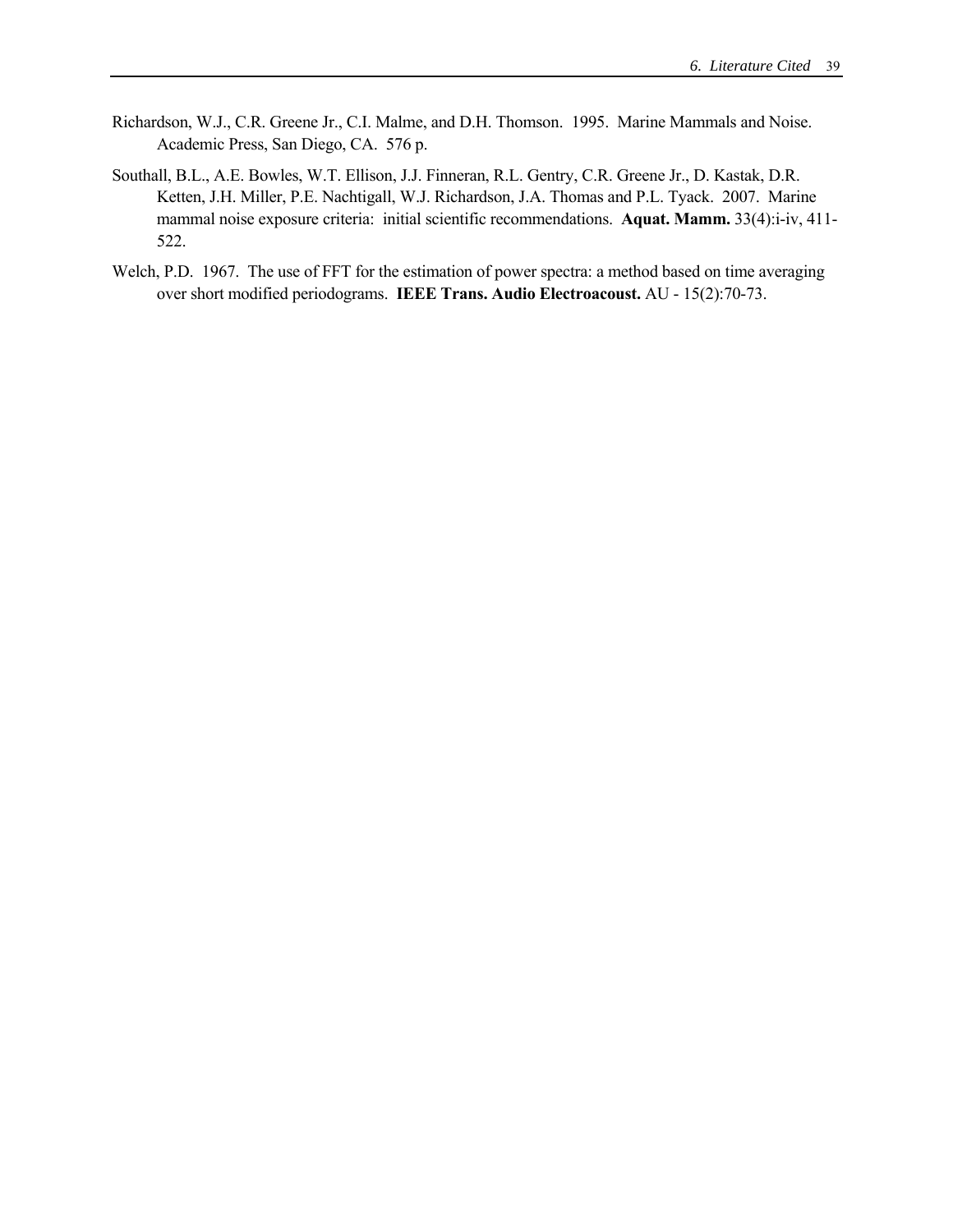Richardson, W.J., C.R. Greene Jr., C.I. Malme, and D.H. Thomson. 1995. Marine Mammals and Noise. Academic Press, San Diego, CA. 576 p.

Southall, B.L., A.E. Bowles, W.T. Ellison, J.J. Finneran, R.L. Gentry, C.R. Greene Jr., D. Kastak, D.R. Ketten, J.H. Miller, P.E. Nachtigall, W.J. Richardson, J.A. Thomas and P.L. Tyack. 2007. Marine mammal noise exposure criteria: initial scientific recommendations. **Aquat. Mamm.** 33(4):i-iv, 411-522.

Welch, P.D. 1967. The use of FFT for the estimation of power spectra: a method based on time averaging over short modified periodograms. **IEEE Trans. Audio Electroacoust.** AU - 15(2):70-73.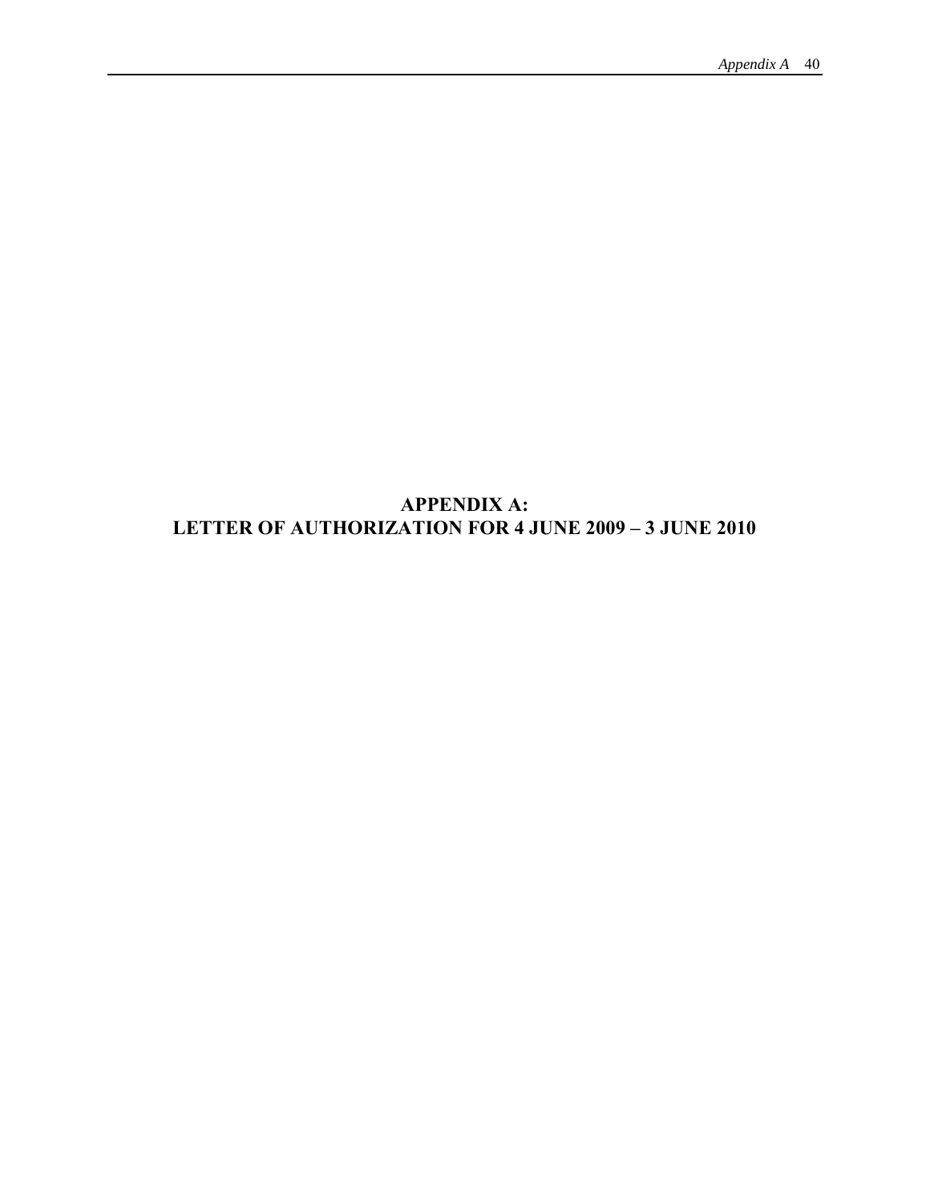# APPENDIX A:
# LETTER OF AUTHORIZATION FOR 4 JUNE 2009 – 3 JUNE 2010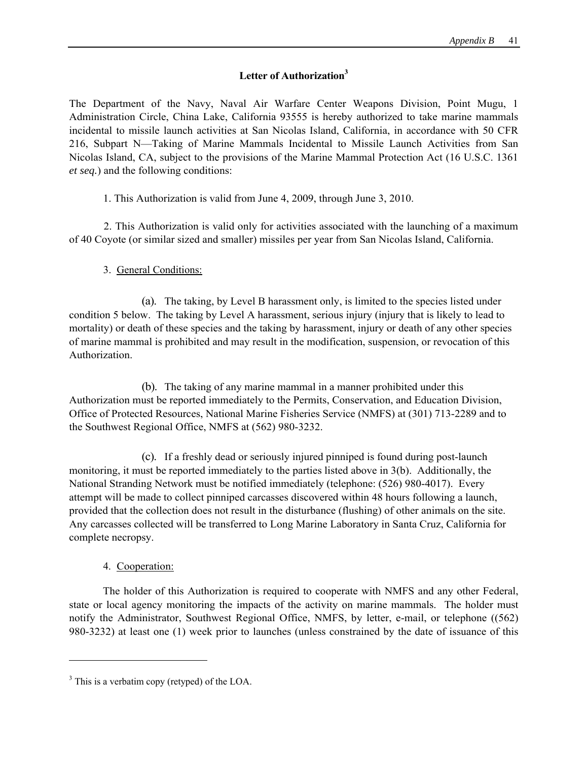## Letter of Authorization[3]

The Department of the Navy, Naval Air Warfare Center Weapons Division, Point Mugu, 1 Administration Circle, China Lake, California 93555 is hereby authorized to take marine mammals incidental to missile launch activities at San Nicolas Island, California, in accordance with 50 CFR 216, Subpart N—Taking of Marine Mammals Incidental to Missile Launch Activities from San Nicolas Island, CA, subject to the provisions of the Marine Mammal Protection Act (16 U.S.C. 1361 *et seq.*) and the following conditions:

1. This Authorization is valid from June 4, 2009, through June 3, 2010.

2. This Authorization is valid only for activities associated with the launching of a maximum of 40 Coyote (or similar sized and smaller) missiles per year from San Nicolas Island, California.

3. General Conditions:

(a). The taking, by Level B harassment only, is limited to the species listed under condition 5 below. The taking by Level A harassment, serious injury (injury that is likely to lead to mortality) or death of these species and the taking by harassment, injury or death of any other species of marine mammal is prohibited and may result in the modification, suspension, or revocation of this Authorization.

(b). The taking of any marine mammal in a manner prohibited under this Authorization must be reported immediately to the Permits, Conservation, and Education Division, Office of Protected Resources, National Marine Fisheries Service (NMFS) at (301) 713-2289 and to the Southwest Regional Office, NMFS at (562) 980-3232.

(c). If a freshly dead or seriously injured pinniped is found during post-launch monitoring, it must be reported immediately to the parties listed above in 3(b). Additionally, the National Stranding Network must be notified immediately (telephone: (526) 980-4017). Every attempt will be made to collect pinniped carcasses discovered within 48 hours following a launch, provided that the collection does not result in the disturbance (flushing) of other animals on the site. Any carcasses collected will be transferred to Long Marine Laboratory in Santa Cruz, California for complete necropsy.

4. Cooperation:

The holder of this Authorization is required to cooperate with NMFS and any other Federal, state or local agency monitoring the impacts of the activity on marine mammals. The holder must notify the Administrator, Southwest Regional Office, NMFS, by letter, e-mail, or telephone ((562) 980-3232) at least one (1) week prior to launches (unless constrained by the date of issuance of this

[3] This is a verbatim copy (retyped) of the LOA.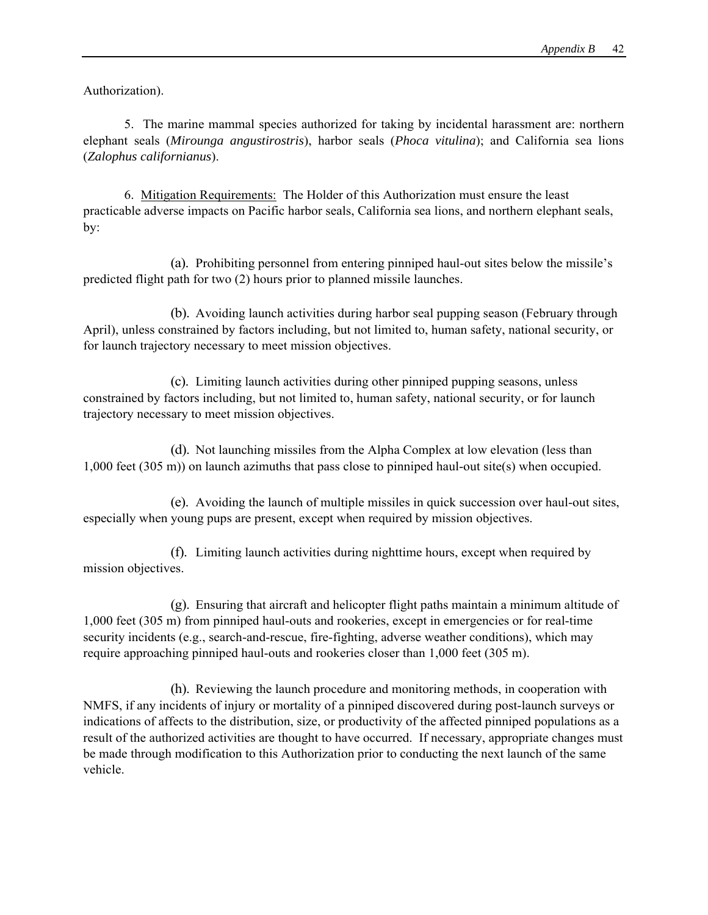Authorization).

5. The marine mammal species authorized for taking by incidental harassment are: northern elephant seals (*Mirounga angustirostris*), harbor seals (*Phoca vitulina*); and California sea lions (*Zalophus californianus*).

6. Mitigation Requirements: The Holder of this Authorization must ensure the least practicable adverse impacts on Pacific harbor seals, California sea lions, and northern elephant seals, by:

(a). Prohibiting personnel from entering pinniped haul-out sites below the missile's predicted flight path for two (2) hours prior to planned missile launches.

(b). Avoiding launch activities during harbor seal pupping season (February through April), unless constrained by factors including, but not limited to, human safety, national security, or for launch trajectory necessary to meet mission objectives.

(c). Limiting launch activities during other pinniped pupping seasons, unless constrained by factors including, but not limited to, human safety, national security, or for launch trajectory necessary to meet mission objectives.

(d). Not launching missiles from the Alpha Complex at low elevation (less than 1,000 feet (305 m)) on launch azimuths that pass close to pinniped haul-out site(s) when occupied.

(e). Avoiding the launch of multiple missiles in quick succession over haul-out sites, especially when young pups are present, except when required by mission objectives.

(f). Limiting launch activities during nighttime hours, except when required by mission objectives.

(g). Ensuring that aircraft and helicopter flight paths maintain a minimum altitude of 1,000 feet (305 m) from pinniped haul-outs and rookeries, except in emergencies or for real-time security incidents (e.g., search-and-rescue, fire-fighting, adverse weather conditions), which may require approaching pinniped haul-outs and rookeries closer than 1,000 feet (305 m).

(h). Reviewing the launch procedure and monitoring methods, in cooperation with NMFS, if any incidents of injury or mortality of a pinniped discovered during post-launch surveys or indications of affects to the distribution, size, or productivity of the affected pinniped populations as a result of the authorized activities are thought to have occurred. If necessary, appropriate changes must be made through modification to this Authorization prior to conducting the next launch of the same vehicle.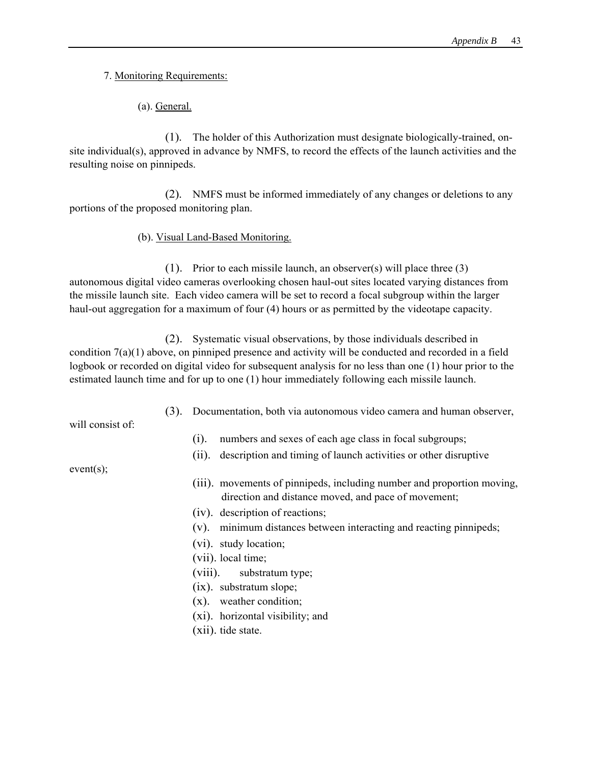7. Monitoring Requirements:

(a). General.

(1). The holder of this Authorization must designate biologically-trained, on-site individual(s), approved in advance by NMFS, to record the effects of the launch activities and the resulting noise on pinnipeds.

(2). NMFS must be informed immediately of any changes or deletions to any portions of the proposed monitoring plan.

(b). Visual Land-Based Monitoring.

(1). Prior to each missile launch, an observer(s) will place three (3) autonomous digital video cameras overlooking chosen haul-out sites located varying distances from the missile launch site. Each video camera will be set to record a focal subgroup within the larger haul-out aggregation for a maximum of four (4) hours or as permitted by the videotape capacity.

(2). Systematic visual observations, by those individuals described in condition 7(a)(1) above, on pinniped presence and activity will be conducted and recorded in a field logbook or recorded on digital video for subsequent analysis for no less than one (1) hour prior to the estimated launch time and for up to one (1) hour immediately following each missile launch.

(3). Documentation, both via autonomous video camera and human observer, will consist of:

- (i). numbers and sexes of each age class in focal subgroups;
- (ii). description and timing of launch activities or other disruptive event(s);
- (iii). movements of pinnipeds, including number and proportion moving, direction and distance moved, and pace of movement;
- (iv). description of reactions;
- (v). minimum distances between interacting and reacting pinnipeds;
- (vi). study location;
- (vii). local time;
- (viii). substratum type;
- (ix). substratum slope;
- (x). weather condition;
- (xi). horizontal visibility; and
- (xii). tide state.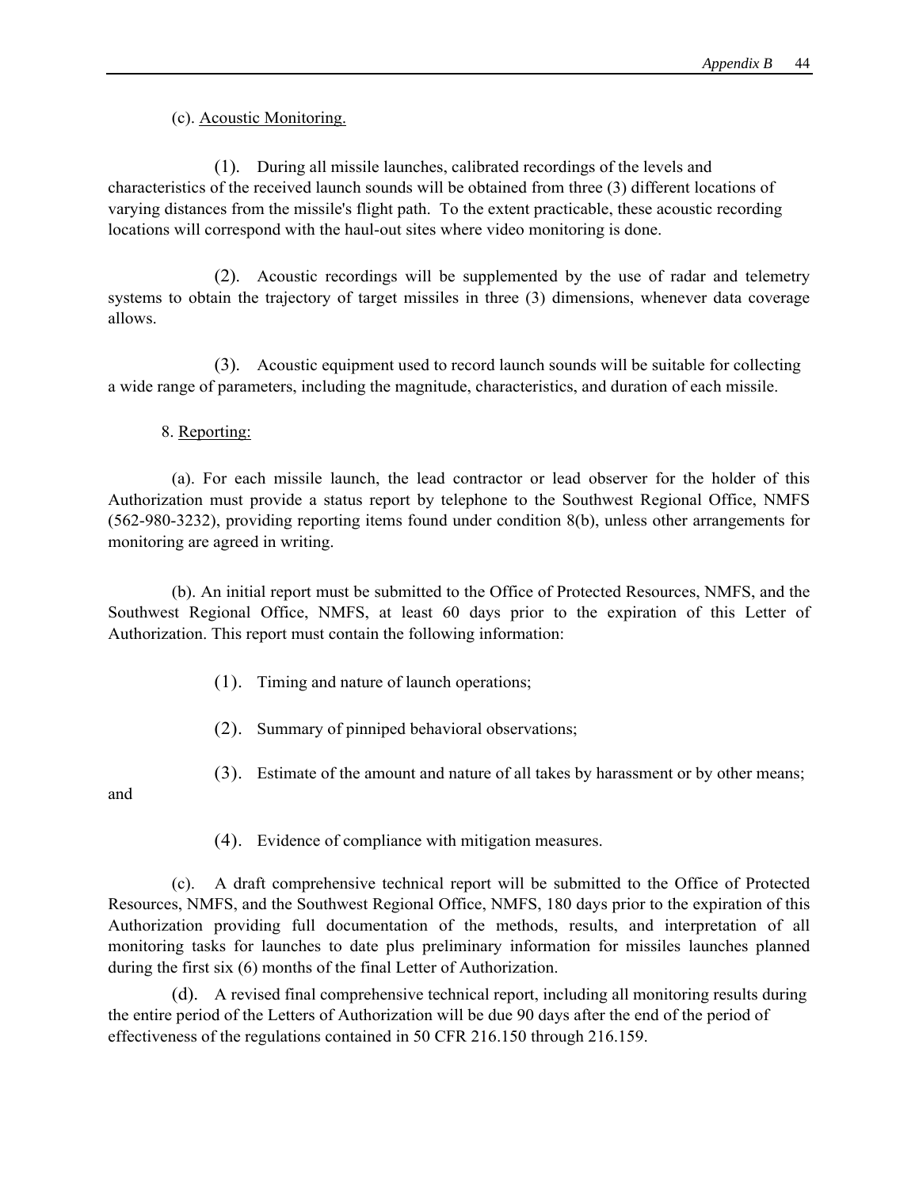(c). Acoustic Monitoring.

(1). During all missile launches, calibrated recordings of the levels and characteristics of the received launch sounds will be obtained from three (3) different locations of varying distances from the missile's flight path. To the extent practicable, these acoustic recording locations will correspond with the haul-out sites where video monitoring is done.

(2). Acoustic recordings will be supplemented by the use of radar and telemetry systems to obtain the trajectory of target missiles in three (3) dimensions, whenever data coverage allows.

(3). Acoustic equipment used to record launch sounds will be suitable for collecting a wide range of parameters, including the magnitude, characteristics, and duration of each missile.

8. Reporting:

(a). For each missile launch, the lead contractor or lead observer for the holder of this Authorization must provide a status report by telephone to the Southwest Regional Office, NMFS (562-980-3232), providing reporting items found under condition 8(b), unless other arrangements for monitoring are agreed in writing.

(b). An initial report must be submitted to the Office of Protected Resources, NMFS, and the Southwest Regional Office, NMFS, at least 60 days prior to the expiration of this Letter of Authorization. This report must contain the following information:

(1). Timing and nature of launch operations;

(2). Summary of pinniped behavioral observations;

(3). Estimate of the amount and nature of all takes by harassment or by other means; and

(4). Evidence of compliance with mitigation measures.

(c). A draft comprehensive technical report will be submitted to the Office of Protected Resources, NMFS, and the Southwest Regional Office, NMFS, 180 days prior to the expiration of this Authorization providing full documentation of the methods, results, and interpretation of all monitoring tasks for launches to date plus preliminary information for missiles launches planned during the first six (6) months of the final Letter of Authorization.

(d). A revised final comprehensive technical report, including all monitoring results during the entire period of the Letters of Authorization will be due 90 days after the end of the period of effectiveness of the regulations contained in 50 CFR 216.150 through 216.159.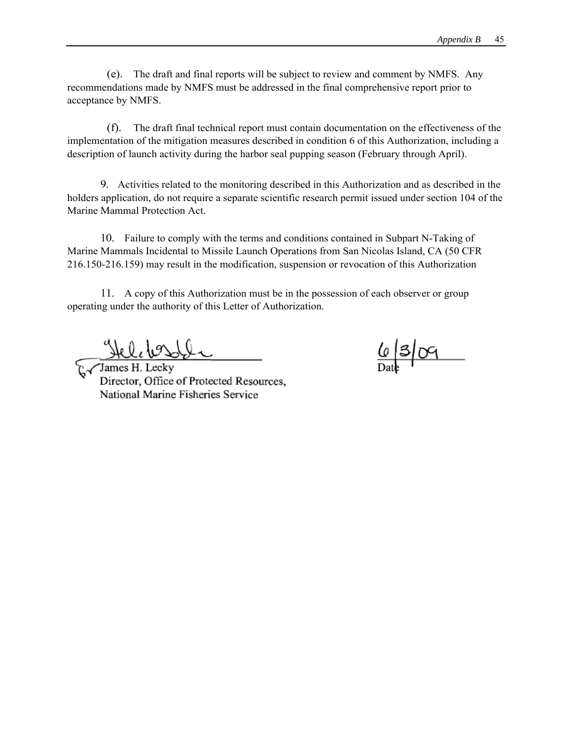(e). The draft and final reports will be subject to review and comment by NMFS. Any recommendations made by NMFS must be addressed in the final comprehensive report prior to acceptance by NMFS.

(f). The draft final technical report must contain documentation on the effectiveness of the implementation of the mitigation measures described in condition 6 of this Authorization, including a description of launch activity during the harbor seal pupping season (February through April).

9. Activities related to the monitoring described in this Authorization and as described in the holders application, do not require a separate scientific research permit issued under section 104 of the Marine Mammal Protection Act.

10. Failure to comply with the terms and conditions contained in Subpart N-Taking of Marine Mammals Incidental to Missile Launch Operations from San Nicolas Island, CA (50 CFR 216.150-216.159) may result in the modification, suspension or revocation of this Authorization

11. A copy of this Authorization must be in the possession of each observer or group operating under the authority of this Letter of Authorization.

James H. Lecky
Director, Office of Protected Resources,
National Marine Fisheries Service

6/3/09
Date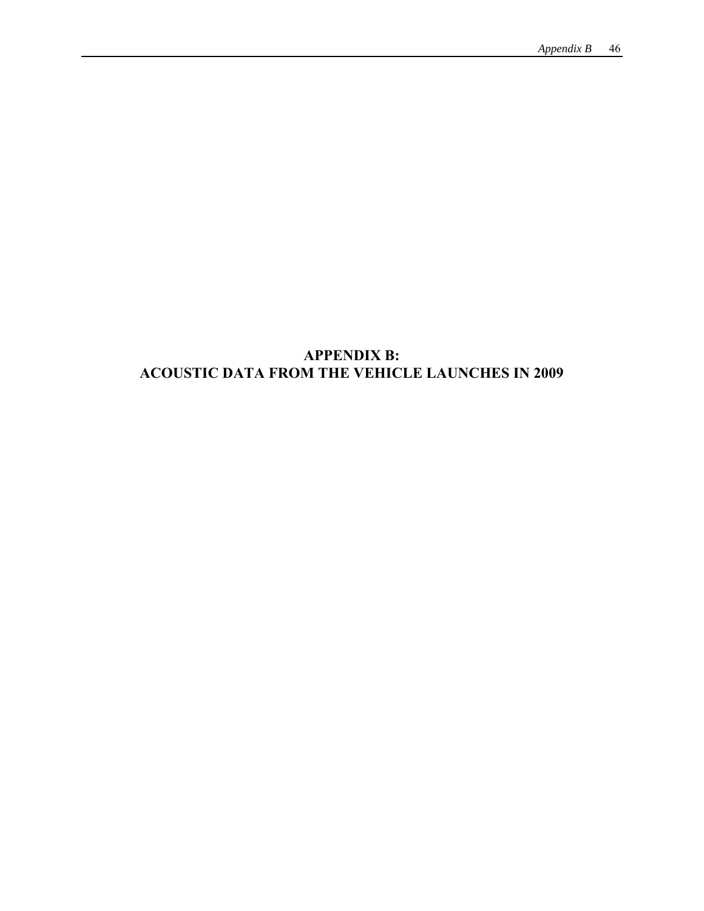# APPENDIX B:
# ACOUSTIC DATA FROM THE VEHICLE LAUNCHES IN 2009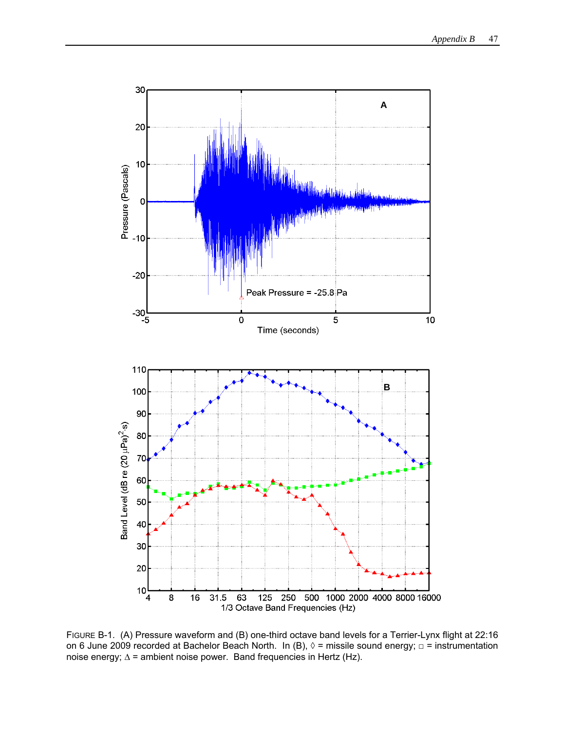FIGURE B-1. (A) Pressure waveform and (B) one-third octave band levels for a Terrier-Lynx flight at 22:16 on 6 June 2009 recorded at Bachelor Beach North. In (B), ◊ = missile sound energy; □ = instrumentation noise energy; Δ = ambient noise power. Band frequencies in Hertz (Hz).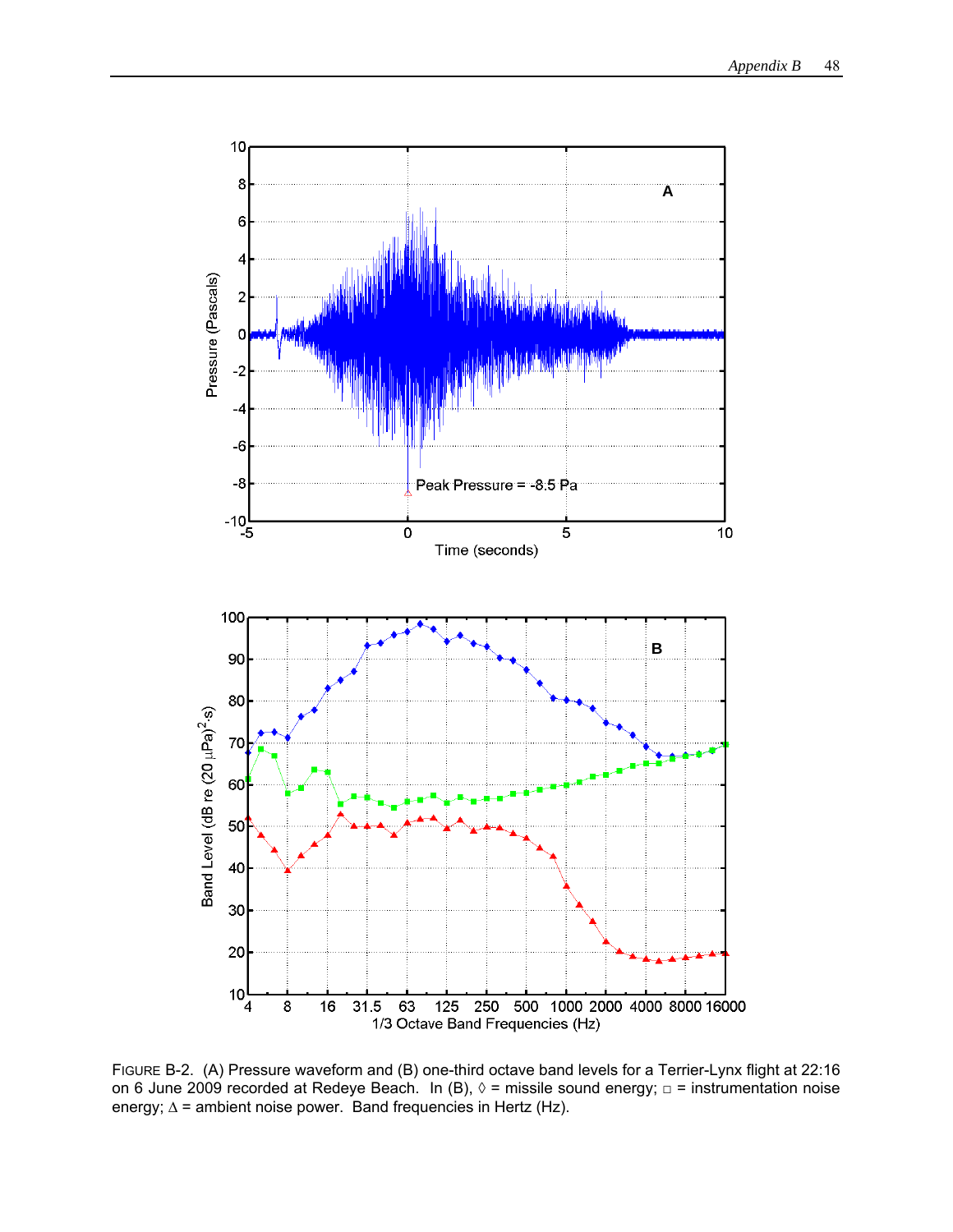FIGURE B-2. (A) Pressure waveform and (B) one-third octave band levels for a Terrier-Lynx flight at 22:16 on 6 June 2009 recorded at Redeye Beach. In (B), ◊ = missile sound energy; □ = instrumentation noise energy; Δ = ambient noise power. Band frequencies in Hertz (Hz).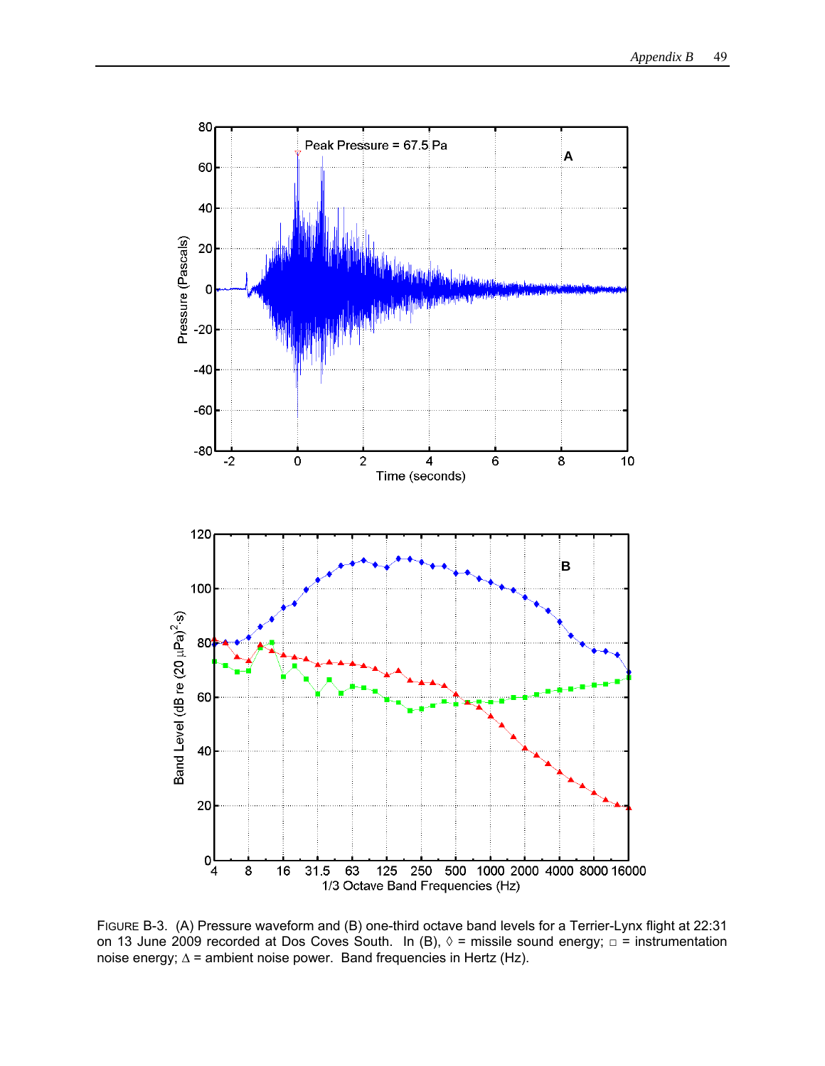FIGURE B-3. (A) Pressure waveform and (B) one-third octave band levels for a Terrier-Lynx flight at 22:31 on 13 June 2009 recorded at Dos Coves South. In (B), ◊ = missile sound energy; □ = instrumentation noise energy; Δ = ambient noise power. Band frequencies in Hertz (Hz).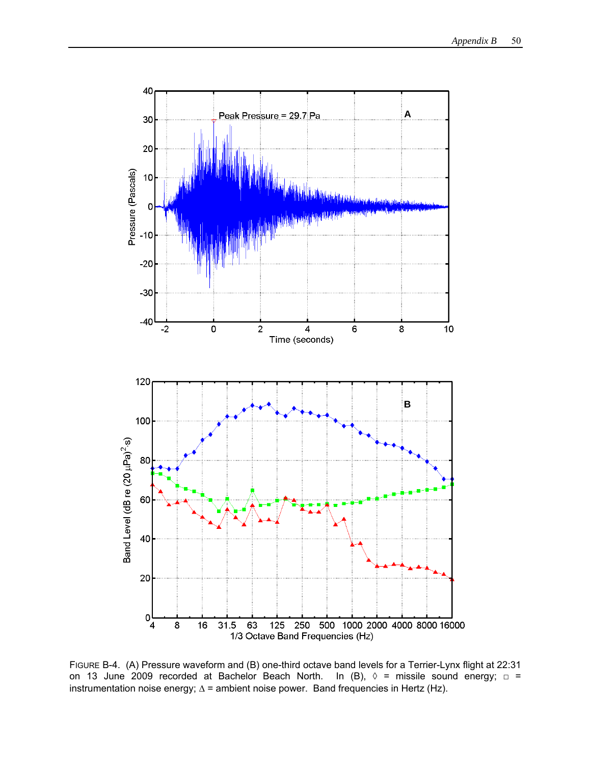FIGURE B-4. (A) Pressure waveform and (B) one-third octave band levels for a Terrier-Lynx flight at 22:31 on 13 June 2009 recorded at Bachelor Beach North. In (B), ◊ = missile sound energy; □ = instrumentation noise energy; Δ = ambient noise power. Band frequencies in Hertz (Hz).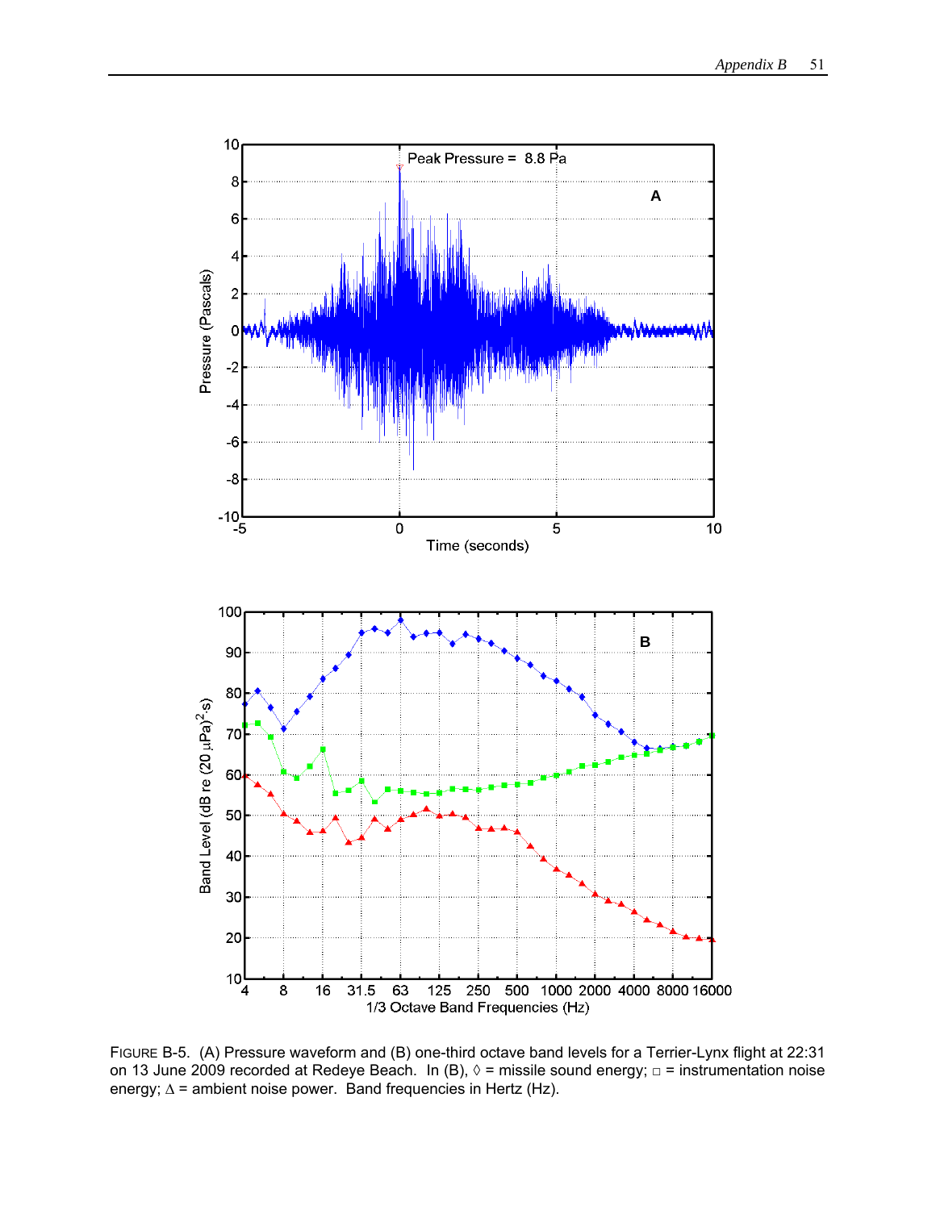FIGURE B-5. (A) Pressure waveform and (B) one-third octave band levels for a Terrier-Lynx flight at 22:31 on 13 June 2009 recorded at Redeye Beach. In (B), ◊ = missile sound energy; □ = instrumentation noise energy; Δ = ambient noise power. Band frequencies in Hertz (Hz).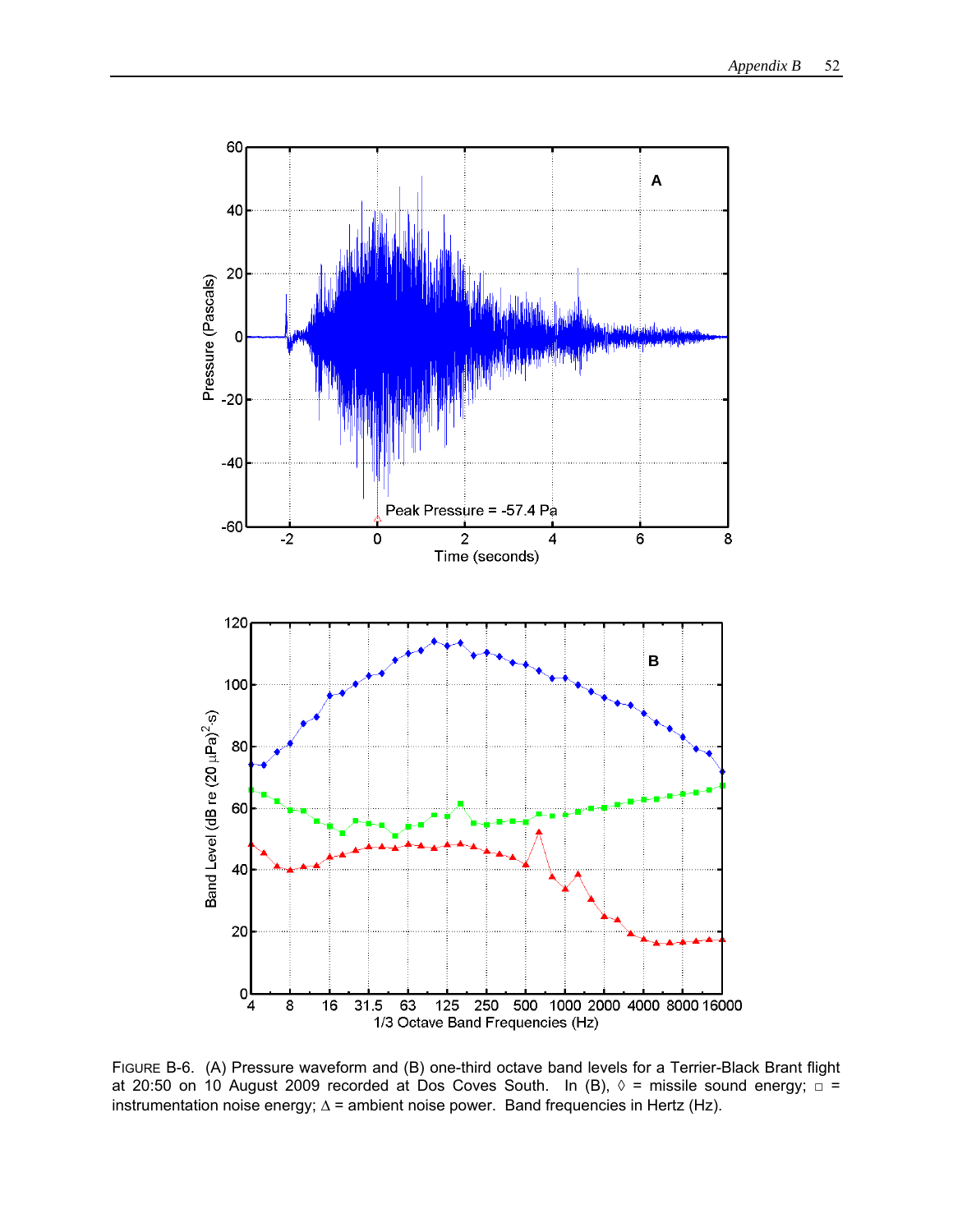FIGURE B-6. (A) Pressure waveform and (B) one-third octave band levels for a Terrier-Black Brant flight at 20:50 on 10 August 2009 recorded at Dos Coves South. In (B), ◊ = missile sound energy; □ = instrumentation noise energy; Δ = ambient noise power. Band frequencies in Hertz (Hz).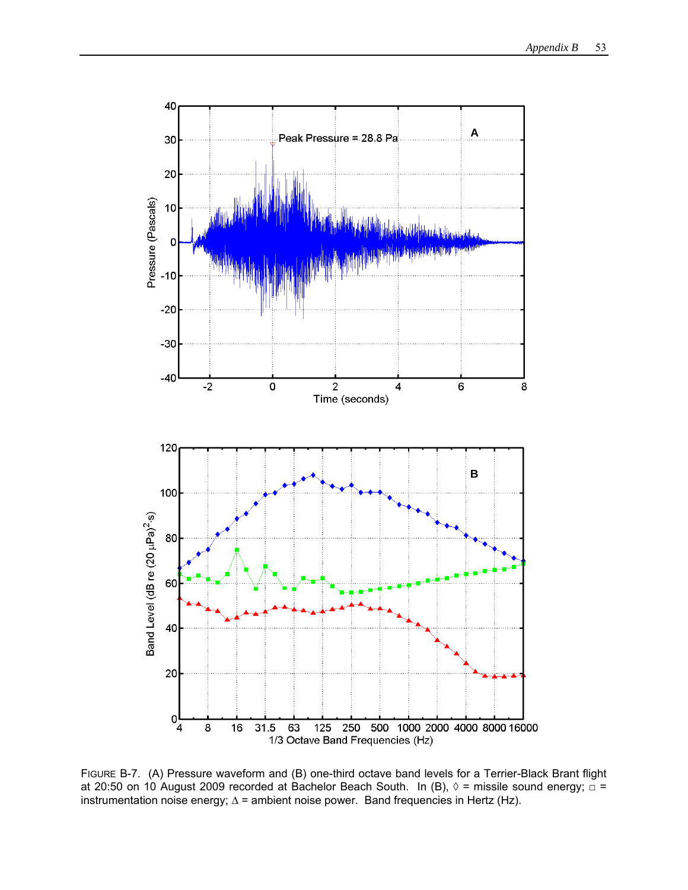FIGURE B-7. (A) Pressure waveform and (B) one-third octave band levels for a Terrier-Black Brant flight at 20:50 on 10 August 2009 recorded at Bachelor Beach South. In (B), ◊ = missile sound energy; □ = instrumentation noise energy; Δ = ambient noise power. Band frequencies in Hertz (Hz).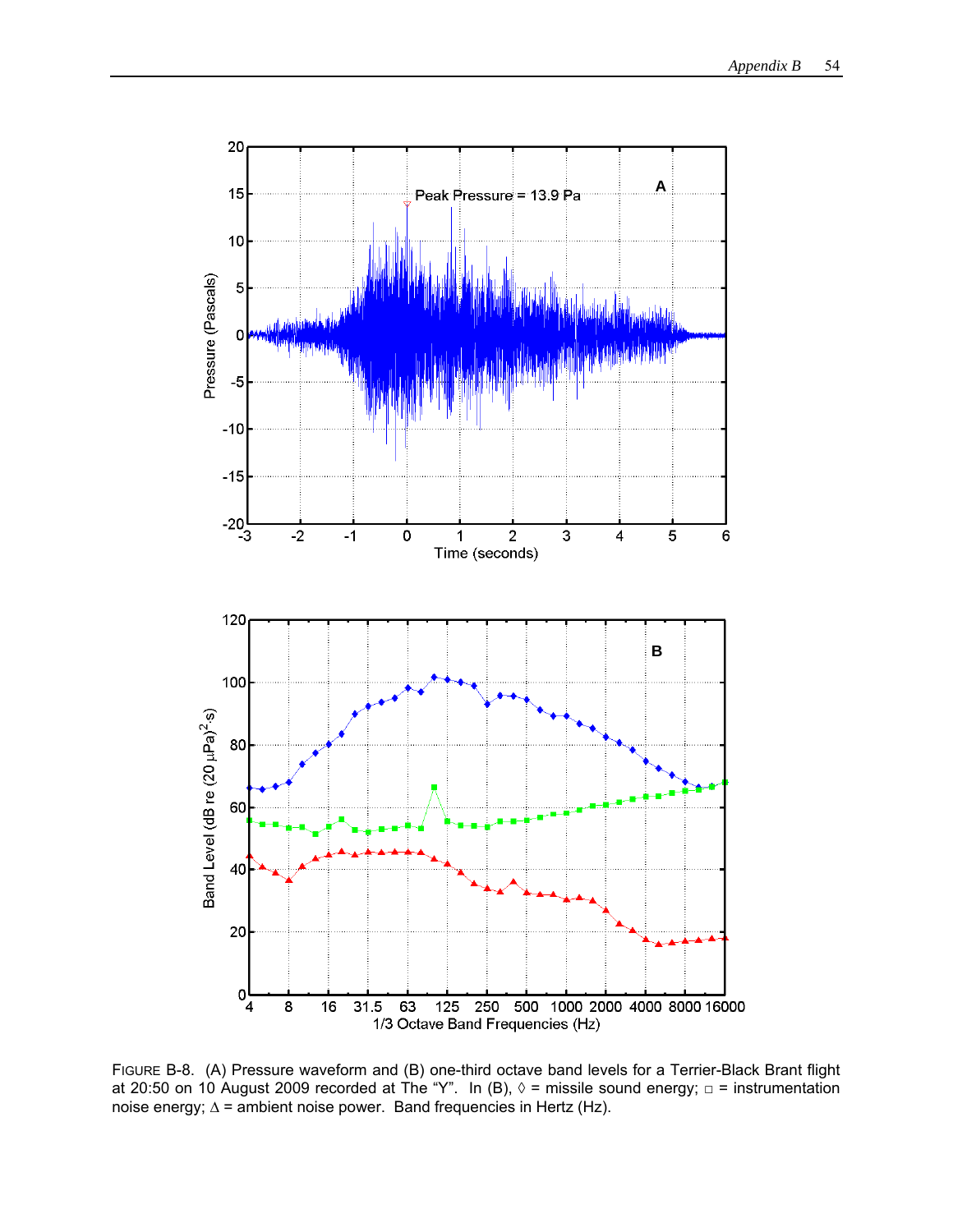FIGURE B-8. (A) Pressure waveform and (B) one-third octave band levels for a Terrier-Black Brant flight at 20:50 on 10 August 2009 recorded at The "Y". In (B), ◊ = missile sound energy; □ = instrumentation noise energy; Δ = ambient noise power. Band frequencies in Hertz (Hz).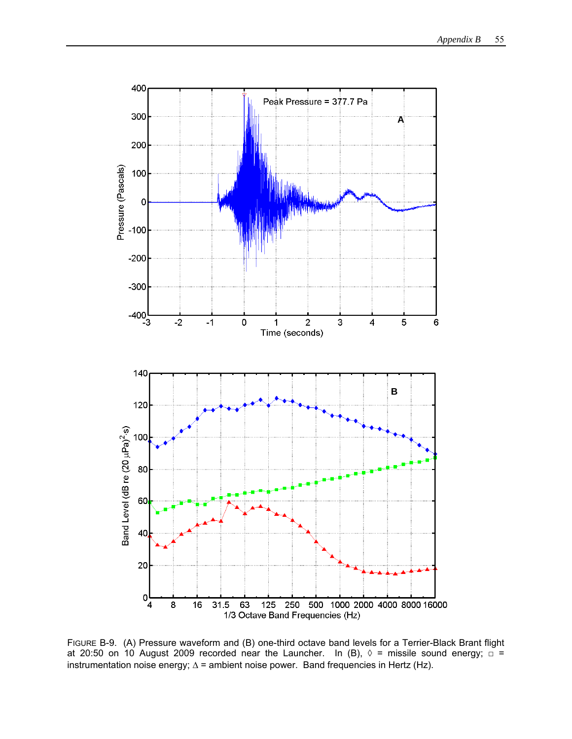Peak Pressure = 377.7 Pa

A

Pressure (Pascals)

400
300
200
100
0
-100
-200
-300
-400

-3 -2 -1 0 1 2 3 4 5 6

Time (seconds)

B

Band Level (dB re (20 μPa)$^2$-s)

140
120
100
80
60
40
20
0

4 8 16 31.5 63 125 250 500 1000 2000 4000 8000 16000

1/3 Octave Band Frequencies (Hz)

FIGURE B-9. (A) Pressure waveform and (B) one-third octave band levels for a Terrier-Black Brant flight at 20:50 on 10 August 2009 recorded near the Launcher. In (B), ◊ = missile sound energy; □ = instrumentation noise energy; Δ = ambient noise power. Band frequencies in Hertz (Hz).